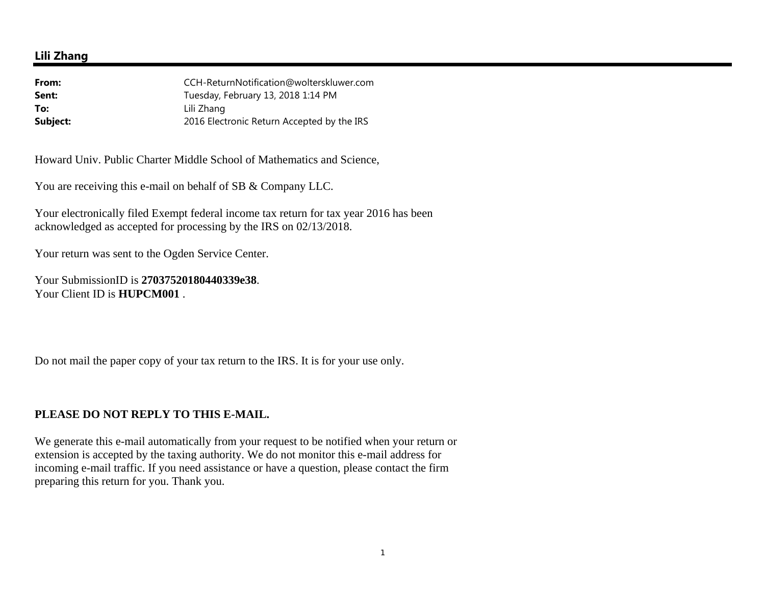## Lili Zhang

**From:** CCH-ReturnNotification@wolterskluwer.com
**Sent:** Tuesday, February 13, 2018 1:14 PM
**To:** Lili Zhang
**Subject:** 2016 Electronic Return Accepted by the IRS

Howard Univ. Public Charter Middle School of Mathematics and Science,

You are receiving this e-mail on behalf of SB & Company LLC.

Your electronically filed Exempt federal income tax return for tax year 2016 has been acknowledged as accepted for processing by the IRS on 02/13/2018.

Your return was sent to the Ogden Service Center.

Your SubmissionID is **27037520180440339e38**.
Your Client ID is **HUPCM001** .

Do not mail the paper copy of your tax return to the IRS. It is for your use only.

**PLEASE DO NOT REPLY TO THIS E-MAIL.**

We generate this e-mail automatically from your request to be notified when your return or extension is accepted by the taxing authority. We do not monitor this e-mail address for incoming e-mail traffic. If you need assistance or have a question, please contact the firm preparing this return for you. Thank you.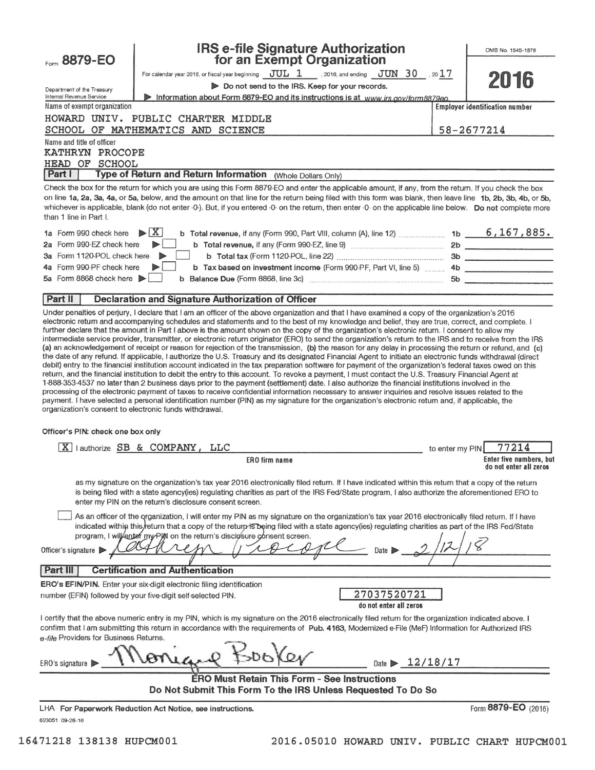Form **8879-EO**

Department of the Treasury
Internal Revenue Service

# IRS e-file Signature Authorization for an Exempt Organization

For calendar year 2016, or fiscal year beginning JUL 1, 2016, and ending JUN 30, 2017

▶ Do not send to the IRS. Keep for your records.

▶ Information about Form 8879-EO and its instructions is at www.irs.gov/form8879eo.

OMB No. 1545-1878

**2016**

Name of exempt organization: HOWARD UNIV. PUBLIC CHARTER MIDDLE SCHOOL OF MATHEMATICS AND SCIENCE

Employer identification number: 58-2677214

Name and title of officer: KATHRYN PROCOPE, HEAD OF SCHOOL

## Part I — Type of Return and Return Information (Whole Dollars Only)

Check the box for the return for which you are using this Form 8879-EO and enter the applicable amount, if any, from the return. If you check the box on line **1a, 2a, 3a, 4a,** or **5a,** below, and the amount on that line for the return being filed with this form was blank, then leave line **1b, 2b, 3b, 4b,** or **5b,** whichever is applicable, blank (do not enter -0-). But, if you entered -0- on the return, then enter -0- on the applicable line below. **Do not** complete more than 1 line in Part I.

| | Check | | Line | Amount |
|---|---|---|---|---|
| **1a** Form 990 check here ▶ | [X] | **b Total revenue,** if any (Form 990, Part VIII, column (A), line 12) | **1b** | 6,167,885. |
| **2a** Form 990-EZ check here ▶ | [ ] | **b Total revenue,** if any (Form 990-EZ, line 9) | **2b** | |
| **3a** Form 1120-POL check here ▶ | [ ] | **b Total tax** (Form 1120-POL, line 22) | **3b** | |
| **4a** Form 990-PF check here ▶ | [ ] | **b Tax based on investment income** (Form 990-PF, Part VI, line 5) | **4b** | |
| **5a** Form 8868 check here ▶ | [ ] | **b Balance Due** (Form 8868, line 3c) | **5b** | |

## Part II — Declaration and Signature Authorization of Officer

Under penalties of perjury, I declare that I am an officer of the above organization and that I have examined a copy of the organization's 2016 electronic return and accompanying schedules and statements and to the best of my knowledge and belief, they are true, correct, and complete. I further declare that the amount in Part I above is the amount shown on the copy of the organization's electronic return. I consent to allow my intermediate service provider, transmitter, or electronic return originator (ERO) to send the organization's return to the IRS and to receive from the IRS **(a)** an acknowledgement of receipt or reason for rejection of the transmission, **(b)** the reason for any delay in processing the return or refund, and **(c)** the date of any refund. If applicable, I authorize the U.S. Treasury and its designated Financial Agent to initiate an electronic funds withdrawal (direct debit) entry to the financial institution account indicated in the tax preparation software for payment of the organization's federal taxes owed on this return, and the financial institution to debit the entry to this account. To revoke a payment, I must contact the U.S. Treasury Financial Agent at 1-888-353-4537 no later than 2 business days prior to the payment (settlement) date. I also authorize the financial institutions involved in the processing of the electronic payment of taxes to receive confidential information necessary to answer inquiries and resolve issues related to the payment. I have selected a personal identification number (PIN) as my signature for the organization's electronic return and, if applicable, the organization's consent to electronic funds withdrawal.

**Officer's PIN: check one box only**

[X] I authorize SB & COMPANY, LLC (ERO firm name) to enter my PIN 77214 (Enter five numbers, but do not enter all zeros)

as my signature on the organization's tax year 2016 electronically filed return. If I have indicated within this return that a copy of the return is being filed with a state agency(ies) regulating charities as part of the IRS Fed/State program, I also authorize the aforementioned ERO to enter my PIN on the return's disclosure consent screen.

[ ] As an officer of the organization, I will enter my PIN as my signature on the organization's tax year 2016 electronically filed return. If I have indicated within this return that a copy of the return is being filed with a state agency(ies) regulating charities as part of the IRS Fed/State program, I will enter my PIN on the return's disclosure consent screen.

Officer's signature ▶ Kathryn Procope    Date ▶ 2/12/18

## Part III — Certification and Authentication

**ERO's EFIN/PIN.** Enter your six-digit electronic filing identification number (EFIN) followed by your five-digit self-selected PIN.

27037520721 (do not enter all zeros)

I certify that the above numeric entry is my PIN, which is my signature on the 2016 electronically filed return for the organization indicated above. I confirm that I am submitting this return in accordance with the requirements of **Pub. 4163,** Modernized e-File (MeF) Information for Authorized IRS *e-file* Providers for Business Returns.

ERO's signature ▶ Monique Booker    Date ▶ 12/18/17

**ERO Must Retain This Form - See Instructions**
**Do Not Submit This Form To the IRS Unless Requested To Do So**

LHA **For Paperwork Reduction Act Notice, see instructions.**    Form **8879-EO** (2016)

623051 09-26-16

16471218 138138 HUPCM001    2016.05010 HOWARD UNIV. PUBLIC CHART HUPCM001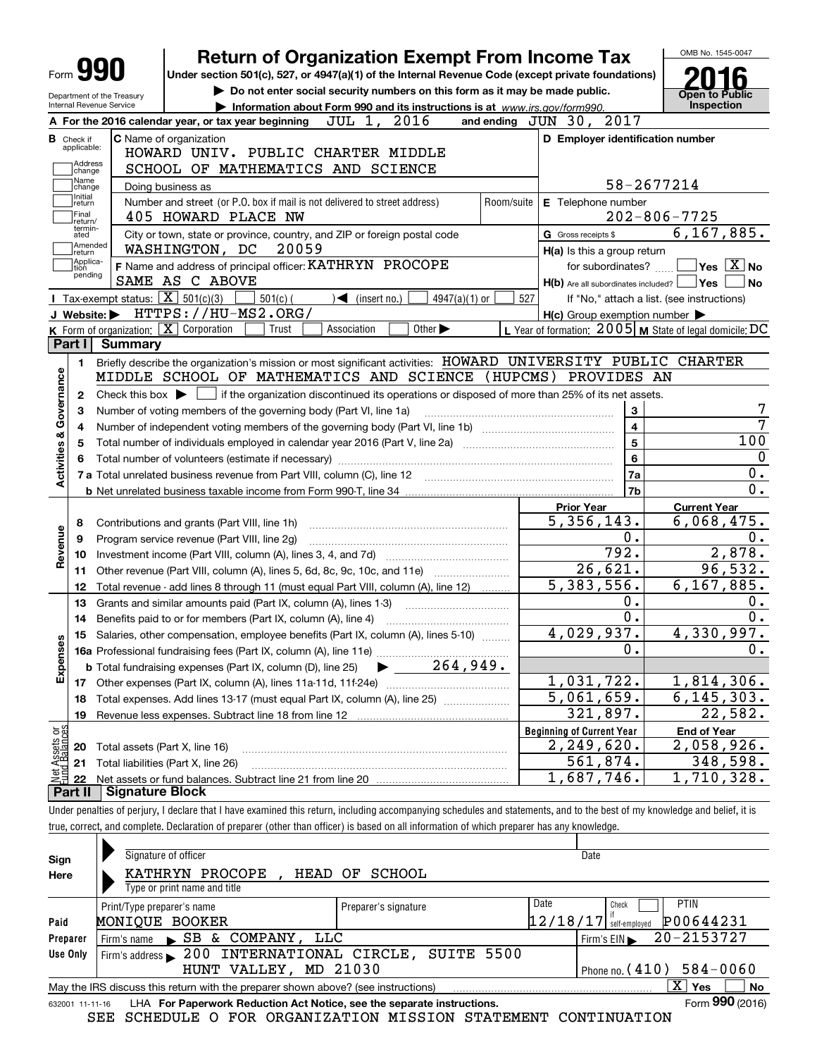# Form 990 — Return of Organization Exempt From Income Tax (2016)

Under section 501(c), 527, or 4947(a)(1) of the Internal Revenue Code (except private foundations)

▶ Do not enter social security numbers on this form as it may be made public.

▶ Information about Form 990 and its instructions is at www.irs.gov/form990.

OMB No. 1545-0047 — Open to Public Inspection

Department of the Treasury, Internal Revenue Service

**A** For the 2016 calendar year, or tax year beginning JUL 1, 2016 and ending JUN 30, 2017

**B** Check if applicable: Address change, Name change, Initial return, Final return/terminated, Amended return, Application pending

**C** Name of organization: HOWARD UNIV. PUBLIC CHARTER MIDDLE SCHOOL OF MATHEMATICS AND SCIENCE

Doing business as

Number and street (or P.O. box if mail is not delivered to street address): 405 HOWARD PLACE NW — Room/suite

City or town, state or province, country, and ZIP or foreign postal code: WASHINGTON, DC 20059

**D** Employer identification number: 58-2677214

**E** Telephone number: 202-806-7725

**G** Gross receipts $ 6,167,885.

**F** Name and address of principal officer: KATHRYN PROCOPE, SAME AS C ABOVE

**H(a)** Is this a group return for subordinates? Yes [ ] No [X]

**H(b)** Are all subordinates included? Yes [ ] No [ ] — If "No," attach a list. (see instructions)

**H(c)** Group exemption number ▶

**I** Tax-exempt status: [X] 501(c)(3) [ ] 501(c) ( ) ◀ (insert no.) [ ] 4947(a)(1) or [ ] 527

**J** Website: ▶ HTTPS://HU-MS2.ORG/

**K** Form of organization: [X] Corporation [ ] Trust [ ] Association [ ] Other ▶

**L** Year of formation: 2005 **M** State of legal domicile: DC

## Part I Summary

**Activities & Governance**

1 Briefly describe the organization's mission or most significant activities: HOWARD UNIVERSITY PUBLIC CHARTER MIDDLE SCHOOL OF MATHEMATICS AND SCIENCE (HUPCMS) PROVIDES AN

2 Check this box ▶ [ ] if the organization discontinued its operations or disposed of more than 25% of its net assets.

| Line | Description | | Value |
|---|---|---|---|
| 3 | Number of voting members of the governing body (Part VI, line 1a) | 3 | 7 |
| 4 | Number of independent voting members of the governing body (Part VI, line 1b) | 4 | 7 |
| 5 | Total number of individuals employed in calendar year 2016 (Part V, line 2a) | 5 | 100 |
| 6 | Total number of volunteers (estimate if necessary) | 6 | 0 |
| 7a | Total unrelated business revenue from Part VIII, column (C), line 12 | 7a | 0. |
| 7b | Net unrelated business taxable income from Form 990-T, line 34 | 7b | 0. |

| Line | Description | Prior Year | Current Year |
|---|---|---|---|
| **Revenue** | | | |
| 8 | Contributions and grants (Part VIII, line 1h) | 5,356,143. | 6,068,475. |
| 9 | Program service revenue (Part VIII, line 2g) | 0. | 0. |
| 10 | Investment income (Part VIII, column (A), lines 3, 4, and 7d) | 792. | 2,878. |
| 11 | Other revenue (Part VIII, column (A), lines 5, 6d, 8c, 9c, 10c, and 11e) | 26,621. | 96,532. |
| 12 | Total revenue - add lines 8 through 11 (must equal Part VIII, column (A), line 12) | 5,383,556. | 6,167,885. |
| **Expenses** | | | |
| 13 | Grants and similar amounts paid (Part IX, column (A), lines 1-3) | 0. | 0. |
| 14 | Benefits paid to or for members (Part IX, column (A), line 4) | 0. | 0. |
| 15 | Salaries, other compensation, employee benefits (Part IX, column (A), lines 5-10) | 4,029,937. | 4,330,997. |
| 16a | Professional fundraising fees (Part IX, column (A), line 11e) | 0. | 0. |
| b | Total fundraising expenses (Part IX, column (D), line 25) ▶ 264,949. | | |
| 17 | Other expenses (Part IX, column (A), lines 11a-11d, 11f-24e) | 1,031,722. | 1,814,306. |
| 18 | Total expenses. Add lines 13-17 (must equal Part IX, column (A), line 25) | 5,061,659. | 6,145,303. |
| 19 | Revenue less expenses. Subtract line 18 from line 12 | 321,897. | 22,582. |

| Line | Net Assets or Fund Balances | Beginning of Current Year | End of Year |
|---|---|---|---|
| 20 | Total assets (Part X, line 16) | 2,249,620. | 2,058,926. |
| 21 | Total liabilities (Part X, line 26) | 561,874. | 348,598. |
| 22 | Net assets or fund balances. Subtract line 21 from line 20 | 1,687,746. | 1,710,328. |

## Part II Signature Block

Under penalties of perjury, I declare that I have examined this return, including accompanying schedules and statements, and to the best of my knowledge and belief, it is true, correct, and complete. Declaration of preparer (other than officer) is based on all information of which preparer has any knowledge.

**Sign Here**

Signature of officer — Date

KATHRYN PROCOPE , HEAD OF SCHOOL

Type or print name and title

**Paid Preparer Use Only**

| Print/Type preparer's name | Preparer's signature | Date | Check if self-employed | PTIN |
|---|---|---|---|---|
| MONIQUE BOOKER | | 12/18/17 | | P00644231 |

Firm's name ▶ SB & COMPANY, LLC — Firm's EIN ▶ 20-2153727

Firm's address ▶ 200 INTERNATIONAL CIRCLE, SUITE 5500, HUNT VALLEY, MD 21030 — Phone no. (410) 584-0060

May the IRS discuss this return with the preparer shown above? (see instructions) [X] Yes [ ] No

632001 11-11-16 LHA For Paperwork Reduction Act Notice, see the separate instructions. Form **990** (2016)

SEE SCHEDULE O FOR ORGANIZATION MISSION STATEMENT CONTINUATION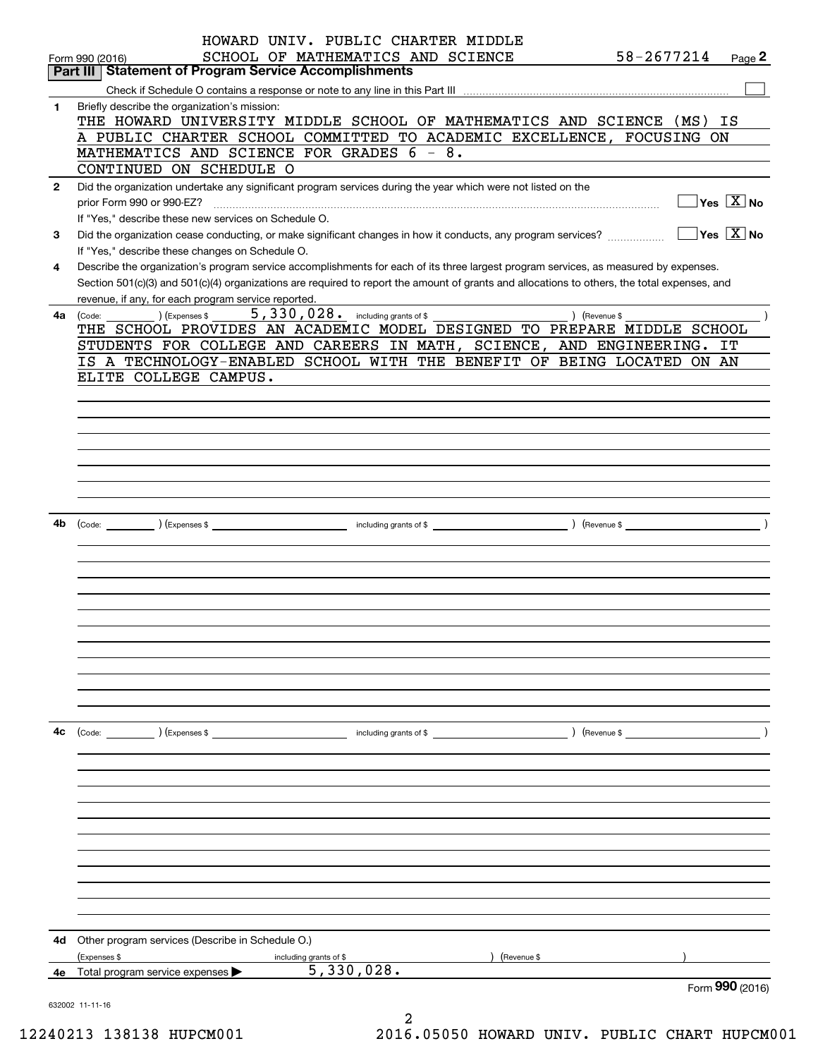HOWARD UNIV. PUBLIC CHARTER MIDDLE SCHOOL OF MATHEMATICS AND SCIENCE 58-2677214

Form 990 (2016) Page **2**

## Part III Statement of Program Service Accomplishments

Check if Schedule O contains a response or note to any line in this Part III ☐

**1** Briefly describe the organization's mission:

THE HOWARD UNIVERSITY MIDDLE SCHOOL OF MATHEMATICS AND SCIENCE (MS) IS A PUBLIC CHARTER SCHOOL COMMITTED TO ACADEMIC EXCELLENCE, FOCUSING ON MATHEMATICS AND SCIENCE FOR GRADES 6 - 8.
CONTINUED ON SCHEDULE O

**2** Did the organization undertake any significant program services during the year which were not listed on the prior Form 990 or 990-EZ? ☐ Yes ☒ No

If "Yes," describe these new services on Schedule O.

**3** Did the organization cease conducting, or make significant changes in how it conducts, any program services? ☐ Yes ☒ No

If "Yes," describe these changes on Schedule O.

**4** Describe the organization's program service accomplishments for each of its three largest program services, as measured by expenses. Section 501(c)(3) and 501(c)(4) organizations are required to report the amount of grants and allocations to others, the total expenses, and revenue, if any, for each program service reported.

**4a** (Code: ) (Expenses $ 5,330,028. including grants of $ ) (Revenue $ )

THE SCHOOL PROVIDES AN ACADEMIC MODEL DESIGNED TO PREPARE MIDDLE SCHOOL STUDENTS FOR COLLEGE AND CAREERS IN MATH, SCIENCE, AND ENGINEERING. IT IS A TECHNOLOGY-ENABLED SCHOOL WITH THE BENEFIT OF BEING LOCATED ON AN ELITE COLLEGE CAMPUS.

**4b** (Code: ) (Expenses $ including grants of $ ) (Revenue $ )

**4c** (Code: ) (Expenses $ including grants of $ ) (Revenue $ )

**4d** Other program services (Describe in Schedule O.)

(Expenses $ including grants of $ ) (Revenue $ )

**4e** Total program service expenses ▶ 5,330,028.

Form **990** (2016)

632002 11-11-16

12240213 138138 HUPCM001 2016.05050 HOWARD UNIV. PUBLIC CHART HUPCM001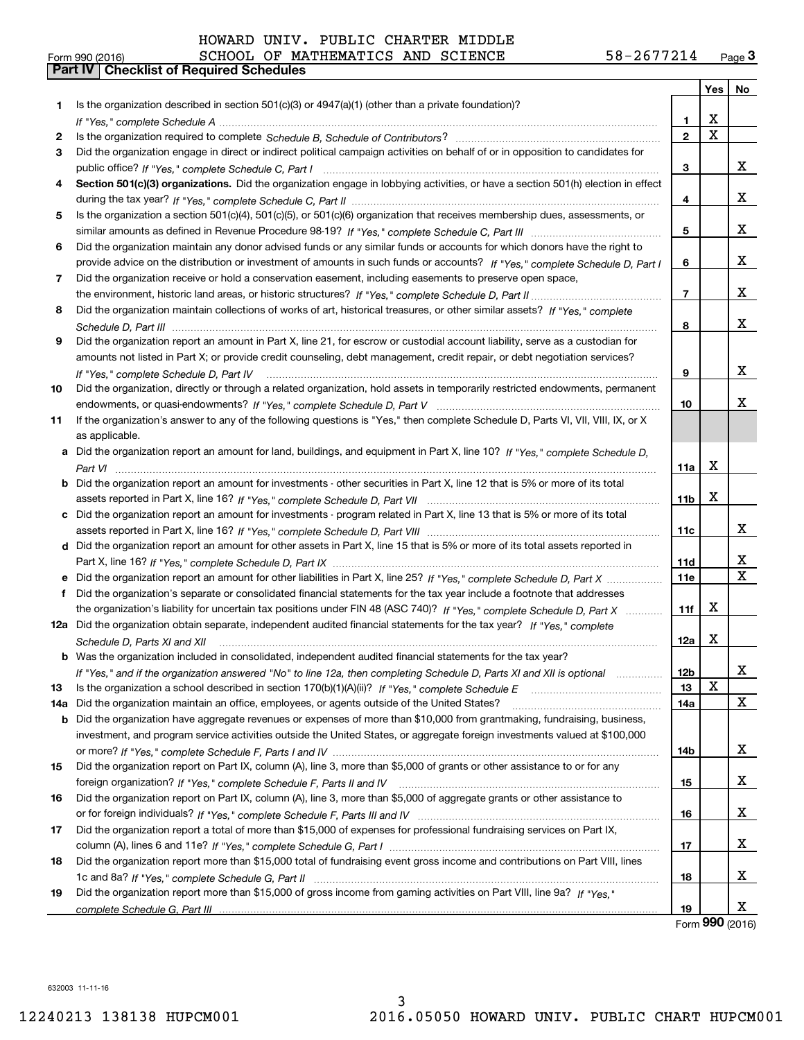HOWARD UNIV. PUBLIC CHARTER MIDDLE SCHOOL OF MATHEMATICS AND SCIENCE 58-2677214

Form 990 (2016)

## Part IV Checklist of Required Schedules

| | | | Yes | No |
|---|---|---|---|---|
| 1 | Is the organization described in section 501(c)(3) or 4947(a)(1) (other than a private foundation)? *If "Yes," complete Schedule A* | 1 | X | |
| 2 | Is the organization required to complete *Schedule B, Schedule of Contributors*? | 2 | X | |
| 3 | Did the organization engage in direct or indirect political campaign activities on behalf of or in opposition to candidates for public office? *If "Yes," complete Schedule C, Part I* | 3 | | X |
| 4 | **Section 501(c)(3) organizations.** Did the organization engage in lobbying activities, or have a section 501(h) election in effect during the tax year? *If "Yes," complete Schedule C, Part II* | 4 | | X |
| 5 | Is the organization a section 501(c)(4), 501(c)(5), or 501(c)(6) organization that receives membership dues, assessments, or similar amounts as defined in Revenue Procedure 98-19? *If "Yes," complete Schedule C, Part III* | 5 | | X |
| 6 | Did the organization maintain any donor advised funds or any similar funds or accounts for which donors have the right to provide advice on the distribution or investment of amounts in such funds or accounts? *If "Yes," complete Schedule D, Part I* | 6 | | X |
| 7 | Did the organization receive or hold a conservation easement, including easements to preserve open space, the environment, historic land areas, or historic structures? *If "Yes," complete Schedule D, Part II* | 7 | | X |
| 8 | Did the organization maintain collections of works of art, historical treasures, or other similar assets? *If "Yes," complete Schedule D, Part III* | 8 | | X |
| 9 | Did the organization report an amount in Part X, line 21, for escrow or custodial account liability, serve as a custodian for amounts not listed in Part X; or provide credit counseling, debt management, credit repair, or debt negotiation services? *If "Yes," complete Schedule D, Part IV* | 9 | | X |
| 10 | Did the organization, directly or through a related organization, hold assets in temporarily restricted endowments, permanent endowments, or quasi-endowments? *If "Yes," complete Schedule D, Part V* | 10 | | X |
| 11 | If the organization's answer to any of the following questions is "Yes," then complete Schedule D, Parts VI, VII, VIII, IX, or X as applicable. | | | |
| a | Did the organization report an amount for land, buildings, and equipment in Part X, line 10? *If "Yes," complete Schedule D, Part VI* | 11a | X | |
| b | Did the organization report an amount for investments - other securities in Part X, line 12 that is 5% or more of its total assets reported in Part X, line 16? *If "Yes," complete Schedule D, Part VII* | 11b | X | |
| c | Did the organization report an amount for investments - program related in Part X, line 13 that is 5% or more of its total assets reported in Part X, line 16? *If "Yes," complete Schedule D, Part VIII* | 11c | | X |
| d | Did the organization report an amount for other assets in Part X, line 15 that is 5% or more of its total assets reported in Part X, line 16? *If "Yes," complete Schedule D, Part IX* | 11d | | X |
| e | Did the organization report an amount for other liabilities in Part X, line 25? *If "Yes," complete Schedule D, Part X* | 11e | | X |
| f | Did the organization's separate or consolidated financial statements for the tax year include a footnote that addresses the organization's liability for uncertain tax positions under FIN 48 (ASC 740)? *If "Yes," complete Schedule D, Part X* | 11f | X | |
| 12a | Did the organization obtain separate, independent audited financial statements for the tax year? *If "Yes," complete Schedule D, Parts XI and XII* | 12a | X | |
| b | Was the organization included in consolidated, independent audited financial statements for the tax year? *If "Yes," and if the organization answered "No" to line 12a, then completing Schedule D, Parts XI and XII is optional* | 12b | | X |
| 13 | Is the organization a school described in section 170(b)(1)(A)(ii)? *If "Yes," complete Schedule E* | 13 | X | |
| 14a | Did the organization maintain an office, employees, or agents outside of the United States? | 14a | | X |
| b | Did the organization have aggregate revenues or expenses of more than $10,000 from grantmaking, fundraising, business, investment, and program service activities outside the United States, or aggregate foreign investments valued at $100,000 or more? *If "Yes," complete Schedule F, Parts I and IV* | 14b | | X |
| 15 | Did the organization report on Part IX, column (A), line 3, more than $5,000 of grants or other assistance to or for any foreign organization? *If "Yes," complete Schedule F, Parts II and IV* | 15 | | X |
| 16 | Did the organization report on Part IX, column (A), line 3, more than $5,000 of aggregate grants or other assistance to or for foreign individuals? *If "Yes," complete Schedule F, Parts III and IV* | 16 | | X |
| 17 | Did the organization report a total of more than $15,000 of expenses for professional fundraising services on Part IX, column (A), lines 6 and 11e? *If "Yes," complete Schedule G, Part I* | 17 | | X |
| 18 | Did the organization report more than $15,000 total of fundraising event gross income and contributions on Part VIII, lines 1c and 8a? *If "Yes," complete Schedule G, Part II* | 18 | | X |
| 19 | Did the organization report more than $15,000 of gross income from gaming activities on Part VIII, line 9a? *If "Yes," complete Schedule G, Part III* | 19 | | X |

Form **990** (2016)

632003 11-11-16

12240213 138138 HUPCM001 2016.05050 HOWARD UNIV. PUBLIC CHART HUPCM001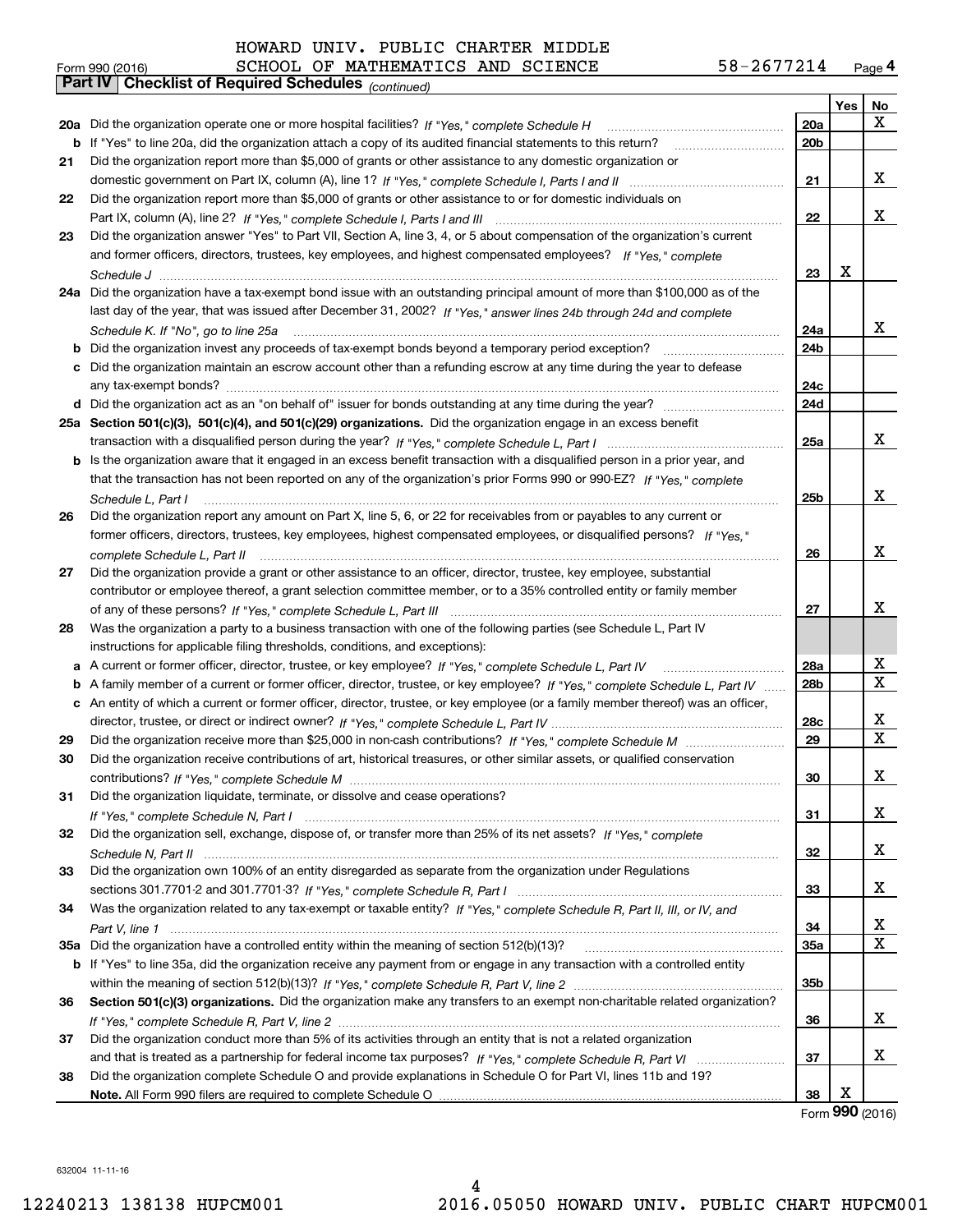HOWARD UNIV. PUBLIC CHARTER MIDDLE

Form 990 (2016) SCHOOL OF MATHEMATICS AND SCIENCE 58-2677214 Page **4**

**Part IV | Checklist of Required Schedules** *(continued)*

| | | | Yes | No |
|---|---|---|---|---|
| **20a** | Did the organization operate one or more hospital facilities? *If "Yes," complete Schedule H* | **20a** | | X |
| **b** | If "Yes" to line 20a, did the organization attach a copy of its audited financial statements to this return? | **20b** | | |
| **21** | Did the organization report more than $5,000 of grants or other assistance to any domestic organization or domestic government on Part IX, column (A), line 1? *If "Yes," complete Schedule I, Parts I and II* | **21** | | X |
| **22** | Did the organization report more than $5,000 of grants or other assistance to or for domestic individuals on Part IX, column (A), line 2? *If "Yes," complete Schedule I, Parts I and III* | **22** | | X |
| **23** | Did the organization answer "Yes" to Part VII, Section A, line 3, 4, or 5 about compensation of the organization's current and former officers, directors, trustees, key employees, and highest compensated employees? *If "Yes," complete Schedule J* | **23** | X | |
| **24a** | Did the organization have a tax-exempt bond issue with an outstanding principal amount of more than $100,000 as of the last day of the year, that was issued after December 31, 2002? *If "Yes," answer lines 24b through 24d and complete Schedule K. If "No", go to line 25a* | **24a** | | X |
| **b** | Did the organization invest any proceeds of tax-exempt bonds beyond a temporary period exception? | **24b** | | |
| **c** | Did the organization maintain an escrow account other than a refunding escrow at any time during the year to defease any tax-exempt bonds? | **24c** | | |
| **d** | Did the organization act as an "on behalf of" issuer for bonds outstanding at any time during the year? | **24d** | | |
| **25a** | **Section 501(c)(3), 501(c)(4), and 501(c)(29) organizations.** Did the organization engage in an excess benefit transaction with a disqualified person during the year? *If "Yes," complete Schedule L, Part I* | **25a** | | X |
| **b** | Is the organization aware that it engaged in an excess benefit transaction with a disqualified person in a prior year, and that the transaction has not been reported on any of the organization's prior Forms 990 or 990-EZ? *If "Yes," complete Schedule L, Part I* | **25b** | | X |
| **26** | Did the organization report any amount on Part X, line 5, 6, or 22 for receivables from or payables to any current or former officers, directors, trustees, key employees, highest compensated employees, or disqualified persons? *If "Yes," complete Schedule L, Part II* | **26** | | X |
| **27** | Did the organization provide a grant or other assistance to an officer, director, trustee, key employee, substantial contributor or employee thereof, a grant selection committee member, or to a 35% controlled entity or family member of any of these persons? *If "Yes," complete Schedule L, Part III* | **27** | | X |
| **28** | Was the organization a party to a business transaction with one of the following parties (see Schedule L, Part IV instructions for applicable filing thresholds, conditions, and exceptions): | | | |
| **a** | A current or former officer, director, trustee, or key employee? *If "Yes," complete Schedule L, Part IV* | **28a** | | X |
| **b** | A family member of a current or former officer, director, trustee, or key employee? *If "Yes," complete Schedule L, Part IV* | **28b** | | X |
| **c** | An entity of which a current or former officer, director, trustee, or key employee (or a family member thereof) was an officer, director, trustee, or direct or indirect owner? *If "Yes," complete Schedule L, Part IV* | **28c** | | X |
| **29** | Did the organization receive more than $25,000 in non-cash contributions? *If "Yes," complete Schedule M* | **29** | | X |
| **30** | Did the organization receive contributions of art, historical treasures, or other similar assets, or qualified conservation contributions? *If "Yes," complete Schedule M* | **30** | | X |
| **31** | Did the organization liquidate, terminate, or dissolve and cease operations? *If "Yes," complete Schedule N, Part I* | **31** | | X |
| **32** | Did the organization sell, exchange, dispose of, or transfer more than 25% of its net assets? *If "Yes," complete Schedule N, Part II* | **32** | | X |
| **33** | Did the organization own 100% of an entity disregarded as separate from the organization under Regulations sections 301.7701-2 and 301.7701-3? *If "Yes," complete Schedule R, Part I* | **33** | | X |
| **34** | Was the organization related to any tax-exempt or taxable entity? *If "Yes," complete Schedule R, Part II, III, or IV, and Part V, line 1* | **34** | | X |
| **35a** | Did the organization have a controlled entity within the meaning of section 512(b)(13)? | **35a** | | X |
| **b** | If "Yes" to line 35a, did the organization receive any payment from or engage in any transaction with a controlled entity within the meaning of section 512(b)(13)? *If "Yes," complete Schedule R, Part V, line 2* | **35b** | | |
| **36** | **Section 501(c)(3) organizations.** Did the organization make any transfers to an exempt non-charitable related organization? *If "Yes," complete Schedule R, Part V, line 2* | **36** | | X |
| **37** | Did the organization conduct more than 5% of its activities through an entity that is not a related organization and that is treated as a partnership for federal income tax purposes? *If "Yes," complete Schedule R, Part VI* | **37** | | X |
| **38** | Did the organization complete Schedule O and provide explanations in Schedule O for Part VI, lines 11b and 19? **Note.** All Form 990 filers are required to complete Schedule O | **38** | X | |

Form **990** (2016)

632004 11-11-16

12240213 138138 HUPCM001 2016.05050 HOWARD UNIV. PUBLIC CHART HUPCM001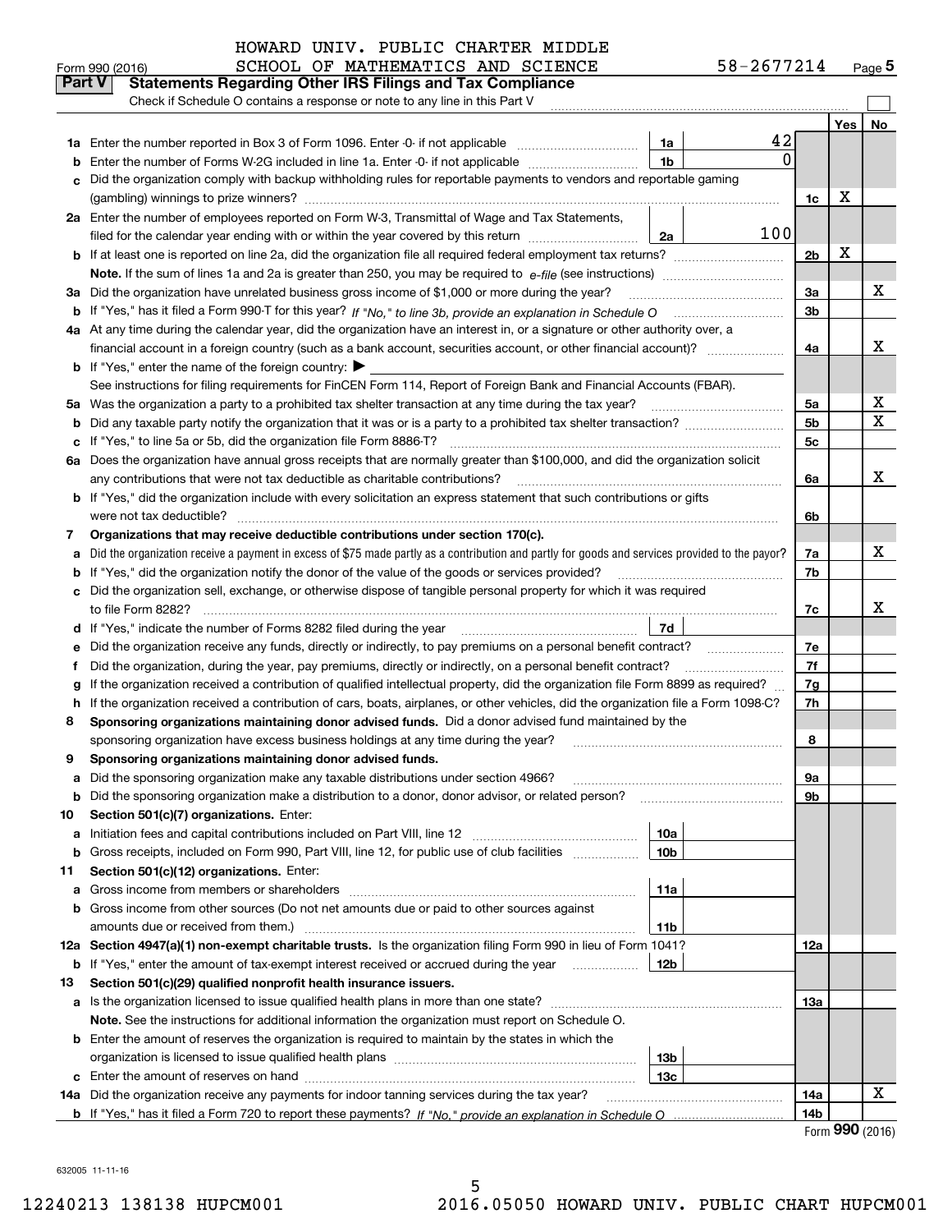HOWARD UNIV. PUBLIC CHARTER MIDDLE SCHOOL OF MATHEMATICS AND SCIENCE 58-2677214

Form 990 (2016) Page 5

## Part V Statements Regarding Other IRS Filings and Tax Compliance

Check if Schedule O contains a response or note to any line in this Part V

| | | | | | Yes | No |
|---|---|---|---|---|---|---|
| 1a | Enter the number reported in Box 3 of Form 1096. Enter -0- if not applicable | 1a | 42 | | | |
| b | Enter the number of Forms W-2G included in line 1a. Enter -0- if not applicable | 1b | 0 | | | |
| c | Did the organization comply with backup withholding rules for reportable payments to vendors and reportable gaming (gambling) winnings to prize winners? | | | 1c | X | |
| 2a | Enter the number of employees reported on Form W-3, Transmittal of Wage and Tax Statements, filed for the calendar year ending with or within the year covered by this return | 2a | 100 | | | |
| b | If at least one is reported on line 2a, did the organization file all required federal employment tax returns? | | | 2b | X | |
| | Note. If the sum of lines 1a and 2a is greater than 250, you may be required to e-file (see instructions) | | | | | |
| 3a | Did the organization have unrelated business gross income of $1,000 or more during the year? | | | 3a | | X |
| b | If "Yes," has it filed a Form 990-T for this year? If "No," to line 3b, provide an explanation in Schedule O | | | 3b | | |
| 4a | At any time during the calendar year, did the organization have an interest in, or a signature or other authority over, a financial account in a foreign country (such as a bank account, securities account, or other financial account)? | | | 4a | | X |
| b | If "Yes," enter the name of the foreign country: ▶ | | | | | |
| | See instructions for filing requirements for FinCEN Form 114, Report of Foreign Bank and Financial Accounts (FBAR). | | | | | |
| 5a | Was the organization a party to a prohibited tax shelter transaction at any time during the tax year? | | | 5a | | X |
| b | Did any taxable party notify the organization that it was or is a party to a prohibited tax shelter transaction? | | | 5b | | X |
| c | If "Yes," to line 5a or 5b, did the organization file Form 8886-T? | | | 5c | | |
| 6a | Does the organization have annual gross receipts that are normally greater than $100,000, and did the organization solicit any contributions that were not tax deductible as charitable contributions? | | | 6a | | X |
| b | If "Yes," did the organization include with every solicitation an express statement that such contributions or gifts were not tax deductible? | | | 6b | | |
| 7 | **Organizations that may receive deductible contributions under section 170(c).** | | | | | |
| a | Did the organization receive a payment in excess of $75 made partly as a contribution and partly for goods and services provided to the payor? | | | 7a | | X |
| b | If "Yes," did the organization notify the donor of the value of the goods or services provided? | | | 7b | | |
| c | Did the organization sell, exchange, or otherwise dispose of tangible personal property for which it was required to file Form 8282? | | | 7c | | X |
| d | If "Yes," indicate the number of Forms 8282 filed during the year | 7d | | | | |
| e | Did the organization receive any funds, directly or indirectly, to pay premiums on a personal benefit contract? | | | 7e | | |
| f | Did the organization, during the year, pay premiums, directly or indirectly, on a personal benefit contract? | | | 7f | | |
| g | If the organization received a contribution of qualified intellectual property, did the organization file Form 8899 as required? | | | 7g | | |
| h | If the organization received a contribution of cars, boats, airplanes, or other vehicles, did the organization file a Form 1098-C? | | | 7h | | |
| 8 | **Sponsoring organizations maintaining donor advised funds.** Did a donor advised fund maintained by the sponsoring organization have excess business holdings at any time during the year? | | | 8 | | |
| 9 | **Sponsoring organizations maintaining donor advised funds.** | | | | | |
| a | Did the sponsoring organization make any taxable distributions under section 4966? | | | 9a | | |
| b | Did the sponsoring organization make a distribution to a donor, donor advisor, or related person? | | | 9b | | |
| 10 | **Section 501(c)(7) organizations.** Enter: | | | | | |
| a | Initiation fees and capital contributions included on Part VIII, line 12 | 10a | | | | |
| b | Gross receipts, included on Form 990, Part VIII, line 12, for public use of club facilities | 10b | | | | |
| 11 | **Section 501(c)(12) organizations.** Enter: | | | | | |
| a | Gross income from members or shareholders | 11a | | | | |
| b | Gross income from other sources (Do not net amounts due or paid to other sources against amounts due or received from them.) | 11b | | | | |
| 12a | **Section 4947(a)(1) non-exempt charitable trusts.** Is the organization filing Form 990 in lieu of Form 1041? | | | 12a | | |
| b | If "Yes," enter the amount of tax-exempt interest received or accrued during the year | 12b | | | | |
| 13 | **Section 501(c)(29) qualified nonprofit health insurance issuers.** | | | | | |
| a | Is the organization licensed to issue qualified health plans in more than one state? | | | 13a | | |
| | **Note.** See the instructions for additional information the organization must report on Schedule O. | | | | | |
| b | Enter the amount of reserves the organization is required to maintain by the states in which the organization is licensed to issue qualified health plans | 13b | | | | |
| c | Enter the amount of reserves on hand | 13c | | | | |
| 14a | Did the organization receive any payments for indoor tanning services during the tax year? | | | 14a | | X |
| b | If "Yes," has it filed a Form 720 to report these payments? If "No," provide an explanation in Schedule O | | | 14b | | |

Form 990 (2016)

632005 11-11-16

12240213 138138 HUPCM001 2016.05050 HOWARD UNIV. PUBLIC CHART HUPCM001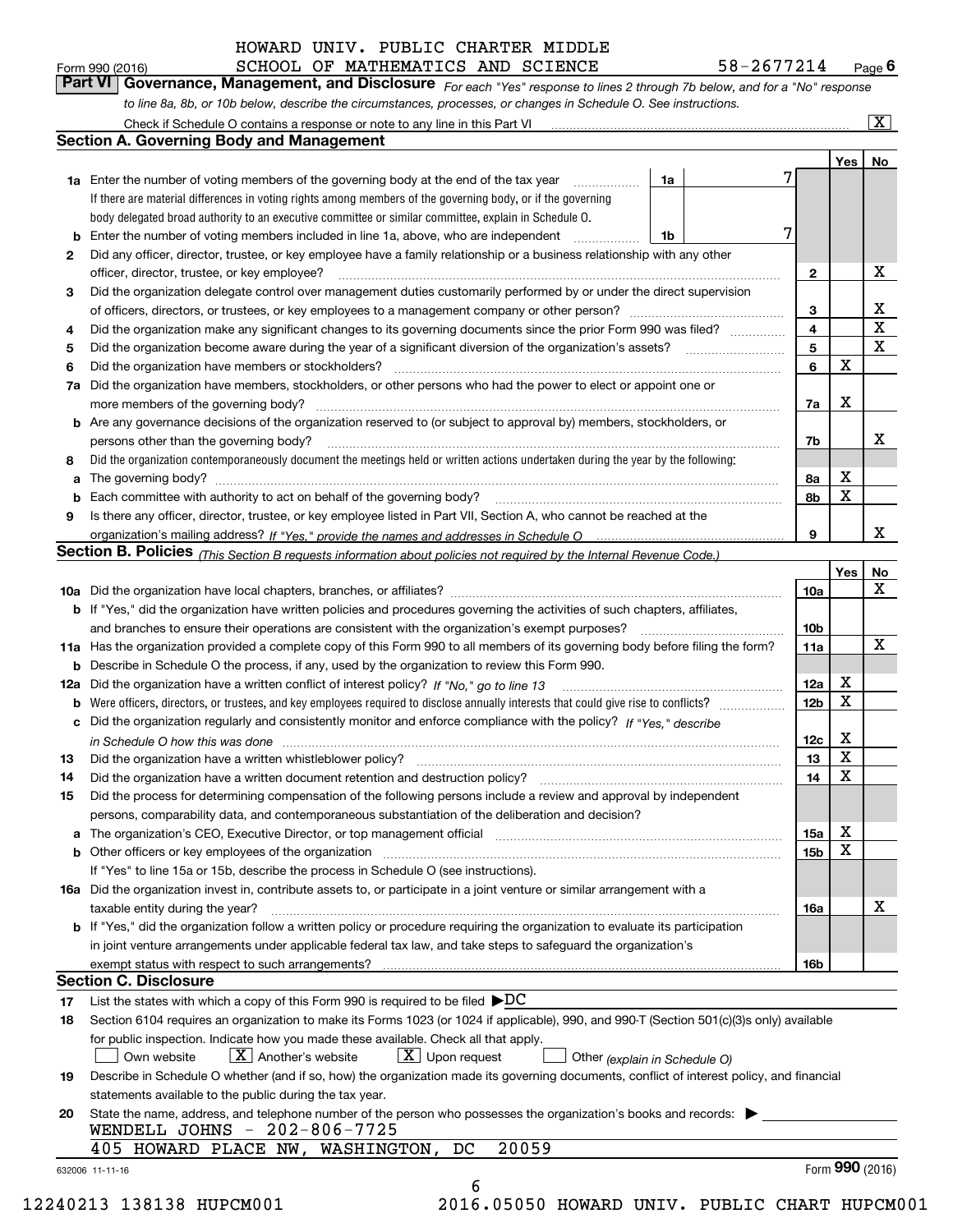HOWARD UNIV. PUBLIC CHARTER MIDDLE
Form 990 (2016) SCHOOL OF MATHEMATICS AND SCIENCE 58-2677214 Page 6

**Part VI Governance, Management, and Disclosure** *For each "Yes" response to lines 2 through 7b below, and for a "No" response to line 8a, 8b, or 10b below, describe the circumstances, processes, or changes in Schedule O. See instructions.*

Check if Schedule O contains a response or note to any line in this Part VI ..... [X]

## Section A. Governing Body and Management

| | | | | Yes | No |
|---|---|---|---|---|---|
| **1a** | Enter the number of voting members of the governing body at the end of the tax year ..... 1a | 7 | | | |
| | If there are material differences in voting rights among members of the governing body, or if the governing body delegated broad authority to an executive committee or similar committee, explain in Schedule O. | | | | |
| **b** | Enter the number of voting members included in line 1a, above, who are independent ..... 1b | 7 | | | |
| **2** | Did any officer, director, trustee, or key employee have a family relationship or a business relationship with any other officer, director, trustee, or key employee? | | 2 | | X |
| **3** | Did the organization delegate control over management duties customarily performed by or under the direct supervision of officers, directors, or trustees, or key employees to a management company or other person? | | 3 | | X |
| **4** | Did the organization make any significant changes to its governing documents since the prior Form 990 was filed? | | 4 | | X |
| **5** | Did the organization become aware during the year of a significant diversion of the organization's assets? | | 5 | | X |
| **6** | Did the organization have members or stockholders? | | 6 | X | |
| **7a** | Did the organization have members, stockholders, or other persons who had the power to elect or appoint one or more members of the governing body? | | 7a | X | |
| **b** | Are any governance decisions of the organization reserved to (or subject to approval by) members, stockholders, or persons other than the governing body? | | 7b | | X |
| **8** | Did the organization contemporaneously document the meetings held or written actions undertaken during the year by the following: | | | | |
| **a** | The governing body? | | 8a | X | |
| **b** | Each committee with authority to act on behalf of the governing body? | | 8b | X | |
| **9** | Is there any officer, director, trustee, or key employee listed in Part VII, Section A, who cannot be reached at the organization's mailing address? *If "Yes," provide the names and addresses in Schedule O* | | 9 | | X |

## Section B. Policies *(This Section B requests information about policies not required by the Internal Revenue Code.)*

| | | | Yes | No |
|---|---|---|---|---|
| **10a** | Did the organization have local chapters, branches, or affiliates? | 10a | | X |
| **b** | If "Yes," did the organization have written policies and procedures governing the activities of such chapters, affiliates, and branches to ensure their operations are consistent with the organization's exempt purposes? | 10b | | |
| **11a** | Has the organization provided a complete copy of this Form 990 to all members of its governing body before filing the form? | 11a | | X |
| **b** | Describe in Schedule O the process, if any, used by the organization to review this Form 990. | | | |
| **12a** | Did the organization have a written conflict of interest policy? *If "No," go to line 13* | 12a | X | |
| **b** | Were officers, directors, or trustees, and key employees required to disclose annually interests that could give rise to conflicts? | 12b | X | |
| **c** | Did the organization regularly and consistently monitor and enforce compliance with the policy? *If "Yes," describe in Schedule O how this was done* | 12c | X | |
| **13** | Did the organization have a written whistleblower policy? | 13 | X | |
| **14** | Did the organization have a written document retention and destruction policy? | 14 | X | |
| **15** | Did the process for determining compensation of the following persons include a review and approval by independent persons, comparability data, and contemporaneous substantiation of the deliberation and decision? | | | |
| **a** | The organization's CEO, Executive Director, or top management official | 15a | X | |
| **b** | Other officers or key employees of the organization | 15b | X | |
| | If "Yes" to line 15a or 15b, describe the process in Schedule O (see instructions). | | | |
| **16a** | Did the organization invest in, contribute assets to, or participate in a joint venture or similar arrangement with a taxable entity during the year? | 16a | | X |
| **b** | If "Yes," did the organization follow a written policy or procedure requiring the organization to evaluate its participation in joint venture arrangements under applicable federal tax law, and take steps to safeguard the organization's exempt status with respect to such arrangements? | 16b | | |

## Section C. Disclosure

**17** List the states with which a copy of this Form 990 is required to be filed ▶DC

**18** Section 6104 requires an organization to make its Forms 1023 (or 1024 if applicable), 990, and 990-T (Section 501(c)(3)s only) available for public inspection. Indicate how you made these available. Check all that apply.

[ ] Own website [X] Another's website [X] Upon request [ ] Other *(explain in Schedule O)*

**19** Describe in Schedule O whether (and if so, how) the organization made its governing documents, conflict of interest policy, and financial statements available to the public during the tax year.

**20** State the name, address, and telephone number of the person who possesses the organization's books and records: ▶

WENDELL JOHNS - 202-806-7725
405 HOWARD PLACE NW, WASHINGTON, DC 20059

632006 11-11-16 Form 990 (2016)

12240213 138138 HUPCM001 2016.05050 HOWARD UNIV. PUBLIC CHART HUPCM001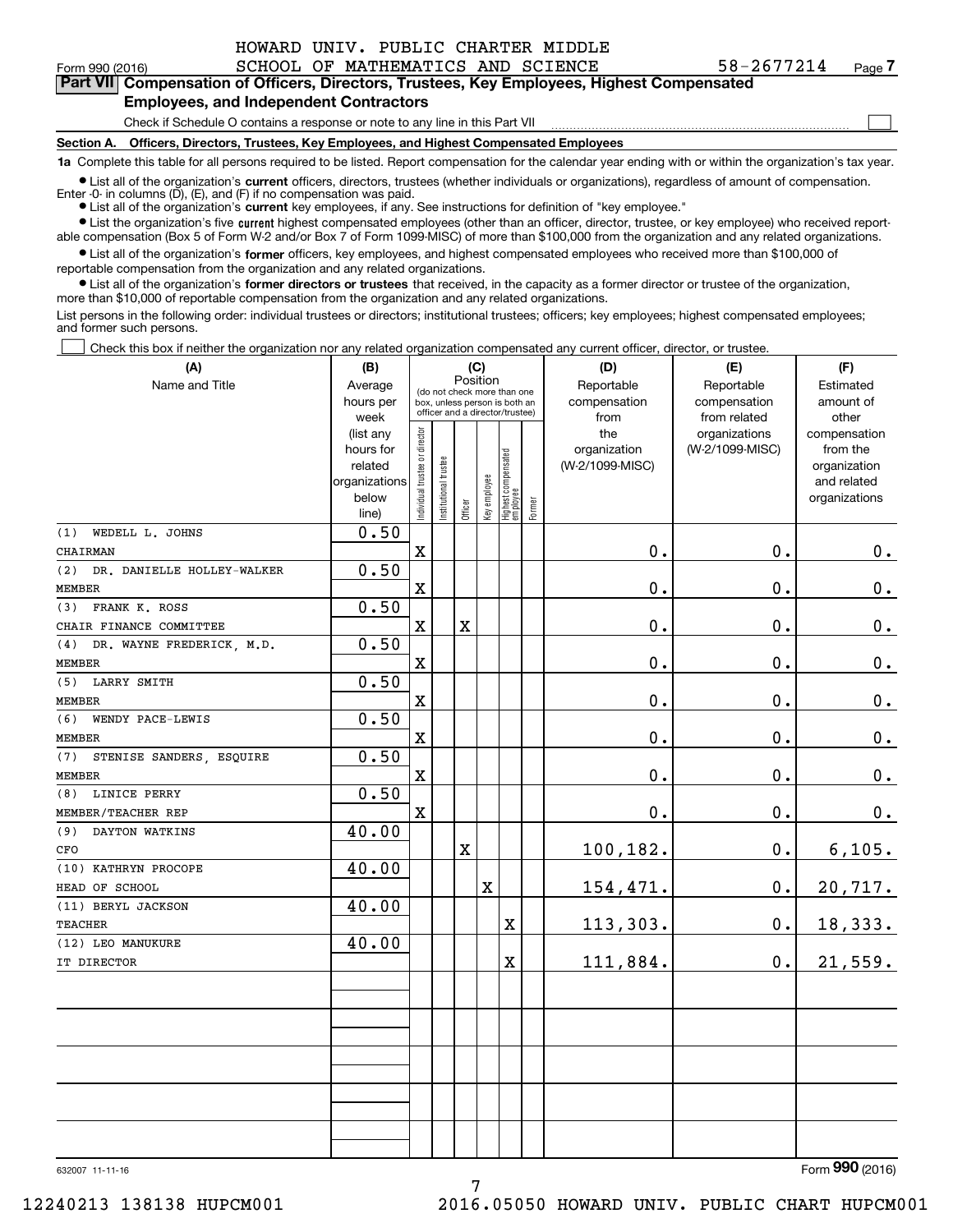HOWARD UNIV. PUBLIC CHARTER MIDDLE SCHOOL OF MATHEMATICS AND SCIENCE 58-2677214

Form 990 (2016) Page 7

**Part VII Compensation of Officers, Directors, Trustees, Key Employees, Highest Compensated Employees, and Independent Contractors**

Check if Schedule O contains a response or note to any line in this Part VII

**Section A. Officers, Directors, Trustees, Key Employees, and Highest Compensated Employees**

**1a** Complete this table for all persons required to be listed. Report compensation for the calendar year ending with or within the organization's tax year.

- List all of the organization's **current** officers, directors, trustees (whether individuals or organizations), regardless of amount of compensation. Enter -0- in columns (D), (E), and (F) if no compensation was paid.
- List all of the organization's **current** key employees, if any. See instructions for definition of "key employee."
- List the organization's five **current** highest compensated employees (other than an officer, director, trustee, or key employee) who received reportable compensation (Box 5 of Form W-2 and/or Box 7 of Form 1099-MISC) of more than $100,000 from the organization and any related organizations.
- List all of the organization's **former** officers, key employees, and highest compensated employees who received more than $100,000 of reportable compensation from the organization and any related organizations.
- List all of the organization's **former directors or trustees** that received, in the capacity as a former director or trustee of the organization, more than $10,000 of reportable compensation from the organization and any related organizations.

List persons in the following order: individual trustees or directors; institutional trustees; officers; key employees; highest compensated employees; and former such persons.

Check this box if neither the organization nor any related organization compensated any current officer, director, or trustee.

| (A) Name and Title | (B) Average hours per week (list any hours for related organizations below line) | (C) Position: Individual trustee or director | Institutional trustee | Officer | Key employee | Highest compensated employee | Former | (D) Reportable compensation from the organization (W-2/1099-MISC) | (E) Reportable compensation from related organizations (W-2/1099-MISC) | (F) Estimated amount of other compensation from the organization and related organizations |
|---|---|---|---|---|---|---|---|---|---|---|
| (1) WEDELL L. JOHNS<br>CHAIRMAN | 0.50 | X | | | | | | 0. | 0. | 0. |
| (2) DR. DANIELLE HOLLEY-WALKER<br>MEMBER | 0.50 | X | | | | | | 0. | 0. | 0. |
| (3) FRANK K. ROSS<br>CHAIR FINANCE COMMITTEE | 0.50 | X | | X | | | | 0. | 0. | 0. |
| (4) DR. WAYNE FREDERICK, M.D.<br>MEMBER | 0.50 | X | | | | | | 0. | 0. | 0. |
| (5) LARRY SMITH<br>MEMBER | 0.50 | X | | | | | | 0. | 0. | 0. |
| (6) WENDY PACE-LEWIS<br>MEMBER | 0.50 | X | | | | | | 0. | 0. | 0. |
| (7) STENISE SANDERS, ESQUIRE<br>MEMBER | 0.50 | X | | | | | | 0. | 0. | 0. |
| (8) LINICE PERRY<br>MEMBER/TEACHER REP | 0.50 | X | | | | | | 0. | 0. | 0. |
| (9) DAYTON WATKINS<br>CFO | 40.00 | | | X | | | | 100,182. | 0. | 6,105. |
| (10) KATHRYN PROCOPE<br>HEAD OF SCHOOL | 40.00 | | | | X | | | 154,471. | 0. | 20,717. |
| (11) BERYL JACKSON<br>TEACHER | 40.00 | | | | | X | | 113,303. | 0. | 18,333. |
| (12) LEO MANUKURE<br>IT DIRECTOR | 40.00 | | | | | X | | 111,884. | 0. | 21,559. |

632007 11-11-16

Form 990 (2016)

12240213 138138 HUPCM001 2016.05050 HOWARD UNIV. PUBLIC CHART HUPCM001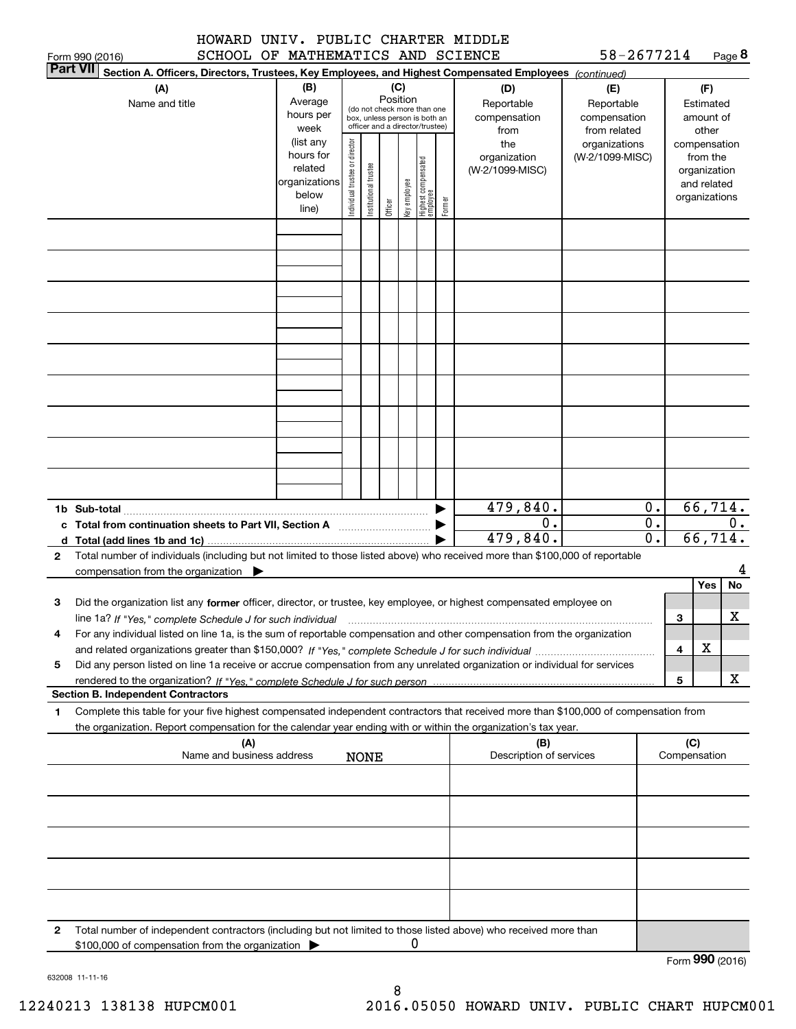HOWARD UNIV. PUBLIC CHARTER MIDDLE SCHOOL OF MATHEMATICS AND SCIENCE 58-2677214

Form 990 (2016) Page **8**

**Part VII** **Section A. Officers, Directors, Trustees, Key Employees, and Highest Compensated Employees** *(continued)*

| (A) Name and title | (B) Average hours per week (list any hours for related organizations below line) | (C) Position (do not check more than one box, unless person is both an officer and a director/trustee): Individual trustee or director | Institutional trustee | Officer | Key employee | Highest compensated employee | Former | (D) Reportable compensation from the organization (W-2/1099-MISC) | (E) Reportable compensation from related organizations (W-2/1099-MISC) | (F) Estimated amount of other compensation from the organization and related organizations |
|---|---|---|---|---|---|---|---|---|---|---|
| | | | | | | | | | | |
| | | | | | | | | | | |
| | | | | | | | | | | |
| | | | | | | | | | | |
| | | | | | | | | | | |
| | | | | | | | | | | |
| | | | | | | | | | | |
| | | | | | | | | | | |
| | | | | | | | | | | |
| **1b Sub-total** | | | | | | | | 479,840. | 0. | 66,714. |
| **c Total from continuation sheets to Part VII, Section A** | | | | | | | | 0. | 0. | 0. |
| **d Total (add lines 1b and 1c)** | | | | | | | | 479,840. | 0. | 66,714. |

**2** Total number of individuals (including but not limited to those listed above) who received more than $100,000 of reportable compensation from the organization ▶ 4

| | | Yes | No |
|---|---|---|---|
| **3** Did the organization list any **former** officer, director, or trustee, key employee, or highest compensated employee on line 1a? *If "Yes," complete Schedule J for such individual* | 3 | | X |
| **4** For any individual listed on line 1a, is the sum of reportable compensation and other compensation from the organization and related organizations greater than $150,000? *If "Yes," complete Schedule J for such individual* | 4 | X | |
| **5** Did any person listed on line 1a receive or accrue compensation from any unrelated organization or individual for services rendered to the organization? *If "Yes," complete Schedule J for such person* | 5 | | X |

**Section B. Independent Contractors**

**1** Complete this table for your five highest compensated independent contractors that received more than $100,000 of compensation from the organization. Report compensation for the calendar year ending with or within the organization's tax year.

| (A) Name and business address | (B) Description of services | (C) Compensation |
|---|---|---|
| NONE | | |
| | | |
| | | |
| | | |
| | | |

**2** Total number of independent contractors (including but not limited to those listed above) who received more than $100,000 of compensation from the organization ▶ 0

Form **990** (2016)

632008 11-11-16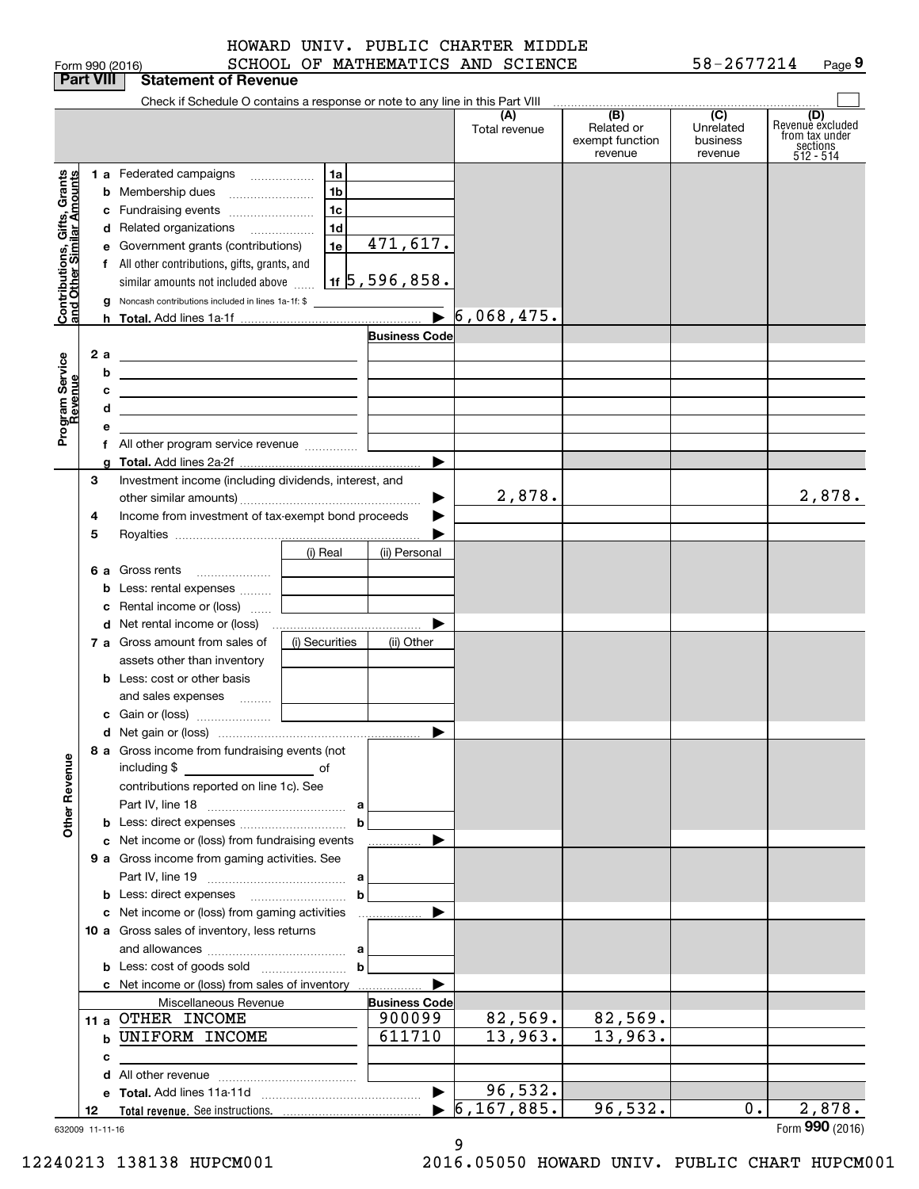HOWARD UNIV. PUBLIC CHARTER MIDDLE SCHOOL OF MATHEMATICS AND SCIENCE 58-2677214

Form 990 (2016)

## Part VIII Statement of Revenue

Check if Schedule O contains a response or note to any line in this Part VIII

| | | | (A) Total revenue | (B) Related or exempt function revenue | (C) Unrelated business revenue | (D) Revenue excluded from tax under sections 512 - 514 |
|---|---|---|---|---|---|---|
| **Contributions, Gifts, Grants and Other Similar Amounts** | | | | | | |
| 1 a Federated campaigns | 1a | | | | | |
| b Membership dues | 1b | | | | | |
| c Fundraising events | 1c | | | | | |
| d Related organizations | 1d | | | | | |
| e Government grants (contributions) | 1e | 471,617. | | | | |
| f All other contributions, gifts, grants, and similar amounts not included above | 1f | 5,596,858. | | | | |
| g Noncash contributions included in lines 1a-1f: $ | | | | | | |
| h Total. Add lines 1a-1f | | | 6,068,475. | | | |
| **Program Service Revenue** | | Business Code | | | | |
| 2 a | | | | | | |
| b | | | | | | |
| c | | | | | | |
| d | | | | | | |
| e | | | | | | |
| f All other program service revenue | | | | | | |
| g Total. Add lines 2a-2f | | | | | | |
| 3 Investment income (including dividends, interest, and other similar amounts) | | | 2,878. | | | 2,878. |
| 4 Income from investment of tax-exempt bond proceeds | | | | | | |
| 5 Royalties | | | | | | |
| | (i) Real | (ii) Personal | | | | |
| 6 a Gross rents | | | | | | |
| b Less: rental expenses | | | | | | |
| c Rental income or (loss) | | | | | | |
| d Net rental income or (loss) | | | | | | |
| | (i) Securities | (ii) Other | | | | |
| 7 a Gross amount from sales of assets other than inventory | | | | | | |
| b Less: cost or other basis and sales expenses | | | | | | |
| c Gain or (loss) | | | | | | |
| d Net gain or (loss) | | | | | | |
| **Other Revenue** | | | | | | |
| 8 a Gross income from fundraising events (not including $ of contributions reported on line 1c). See Part IV, line 18 | a | | | | | |
| b Less: direct expenses | b | | | | | |
| c Net income or (loss) from fundraising events | | | | | | |
| 9 a Gross income from gaming activities. See Part IV, line 19 | a | | | | | |
| b Less: direct expenses | b | | | | | |
| c Net income or (loss) from gaming activities | | | | | | |
| 10 a Gross sales of inventory, less returns and allowances | a | | | | | |
| b Less: cost of goods sold | b | | | | | |
| c Net income or (loss) from sales of inventory | | | | | | |
| Miscellaneous Revenue | | Business Code | | | | |
| 11 a OTHER INCOME | | 900099 | 82,569. | 82,569. | | |
| b UNIFORM INCOME | | 611710 | 13,963. | 13,963. | | |
| c | | | | | | |
| d All other revenue | | | | | | |
| e Total. Add lines 11a-11d | | | 96,532. | | | |
| 12 Total revenue. See instructions. | | | 6,167,885. | 96,532. | 0. | 2,878. |

632009 11-11-16

Form **990** (2016)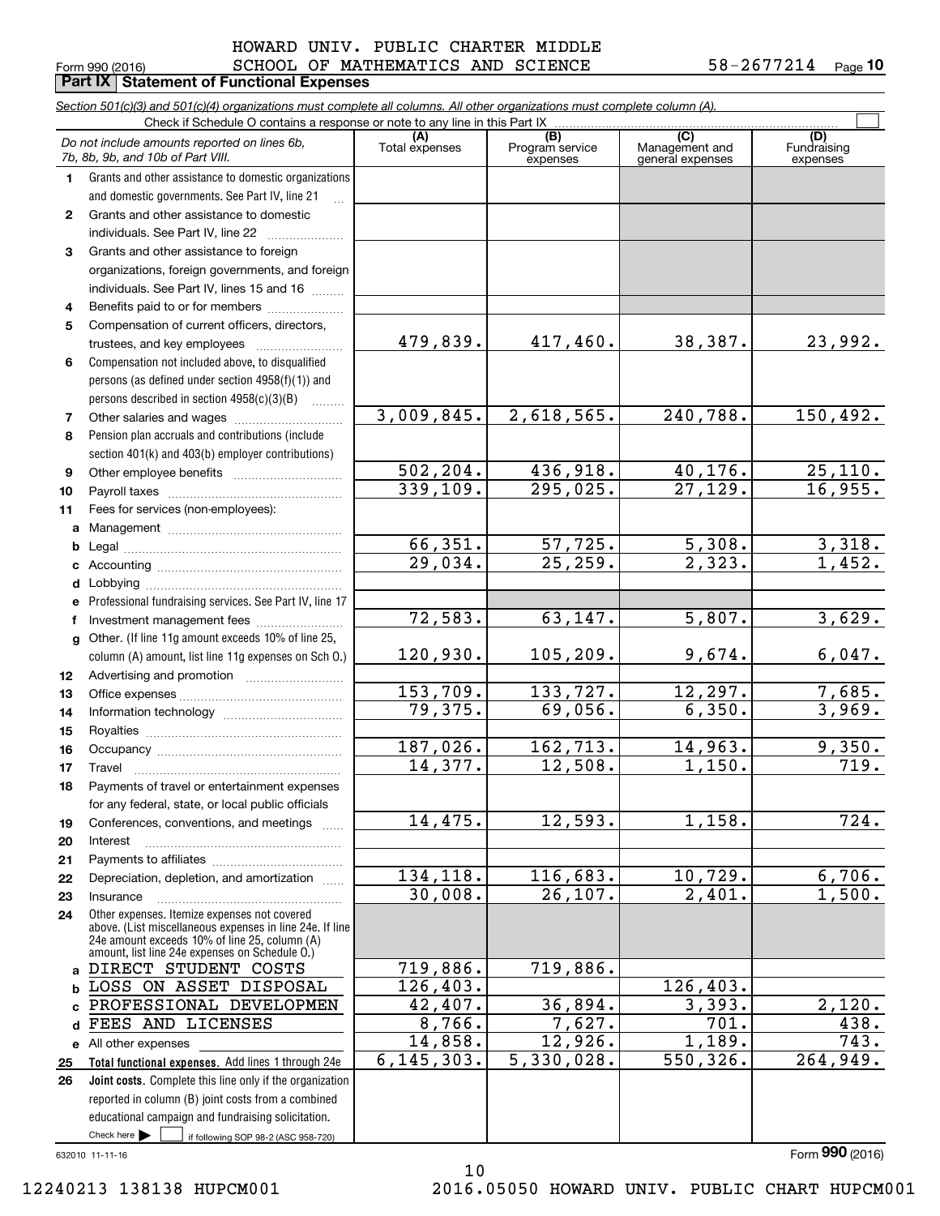HOWARD UNIV. PUBLIC CHARTER MIDDLE SCHOOL OF MATHEMATICS AND SCIENCE 58-2677214

Form 990 (2016)

## Part IX Statement of Functional Expenses

*Section 501(c)(3) and 501(c)(4) organizations must complete all columns. All other organizations must complete column (A).*

Check if Schedule O contains a response or note to any line in this Part IX

| | *Do not include amounts reported on lines 6b, 7b, 8b, 9b, and 10b of Part VIII.* | (A) Total expenses | (B) Program service expenses | (C) Management and general expenses | (D) Fundraising expenses |
|---|---|---|---|---|---|
| 1 | Grants and other assistance to domestic organizations and domestic governments. See Part IV, line 21 | | | | |
| 2 | Grants and other assistance to domestic individuals. See Part IV, line 22 | | | | |
| 3 | Grants and other assistance to foreign organizations, foreign governments, and foreign individuals. See Part IV, lines 15 and 16 | | | | |
| 4 | Benefits paid to or for members | | | | |
| 5 | Compensation of current officers, directors, trustees, and key employees | 479,839. | 417,460. | 38,387. | 23,992. |
| 6 | Compensation not included above, to disqualified persons (as defined under section 4958(f)(1)) and persons described in section 4958(c)(3)(B) | | | | |
| 7 | Other salaries and wages | 3,009,845. | 2,618,565. | 240,788. | 150,492. |
| 8 | Pension plan accruals and contributions (include section 401(k) and 403(b) employer contributions) | | | | |
| 9 | Other employee benefits | 502,204. | 436,918. | 40,176. | 25,110. |
| 10 | Payroll taxes | 339,109. | 295,025. | 27,129. | 16,955. |
| 11 | Fees for services (non-employees): | | | | |
| a | Management | | | | |
| b | Legal | 66,351. | 57,725. | 5,308. | 3,318. |
| c | Accounting | 29,034. | 25,259. | 2,323. | 1,452. |
| d | Lobbying | | | | |
| e | Professional fundraising services. See Part IV, line 17 | | | | |
| f | Investment management fees | 72,583. | 63,147. | 5,807. | 3,629. |
| g | Other. (If line 11g amount exceeds 10% of line 25, column (A) amount, list line 11g expenses on Sch O.) | 120,930. | 105,209. | 9,674. | 6,047. |
| 12 | Advertising and promotion | | | | |
| 13 | Office expenses | 153,709. | 133,727. | 12,297. | 7,685. |
| 14 | Information technology | 79,375. | 69,056. | 6,350. | 3,969. |
| 15 | Royalties | | | | |
| 16 | Occupancy | 187,026. | 162,713. | 14,963. | 9,350. |
| 17 | Travel | 14,377. | 12,508. | 1,150. | 719. |
| 18 | Payments of travel or entertainment expenses for any federal, state, or local public officials | | | | |
| 19 | Conferences, conventions, and meetings | 14,475. | 12,593. | 1,158. | 724. |
| 20 | Interest | | | | |
| 21 | Payments to affiliates | | | | |
| 22 | Depreciation, depletion, and amortization | 134,118. | 116,683. | 10,729. | 6,706. |
| 23 | Insurance | 30,008. | 26,107. | 2,401. | 1,500. |
| 24 | Other expenses. Itemize expenses not covered above. (List miscellaneous expenses in line 24e. If line 24e amount exceeds 10% of line 25, column (A) amount, list line 24e expenses on Schedule O.) | | | | |
| a | DIRECT STUDENT COSTS | 719,886. | 719,886. | | |
| b | LOSS ON ASSET DISPOSAL | 126,403. | | 126,403. | |
| c | PROFESSIONAL DEVELOPMEN | 42,407. | 36,894. | 3,393. | 2,120. |
| d | FEES AND LICENSES | 8,766. | 7,627. | 701. | 438. |
| e | All other expenses | 14,858. | 12,926. | 1,189. | 743. |
| 25 | **Total functional expenses.** Add lines 1 through 24e | 6,145,303. | 5,330,028. | 550,326. | 264,949. |
| 26 | **Joint costs.** Complete this line only if the organization reported in column (B) joint costs from a combined educational campaign and fundraising solicitation. Check here ☐ if following SOP 98-2 (ASC 958-720) | | | | |

632010 11-11-16

Form **990** (2016)

12240213 138138 HUPCM001 2016.05050 HOWARD UNIV. PUBLIC CHART HUPCM001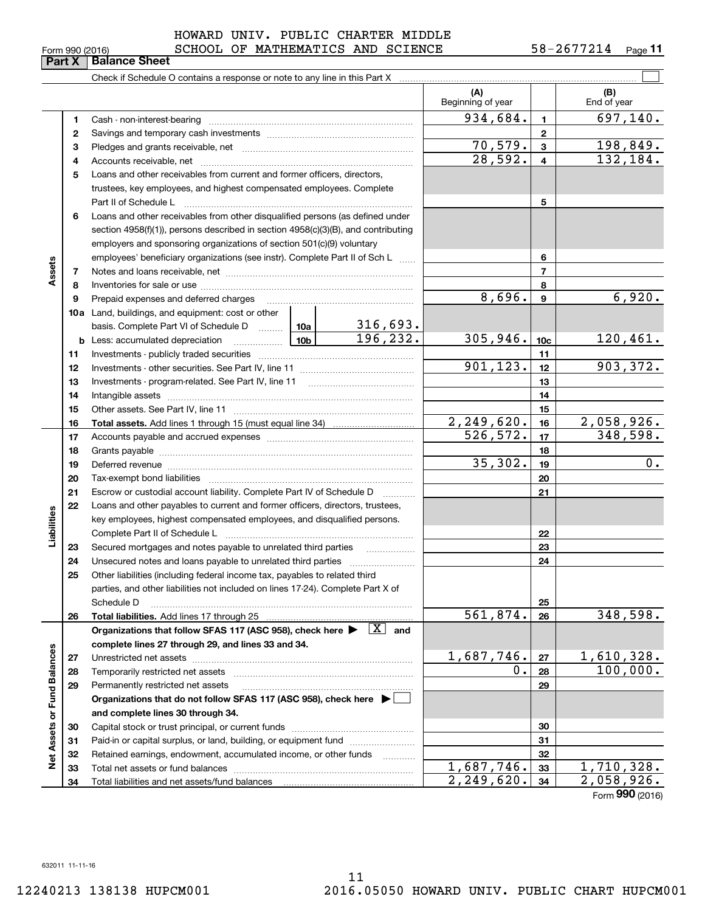HOWARD UNIV. PUBLIC CHARTER MIDDLE SCHOOL OF MATHEMATICS AND SCIENCE 58-2677214

Form 990 (2016)

## Part X | Balance Sheet

Check if Schedule O contains a response or note to any line in this Part X

| | | | | (A) Beginning of year | | (B) End of year |
|---|---|---|---|---|---|---|
| Assets | 1 | Cash - non-interest-bearing | | 934,684. | 1 | 697,140. |
| | 2 | Savings and temporary cash investments | | | 2 | |
| | 3 | Pledges and grants receivable, net | | 70,579. | 3 | 198,849. |
| | 4 | Accounts receivable, net | | 28,592. | 4 | 132,184. |
| | 5 | Loans and other receivables from current and former officers, directors, trustees, key employees, and highest compensated employees. Complete Part II of Schedule L | | | 5 | |
| | 6 | Loans and other receivables from other disqualified persons (as defined under section 4958(f)(1)), persons described in section 4958(c)(3)(B), and contributing employers and sponsoring organizations of section 501(c)(9) voluntary employees' beneficiary organizations (see instr). Complete Part II of Sch L | | | 6 | |
| | 7 | Notes and loans receivable, net | | | 7 | |
| | 8 | Inventories for sale or use | | | 8 | |
| | 9 | Prepaid expenses and deferred charges | | 8,696. | 9 | 6,920. |
| | 10a | Land, buildings, and equipment: cost or other basis. Complete Part VI of Schedule D | 10a 316,693. | | | |
| | b | Less: accumulated depreciation | 10b 196,232. | 305,946. | 10c | 120,461. |
| | 11 | Investments - publicly traded securities | | | 11 | |
| | 12 | Investments - other securities. See Part IV, line 11 | | 901,123. | 12 | 903,372. |
| | 13 | Investments - program-related. See Part IV, line 11 | | | 13 | |
| | 14 | Intangible assets | | | 14 | |
| | 15 | Other assets. See Part IV, line 11 | | | 15 | |
| | 16 | **Total assets.** Add lines 1 through 15 (must equal line 34) | | 2,249,620. | 16 | 2,058,926. |
| Liabilities | 17 | Accounts payable and accrued expenses | | 526,572. | 17 | 348,598. |
| | 18 | Grants payable | | | 18 | |
| | 19 | Deferred revenue | | 35,302. | 19 | 0. |
| | 20 | Tax-exempt bond liabilities | | | 20 | |
| | 21 | Escrow or custodial account liability. Complete Part IV of Schedule D | | | 21 | |
| | 22 | Loans and other payables to current and former officers, directors, trustees, key employees, highest compensated employees, and disqualified persons. Complete Part II of Schedule L | | | 22 | |
| | 23 | Secured mortgages and notes payable to unrelated third parties | | | 23 | |
| | 24 | Unsecured notes and loans payable to unrelated third parties | | | 24 | |
| | 25 | Other liabilities (including federal income tax, payables to related third parties, and other liabilities not included on lines 17-24). Complete Part X of Schedule D | | | 25 | |
| | 26 | **Total liabilities.** Add lines 17 through 25 | | 561,874. | 26 | 348,598. |
| Net Assets or Fund Balances | | **Organizations that follow SFAS 117 (ASC 958), check here ▶ [X] and complete lines 27 through 29, and lines 33 and 34.** | | | | |
| | 27 | Unrestricted net assets | | 1,687,746. | 27 | 1,610,328. |
| | 28 | Temporarily restricted net assets | | 0. | 28 | 100,000. |
| | 29 | Permanently restricted net assets | | | 29 | |
| | | **Organizations that do not follow SFAS 117 (ASC 958), check here ▶ [ ] and complete lines 30 through 34.** | | | | |
| | 30 | Capital stock or trust principal, or current funds | | | 30 | |
| | 31 | Paid-in or capital surplus, or land, building, or equipment fund | | | 31 | |
| | 32 | Retained earnings, endowment, accumulated income, or other funds | | | 32 | |
| | 33 | Total net assets or fund balances | | 1,687,746. | 33 | 1,710,328. |
| | 34 | Total liabilities and net assets/fund balances | | 2,249,620. | 34 | 2,058,926. |

Form **990** (2016)

632011 11-11-16

12240213 138138 HUPCM001 2016.05050 HOWARD UNIV. PUBLIC CHART HUPCM001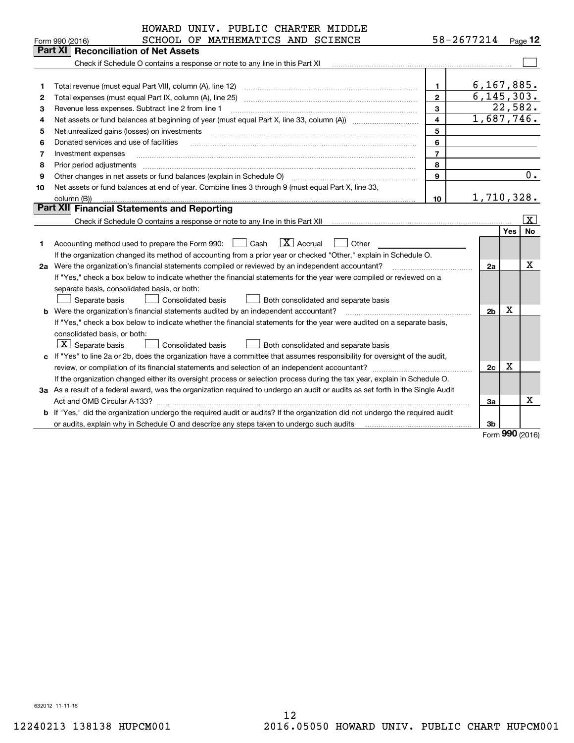HOWARD UNIV. PUBLIC CHARTER MIDDLE SCHOOL OF MATHEMATICS AND SCIENCE 58-2677214

Form 990 (2016) Page 12

## Part XI Reconciliation of Net Assets

Check if Schedule O contains a response or note to any line in this Part XI ☐

| | | | |
|---|---|---|---|
| 1 | Total revenue (must equal Part VIII, column (A), line 12) | 1 | 6,167,885. |
| 2 | Total expenses (must equal Part IX, column (A), line 25) | 2 | 6,145,303. |
| 3 | Revenue less expenses. Subtract line 2 from line 1 | 3 | 22,582. |
| 4 | Net assets or fund balances at beginning of year (must equal Part X, line 33, column (A)) | 4 | 1,687,746. |
| 5 | Net unrealized gains (losses) on investments | 5 | |
| 6 | Donated services and use of facilities | 6 | |
| 7 | Investment expenses | 7 | |
| 8 | Prior period adjustments | 8 | |
| 9 | Other changes in net assets or fund balances (explain in Schedule O) | 9 | 0. |
| 10 | Net assets or fund balances at end of year. Combine lines 3 through 9 (must equal Part X, line 33, column (B)) | 10 | 1,710,328. |

## Part XII Financial Statements and Reporting

Check if Schedule O contains a response or note to any line in this Part XII ☒

| | | | Yes | No |
|---|---|---|---|---|
| 1 | Accounting method used to prepare the Form 990: ☐ Cash ☒ Accrual ☐ Other<br>If the organization changed its method of accounting from a prior year or checked "Other," explain in Schedule O. | | | |
| 2a | Were the organization's financial statements compiled or reviewed by an independent accountant?<br>If "Yes," check a box below to indicate whether the financial statements for the year were compiled or reviewed on a separate basis, consolidated basis, or both:<br>☐ Separate basis ☐ Consolidated basis ☐ Both consolidated and separate basis | 2a | | X |
| b | Were the organization's financial statements audited by an independent accountant?<br>If "Yes," check a box below to indicate whether the financial statements for the year were audited on a separate basis, consolidated basis, or both:<br>☒ Separate basis ☐ Consolidated basis ☐ Both consolidated and separate basis | 2b | X | |
| c | If "Yes" to line 2a or 2b, does the organization have a committee that assumes responsibility for oversight of the audit, review, or compilation of its financial statements and selection of an independent accountant?<br>If the organization changed either its oversight process or selection process during the tax year, explain in Schedule O. | 2c | X | |
| 3a | As a result of a federal award, was the organization required to undergo an audit or audits as set forth in the Single Audit Act and OMB Circular A-133? | 3a | | X |
| b | If "Yes," did the organization undergo the required audit or audits? If the organization did not undergo the required audit or audits, explain in Schedule O and describe any steps taken to undergo such audits | 3b | | |

Form **990** (2016)

632012 11-11-16

12240213 138138 HUPCM001 2016.05050 HOWARD UNIV. PUBLIC CHART HUPCM001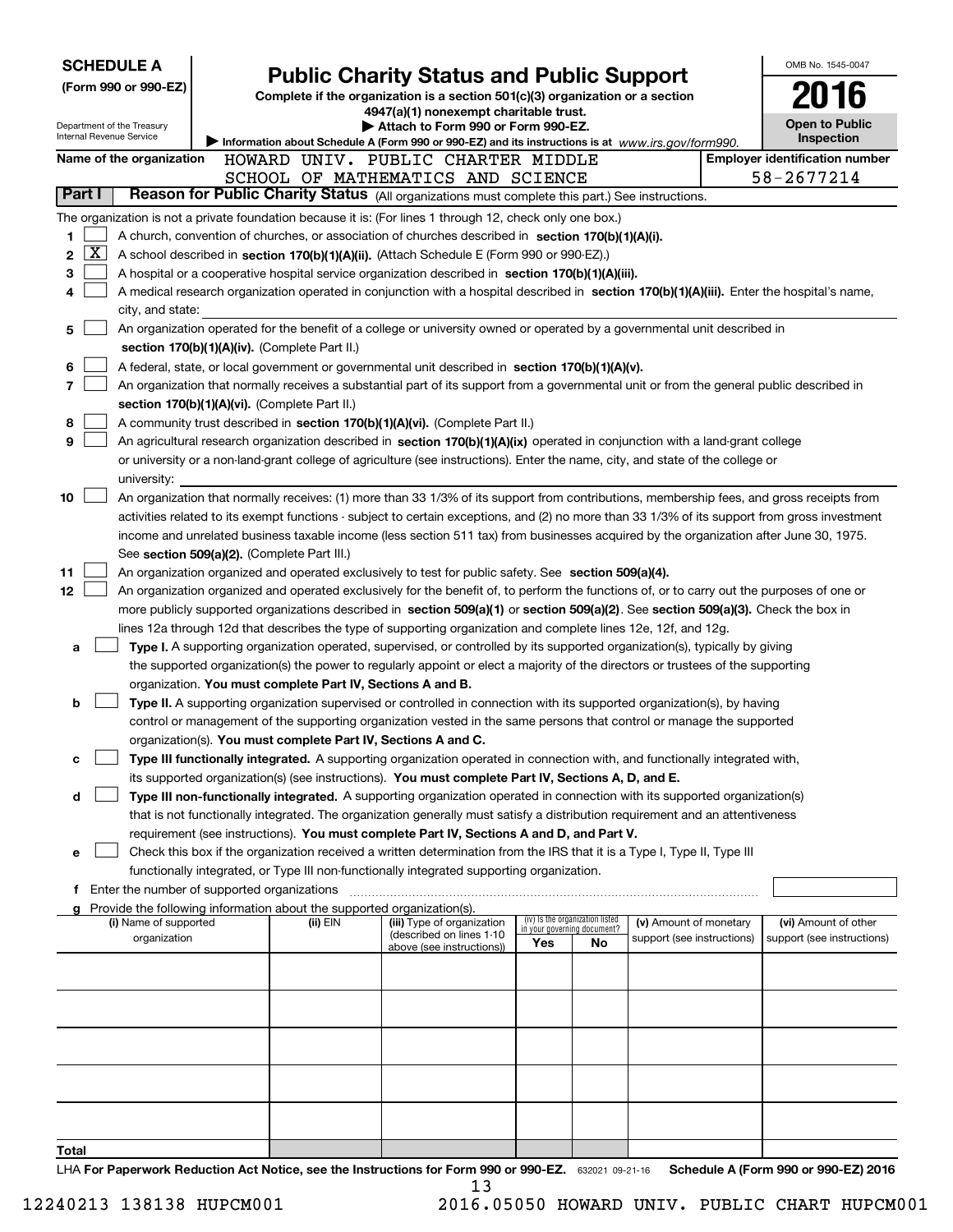**SCHEDULE A**
**(Form 990 or 990-EZ)**

Department of the Treasury
Internal Revenue Service

# Public Charity Status and Public Support

**Complete if the organization is a section 501(c)(3) organization or a section 4947(a)(1) nonexempt charitable trust.**
**▶ Attach to Form 990 or Form 990-EZ.**
**▶ Information about Schedule A (Form 990 or 990-EZ) and its instructions is at** *www.irs.gov/form990.*

OMB No. 1545-0047
**2016**
**Open to Public Inspection**

**Name of the organization** HOWARD UNIV. PUBLIC CHARTER MIDDLE SCHOOL OF MATHEMATICS AND SCIENCE
**Employer identification number** 58-2677214

## Part I — Reason for Public Charity Status (All organizations must complete this part.) See instructions.

The organization is not a private foundation because it is: (For lines 1 through 12, check only one box.)

1. [ ] A church, convention of churches, or association of churches described in **section 170(b)(1)(A)(i).**
2. [X] A school described in **section 170(b)(1)(A)(ii).** (Attach Schedule E (Form 990 or 990-EZ).)
3. [ ] A hospital or a cooperative hospital service organization described in **section 170(b)(1)(A)(iii).**
4. [ ] A medical research organization operated in conjunction with a hospital described in **section 170(b)(1)(A)(iii).** Enter the hospital's name, city, and state:
5. [ ] An organization operated for the benefit of a college or university owned or operated by a governmental unit described in **section 170(b)(1)(A)(iv).** (Complete Part II.)
6. [ ] A federal, state, or local government or governmental unit described in **section 170(b)(1)(A)(v).**
7. [ ] An organization that normally receives a substantial part of its support from a governmental unit or from the general public described in **section 170(b)(1)(A)(vi).** (Complete Part II.)
8. [ ] A community trust described in **section 170(b)(1)(A)(vi).** (Complete Part II.)
9. [ ] An agricultural research organization described in **section 170(b)(1)(A)(ix)** operated in conjunction with a land-grant college or university or a non-land-grant college of agriculture (see instructions). Enter the name, city, and state of the college or university:
10. [ ] An organization that normally receives: (1) more than 33 1/3% of its support from contributions, membership fees, and gross receipts from activities related to its exempt functions - subject to certain exceptions, and (2) no more than 33 1/3% of its support from gross investment income and unrelated business taxable income (less section 511 tax) from businesses acquired by the organization after June 30, 1975. See **section 509(a)(2).** (Complete Part III.)
11. [ ] An organization organized and operated exclusively to test for public safety. See **section 509(a)(4).**
12. [ ] An organization organized and operated exclusively for the benefit of, to perform the functions of, or to carry out the purposes of one or more publicly supported organizations described in **section 509(a)(1)** or **section 509(a)(2)**. See **section 509(a)(3).** Check the box in lines 12a through 12d that describes the type of supporting organization and complete lines 12e, 12f, and 12g.
   - **a** [ ] **Type I.** A supporting organization operated, supervised, or controlled by its supported organization(s), typically by giving the supported organization(s) the power to regularly appoint or elect a majority of the directors or trustees of the supporting organization. **You must complete Part IV, Sections A and B.**
   - **b** [ ] **Type II.** A supporting organization supervised or controlled in connection with its supported organization(s), by having control or management of the supporting organization vested in the same persons that control or manage the supported organization(s). **You must complete Part IV, Sections A and C.**
   - **c** [ ] **Type III functionally integrated.** A supporting organization operated in connection with, and functionally integrated with, its supported organization(s) (see instructions). **You must complete Part IV, Sections A, D, and E.**
   - **d** [ ] **Type III non-functionally integrated.** A supporting organization operated in connection with its supported organization(s) that is not functionally integrated. The organization generally must satisfy a distribution requirement and an attentiveness requirement (see instructions). **You must complete Part IV, Sections A and D, and Part V.**
   - **e** [ ] Check this box if the organization received a written determination from the IRS that it is a Type I, Type II, Type III functionally integrated, or Type III non-functionally integrated supporting organization.
   - **f** Enter the number of supported organizations
   - **g** Provide the following information about the supported organization(s).

| (i) Name of supported organization | (ii) EIN | (iii) Type of organization (described on lines 1-10 above (see instructions)) | (iv) Is the organization listed in your governing document? Yes | No | (v) Amount of monetary support (see instructions) | (vi) Amount of other support (see instructions) |
|---|---|---|---|---|---|---|
| | | | | | | |
| | | | | | | |
| | | | | | | |
| | | | | | | |
| | | | | | | |
| **Total** | | | | | | |

LHA **For Paperwork Reduction Act Notice, see the Instructions for Form 990 or 990-EZ.** 632021 09-21-16 **Schedule A (Form 990 or 990-EZ) 2016**

12240213 138138 HUPCM001 2016.05050 HOWARD UNIV. PUBLIC CHART HUPCM001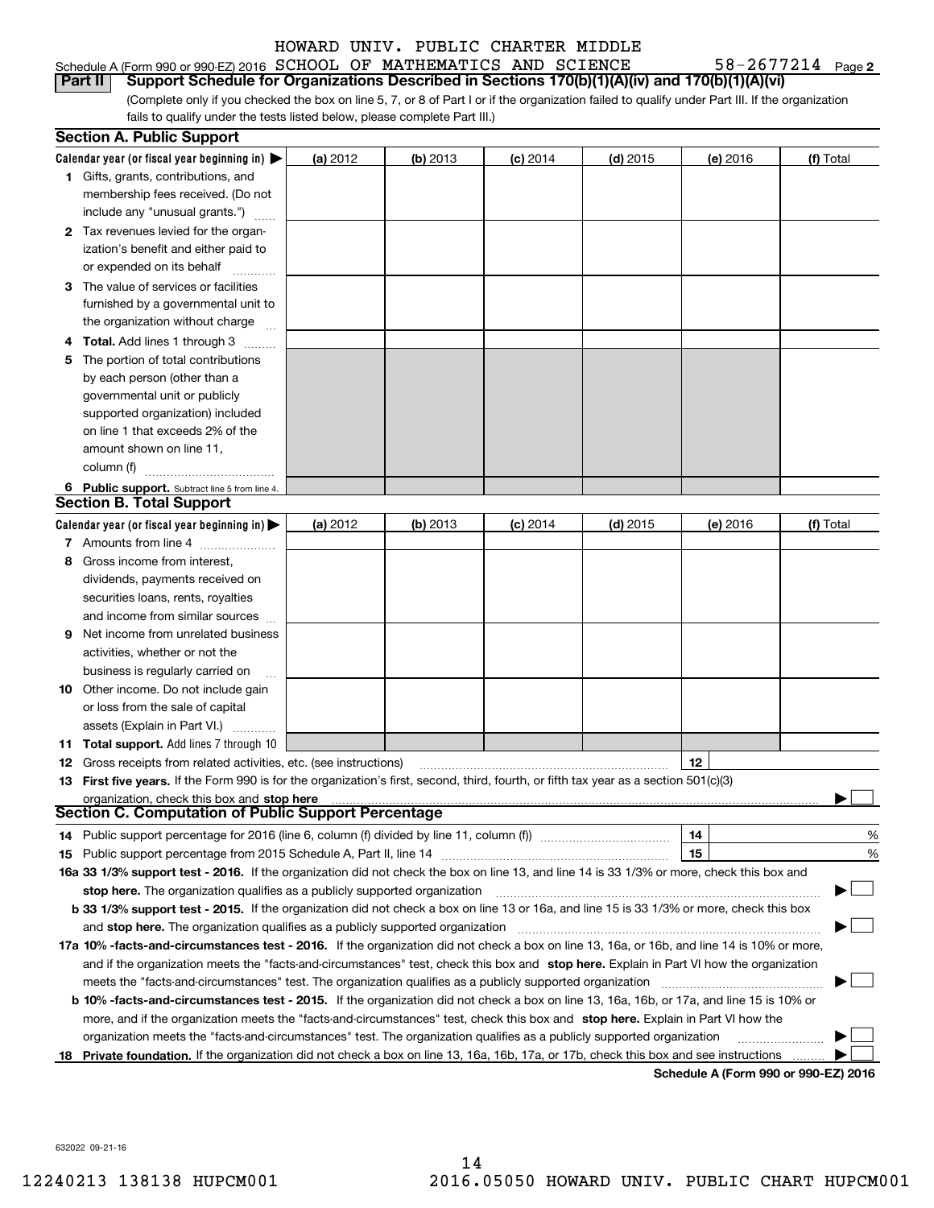HOWARD UNIV. PUBLIC CHARTER MIDDLE

Schedule A (Form 990 or 990-EZ) 2016 SCHOOL OF MATHEMATICS AND SCIENCE 58-2677214 Page 2

**Part II Support Schedule for Organizations Described in Sections 170(b)(1)(A)(iv) and 170(b)(1)(A)(vi)**

(Complete only if you checked the box on line 5, 7, or 8 of Part I or if the organization failed to qualify under Part III. If the organization fails to qualify under the tests listed below, please complete Part III.)

### Section A. Public Support

| Calendar year (or fiscal year beginning in) ▶ | (a) 2012 | (b) 2013 | (c) 2014 | (d) 2015 | (e) 2016 | (f) Total |
|---|---|---|---|---|---|---|
| 1 Gifts, grants, contributions, and membership fees received. (Do not include any "unusual grants.") | | | | | | |
| 2 Tax revenues levied for the organization's benefit and either paid to or expended on its behalf | | | | | | |
| 3 The value of services or facilities furnished by a governmental unit to the organization without charge | | | | | | |
| 4 **Total.** Add lines 1 through 3 | | | | | | |
| 5 The portion of total contributions by each person (other than a governmental unit or publicly supported organization) included on line 1 that exceeds 2% of the amount shown on line 11, column (f) | | | | | | |
| 6 **Public support.** Subtract line 5 from line 4. | | | | | | |

### Section B. Total Support

| Calendar year (or fiscal year beginning in) ▶ | (a) 2012 | (b) 2013 | (c) 2014 | (d) 2015 | (e) 2016 | (f) Total |
|---|---|---|---|---|---|---|
| 7 Amounts from line 4 | | | | | | |
| 8 Gross income from interest, dividends, payments received on securities loans, rents, royalties and income from similar sources | | | | | | |
| 9 Net income from unrelated business activities, whether or not the business is regularly carried on | | | | | | |
| 10 Other income. Do not include gain or loss from the sale of capital assets (Explain in Part VI.) | | | | | | |
| 11 **Total support.** Add lines 7 through 10 | | | | | | |

12 Gross receipts from related activities, etc. (see instructions) 12

13 **First five years.** If the Form 990 is for the organization's first, second, third, fourth, or fifth tax year as a section 501(c)(3) organization, check this box and **stop here** ▶ ☐

### Section C. Computation of Public Support Percentage

14 Public support percentage for 2016 (line 6, column (f) divided by line 11, column (f)) 14 %

15 Public support percentage from 2015 Schedule A, Part II, line 14 15 %

**16a 33 1/3% support test - 2016.** If the organization did not check the box on line 13, and line 14 is 33 1/3% or more, check this box and **stop here.** The organization qualifies as a publicly supported organization ▶ ☐

**b 33 1/3% support test - 2015.** If the organization did not check a box on line 13 or 16a, and line 15 is 33 1/3% or more, check this box and **stop here.** The organization qualifies as a publicly supported organization ▶ ☐

**17a 10% -facts-and-circumstances test - 2016.** If the organization did not check a box on line 13, 16a, or 16b, and line 14 is 10% or more, and if the organization meets the "facts-and-circumstances" test, check this box and **stop here.** Explain in Part VI how the organization meets the "facts-and-circumstances" test. The organization qualifies as a publicly supported organization ▶ ☐

**b 10% -facts-and-circumstances test - 2015.** If the organization did not check a box on line 13, 16a, 16b, or 17a, and line 15 is 10% or more, and if the organization meets the "facts-and-circumstances" test, check this box and **stop here.** Explain in Part VI how the organization meets the "facts-and-circumstances" test. The organization qualifies as a publicly supported organization ▶ ☐

18 **Private foundation.** If the organization did not check a box on line 13, 16a, 16b, 17a, or 17b, check this box and see instructions ▶ ☐

**Schedule A (Form 990 or 990-EZ) 2016**

632022 09-21-16

12240213 138138 HUPCM001 2016.05050 HOWARD UNIV. PUBLIC CHART HUPCM001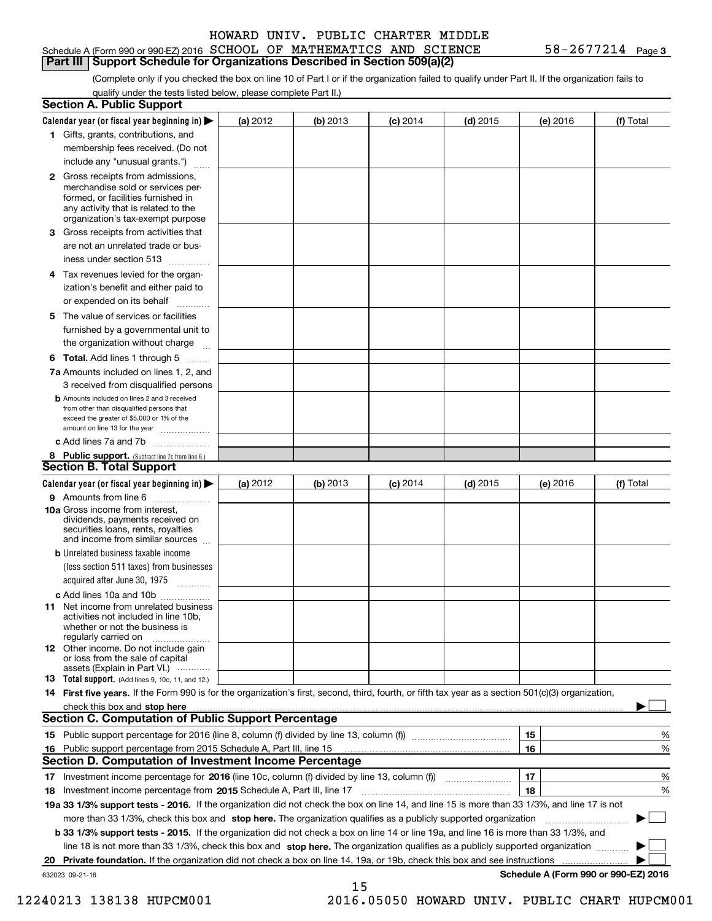HOWARD UNIV. PUBLIC CHARTER MIDDLE

Schedule A (Form 990 or 990-EZ) 2016 SCHOOL OF MATHEMATICS AND SCIENCE 58-2677214 Page 3

## Part III Support Schedule for Organizations Described in Section 509(a)(2)

(Complete only if you checked the box on line 10 of Part I or if the organization failed to qualify under Part II. If the organization fails to qualify under the tests listed below, please complete Part II.)

### Section A. Public Support

| Calendar year (or fiscal year beginning in) ▶ | (a) 2012 | (b) 2013 | (c) 2014 | (d) 2015 | (e) 2016 | (f) Total |
|---|---|---|---|---|---|---|
| 1 Gifts, grants, contributions, and membership fees received. (Do not include any "unusual grants.") | | | | | | |
| 2 Gross receipts from admissions, merchandise sold or services performed, or facilities furnished in any activity that is related to the organization's tax-exempt purpose | | | | | | |
| 3 Gross receipts from activities that are not an unrelated trade or business under section 513 | | | | | | |
| 4 Tax revenues levied for the organization's benefit and either paid to or expended on its behalf | | | | | | |
| 5 The value of services or facilities furnished by a governmental unit to the organization without charge | | | | | | |
| 6 Total. Add lines 1 through 5 | | | | | | |
| 7a Amounts included on lines 1, 2, and 3 received from disqualified persons | | | | | | |
| b Amounts included on lines 2 and 3 received from other than disqualified persons that exceed the greater of $5,000 or 1% of the amount on line 13 for the year | | | | | | |
| c Add lines 7a and 7b | | | | | | |
| 8 Public support. (Subtract line 7c from line 6.) | | | | | | |

### Section B. Total Support

| Calendar year (or fiscal year beginning in) ▶ | (a) 2012 | (b) 2013 | (c) 2014 | (d) 2015 | (e) 2016 | (f) Total |
|---|---|---|---|---|---|---|
| 9 Amounts from line 6 | | | | | | |
| 10a Gross income from interest, dividends, payments received on securities loans, rents, royalties and income from similar sources | | | | | | |
| b Unrelated business taxable income (less section 511 taxes) from businesses acquired after June 30, 1975 | | | | | | |
| c Add lines 10a and 10b | | | | | | |
| 11 Net income from unrelated business activities not included in line 10b, whether or not the business is regularly carried on | | | | | | |
| 12 Other income. Do not include gain or loss from the sale of capital assets (Explain in Part VI.) | | | | | | |
| 13 Total support. (Add lines 9, 10c, 11, and 12.) | | | | | | |

14 **First five years.** If the Form 990 is for the organization's first, second, third, fourth, or fifth tax year as a section 501(c)(3) organization, check this box and **stop here** ▶ ☐

### Section C. Computation of Public Support Percentage

| | | | |
|---|---|---|---|
| 15 | Public support percentage for 2016 (line 8, column (f) divided by line 13, column (f)) | 15 | % |
| 16 | Public support percentage from 2015 Schedule A, Part III, line 15 | 16 | % |

### Section D. Computation of Investment Income Percentage

| | | | |
|---|---|---|---|
| 17 | Investment income percentage for **2016** (line 10c, column (f) divided by line 13, column (f)) | 17 | % |
| 18 | Investment income percentage from **2015** Schedule A, Part III, line 17 | 18 | % |

**19a 33 1/3% support tests - 2016.** If the organization did not check the box on line 14, and line 15 is more than 33 1/3%, and line 17 is not more than 33 1/3%, check this box and **stop here.** The organization qualifies as a publicly supported organization ▶ ☐

**b 33 1/3% support tests - 2015.** If the organization did not check a box on line 14 or line 19a, and line 16 is more than 33 1/3%, and line 18 is not more than 33 1/3%, check this box and **stop here.** The organization qualifies as a publicly supported organization ▶ ☐

**20 Private foundation.** If the organization did not check a box on line 14, 19a, or 19b, check this box and see instructions ▶ ☐

632023 09-21-16 **Schedule A (Form 990 or 990-EZ) 2016**

12240213 138138 HUPCM001 2016.05050 HOWARD UNIV. PUBLIC CHART HUPCM001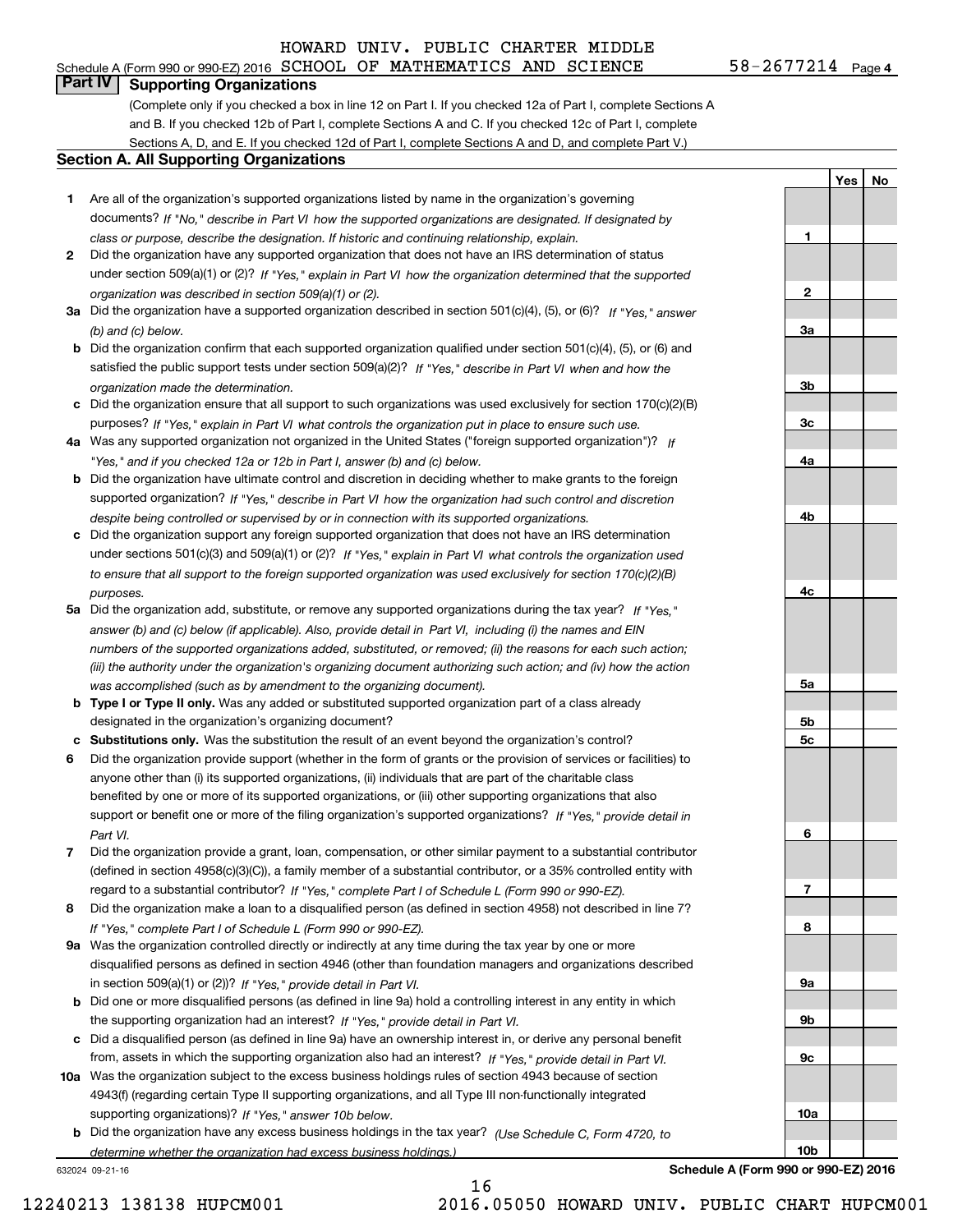HOWARD UNIV. PUBLIC CHARTER MIDDLE

Schedule A (Form 990 or 990-EZ) 2016 SCHOOL OF MATHEMATICS AND SCIENCE 58-2677214 Page 4

## Part IV Supporting Organizations

(Complete only if you checked a box in line 12 on Part I. If you checked 12a of Part I, complete Sections A and B. If you checked 12b of Part I, complete Sections A and C. If you checked 12c of Part I, complete Sections A, D, and E. If you checked 12d of Part I, complete Sections A and D, and complete Part V.)

### Section A. All Supporting Organizations

| | | Line | Yes | No |
|---|---|---|---|---|
| 1 | Are all of the organization's supported organizations listed by name in the organization's governing documents? *If "No," describe in Part VI how the supported organizations are designated. If designated by class or purpose, describe the designation. If historic and continuing relationship, explain.* | 1 | | |
| 2 | Did the organization have any supported organization that does not have an IRS determination of status under section 509(a)(1) or (2)? *If "Yes," explain in Part VI how the organization determined that the supported organization was described in section 509(a)(1) or (2).* | 2 | | |
| 3a | Did the organization have a supported organization described in section 501(c)(4), (5), or (6)? *If "Yes," answer (b) and (c) below.* | 3a | | |
| b | Did the organization confirm that each supported organization qualified under section 501(c)(4), (5), or (6) and satisfied the public support tests under section 509(a)(2)? *If "Yes," describe in Part VI when and how the organization made the determination.* | 3b | | |
| c | Did the organization ensure that all support to such organizations was used exclusively for section 170(c)(2)(B) purposes? *If "Yes," explain in Part VI what controls the organization put in place to ensure such use.* | 3c | | |
| 4a | Was any supported organization not organized in the United States ("foreign supported organization")? *If "Yes," and if you checked 12a or 12b in Part I, answer (b) and (c) below.* | 4a | | |
| b | Did the organization have ultimate control and discretion in deciding whether to make grants to the foreign supported organization? *If "Yes," describe in Part VI how the organization had such control and discretion despite being controlled or supervised by or in connection with its supported organizations.* | 4b | | |
| c | Did the organization support any foreign supported organization that does not have an IRS determination under sections 501(c)(3) and 509(a)(1) or (2)? *If "Yes," explain in Part VI what controls the organization used to ensure that all support to the foreign supported organization was used exclusively for section 170(c)(2)(B) purposes.* | 4c | | |
| 5a | Did the organization add, substitute, or remove any supported organizations during the tax year? *If "Yes," answer (b) and (c) below (if applicable). Also, provide detail in Part VI, including (i) the names and EIN numbers of the supported organizations added, substituted, or removed; (ii) the reasons for each such action; (iii) the authority under the organization's organizing document authorizing such action; and (iv) how the action was accomplished (such as by amendment to the organizing document).* | 5a | | |
| b | **Type I or Type II only.** Was any added or substituted supported organization part of a class already designated in the organization's organizing document? | 5b | | |
| c | **Substitutions only.** Was the substitution the result of an event beyond the organization's control? | 5c | | |
| 6 | Did the organization provide support (whether in the form of grants or the provision of services or facilities) to anyone other than (i) its supported organizations, (ii) individuals that are part of the charitable class benefited by one or more of its supported organizations, or (iii) other supporting organizations that also support or benefit one or more of the filing organization's supported organizations? *If "Yes," provide detail in Part VI.* | 6 | | |
| 7 | Did the organization provide a grant, loan, compensation, or other similar payment to a substantial contributor (defined in section 4958(c)(3)(C)), a family member of a substantial contributor, or a 35% controlled entity with regard to a substantial contributor? *If "Yes," complete Part I of Schedule L (Form 990 or 990-EZ).* | 7 | | |
| 8 | Did the organization make a loan to a disqualified person (as defined in section 4958) not described in line 7? *If "Yes," complete Part I of Schedule L (Form 990 or 990-EZ).* | 8 | | |
| 9a | Was the organization controlled directly or indirectly at any time during the tax year by one or more disqualified persons as defined in section 4946 (other than foundation managers and organizations described in section 509(a)(1) or (2))? *If "Yes," provide detail in Part VI.* | 9a | | |
| b | Did one or more disqualified persons (as defined in line 9a) hold a controlling interest in any entity in which the supporting organization had an interest? *If "Yes," provide detail in Part VI.* | 9b | | |
| c | Did a disqualified person (as defined in line 9a) have an ownership interest in, or derive any personal benefit from, assets in which the supporting organization also had an interest? *If "Yes," provide detail in Part VI.* | 9c | | |
| 10a | Was the organization subject to the excess business holdings rules of section 4943 because of section 4943(f) (regarding certain Type II supporting organizations, and all Type III non-functionally integrated supporting organizations)? *If "Yes," answer 10b below.* | 10a | | |
| b | Did the organization have any excess business holdings in the tax year? *(Use Schedule C, Form 4720, to determine whether the organization had excess business holdings.)* | 10b | | |

632024 09-21-16 **Schedule A (Form 990 or 990-EZ) 2016**

16

12240213 138138 HUPCM001 2016.05050 HOWARD UNIV. PUBLIC CHART HUPCM001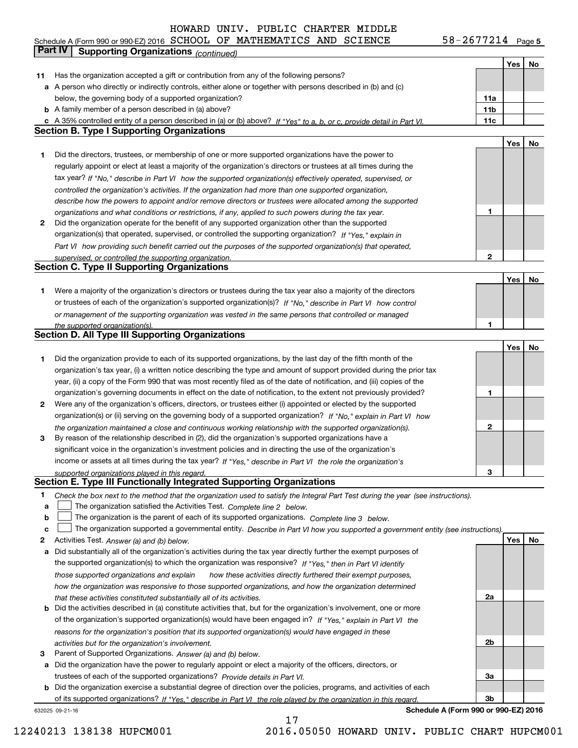HOWARD UNIV. PUBLIC CHARTER MIDDLE

Schedule A (Form 990 or 990-EZ) 2016 SCHOOL OF MATHEMATICS AND SCIENCE 58-2677214 Page 5

**Part IV Supporting Organizations** *(continued)*

| | | | Yes | No |
|---|---|---|---|---|
| **11** | Has the organization accepted a gift or contribution from any of the following persons? | | | |
| **a** | A person who directly or indirectly controls, either alone or together with persons described in (b) and (c) below, the governing body of a supported organization? | **11a** | | |
| **b** | A family member of a person described in (a) above? | **11b** | | |
| **c** | A 35% controlled entity of a person described in (a) or (b) above? *If "Yes" to a, b, or c, provide detail in Part VI.* | **11c** | | |

### Section B. Type I Supporting Organizations

| | | | Yes | No |
|---|---|---|---|---|
| **1** | Did the directors, trustees, or membership of one or more supported organizations have the power to regularly appoint or elect at least a majority of the organization's directors or trustees at all times during the tax year? *If "No," describe in Part VI how the supported organization(s) effectively operated, supervised, or controlled the organization's activities. If the organization had more than one supported organization, describe how the powers to appoint and/or remove directors or trustees were allocated among the supported organizations and what conditions or restrictions, if any, applied to such powers during the tax year.* | **1** | | |
| **2** | Did the organization operate for the benefit of any supported organization other than the supported organization(s) that operated, supervised, or controlled the supporting organization? *If "Yes," explain in Part VI how providing such benefit carried out the purposes of the supported organization(s) that operated, supervised, or controlled the supporting organization.* | **2** | | |

### Section C. Type II Supporting Organizations

| | | | Yes | No |
|---|---|---|---|---|
| **1** | Were a majority of the organization's directors or trustees during the tax year also a majority of the directors or trustees of each of the organization's supported organization(s)? *If "No," describe in Part VI how control or management of the supporting organization was vested in the same persons that controlled or managed the supported organization(s).* | **1** | | |

### Section D. All Type III Supporting Organizations

| | | | Yes | No |
|---|---|---|---|---|
| **1** | Did the organization provide to each of its supported organizations, by the last day of the fifth month of the organization's tax year, (i) a written notice describing the type and amount of support provided during the prior tax year, (ii) a copy of the Form 990 that was most recently filed as of the date of notification, and (iii) copies of the organization's governing documents in effect on the date of notification, to the extent not previously provided? | **1** | | |
| **2** | Were any of the organization's officers, directors, or trustees either (i) appointed or elected by the supported organization(s) or (ii) serving on the governing body of a supported organization? *If "No," explain in Part VI how the organization maintained a close and continuous working relationship with the supported organization(s).* | **2** | | |
| **3** | By reason of the relationship described in (2), did the organization's supported organizations have a significant voice in the organization's investment policies and in directing the use of the organization's income or assets at all times during the tax year? *If "Yes," describe in Part VI the role the organization's supported organizations played in this regard.* | **3** | | |

### Section E. Type III Functionally Integrated Supporting Organizations

**1** *Check the box next to the method that the organization used to satisfy the Integral Part Test during the year (see instructions).*

- **a** ☐ The organization satisfied the Activities Test. *Complete line 2 below.*
- **b** ☐ The organization is the parent of each of its supported organizations. *Complete line 3 below.*
- **c** ☐ The organization supported a governmental entity. *Describe in Part VI how you supported a government entity (see instructions).*

| | | | Yes | No |
|---|---|---|---|---|
| **2** | Activities Test. *Answer (a) and (b) below.* | | | |
| **a** | Did substantially all of the organization's activities during the tax year directly further the exempt purposes of the supported organization(s) to which the organization was responsive? *If "Yes," then in Part VI identify those supported organizations and explain how these activities directly furthered their exempt purposes, how the organization was responsive to those supported organizations, and how the organization determined that these activities constituted substantially all of its activities.* | **2a** | | |
| **b** | Did the activities described in (a) constitute activities that, but for the organization's involvement, one or more of the organization's supported organization(s) would have been engaged in? *If "Yes," explain in Part VI the reasons for the organization's position that its supported organization(s) would have engaged in these activities but for the organization's involvement.* | **2b** | | |
| **3** | Parent of Supported Organizations. *Answer (a) and (b) below.* | | | |
| **a** | Did the organization have the power to regularly appoint or elect a majority of the officers, directors, or trustees of each of the supported organizations? *Provide details in Part VI.* | **3a** | | |
| **b** | Did the organization exercise a substantial degree of direction over the policies, programs, and activities of each of its supported organizations? *If "Yes," describe in Part VI the role played by the organization in this regard.* | **3b** | | |

632025 09-21-16 **Schedule A (Form 990 or 990-EZ) 2016**

12240213 138138 HUPCM001 2016.05050 HOWARD UNIV. PUBLIC CHART HUPCM001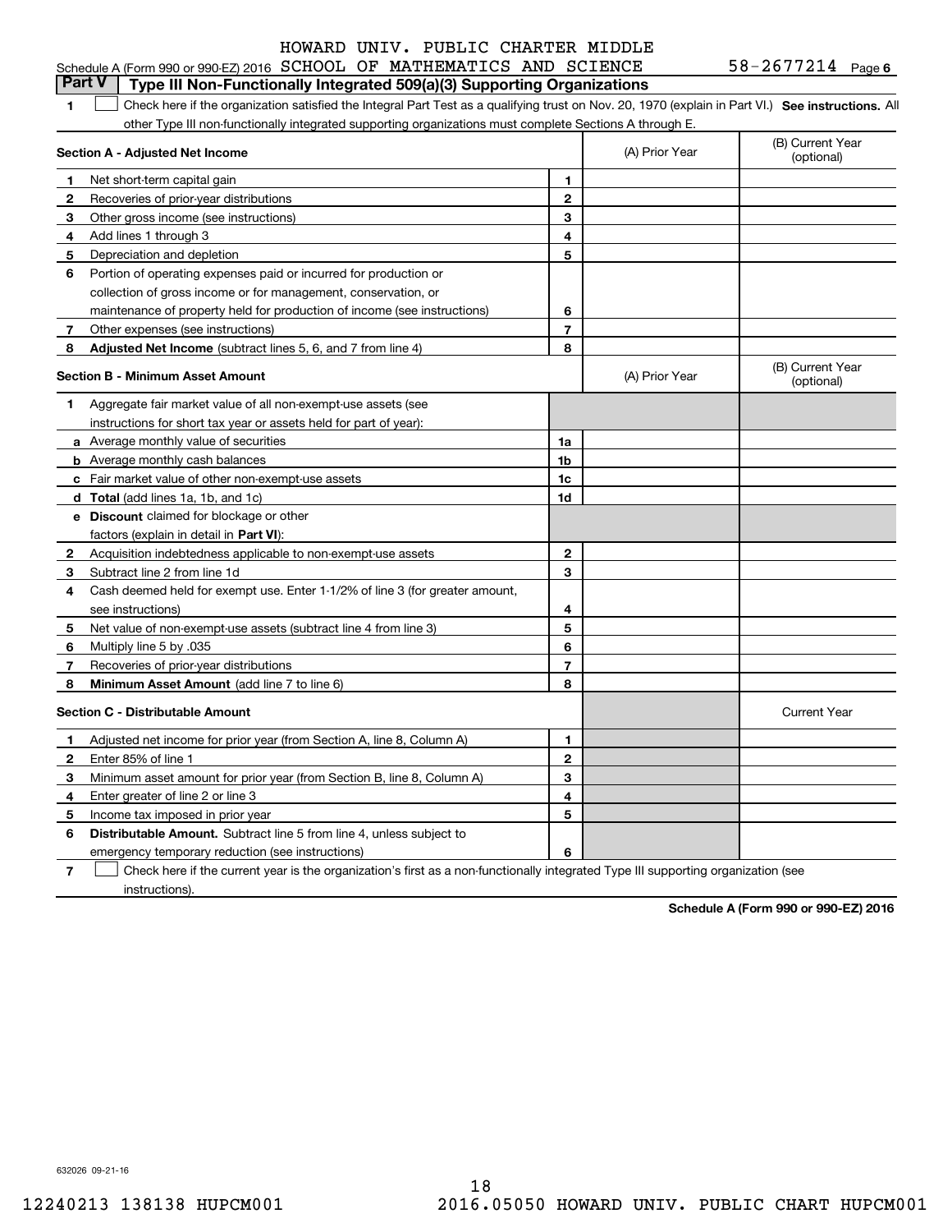HOWARD UNIV. PUBLIC CHARTER MIDDLE

Schedule A (Form 990 or 990-EZ) 2016 SCHOOL OF MATHEMATICS AND SCIENCE 58-2677214 Page 6

## Part V — Type III Non-Functionally Integrated 509(a)(3) Supporting Organizations

**1** ☐ Check here if the organization satisfied the Integral Part Test as a qualifying trust on Nov. 20, 1970 (explain in Part VI.) **See instructions.** All other Type III non-functionally integrated supporting organizations must complete Sections A through E.

| **Section A - Adjusted Net Income** | | | (A) Prior Year | (B) Current Year (optional) |
|---|---|---|---|---|
| 1 | Net short-term capital gain | 1 | | |
| 2 | Recoveries of prior-year distributions | 2 | | |
| 3 | Other gross income (see instructions) | 3 | | |
| 4 | Add lines 1 through 3 | 4 | | |
| 5 | Depreciation and depletion | 5 | | |
| 6 | Portion of operating expenses paid or incurred for production or collection of gross income or for management, conservation, or maintenance of property held for production of income (see instructions) | 6 | | |
| 7 | Other expenses (see instructions) | 7 | | |
| 8 | **Adjusted Net Income** (subtract lines 5, 6, and 7 from line 4) | 8 | | |

| **Section B - Minimum Asset Amount** | | | (A) Prior Year | (B) Current Year (optional) |
|---|---|---|---|---|
| 1 | Aggregate fair market value of all non-exempt-use assets (see instructions for short tax year or assets held for part of year): | | | |
| a | Average monthly value of securities | 1a | | |
| b | Average monthly cash balances | 1b | | |
| c | Fair market value of other non-exempt-use assets | 1c | | |
| d | **Total** (add lines 1a, 1b, and 1c) | 1d | | |
| e | **Discount** claimed for blockage or other factors (explain in detail in **Part VI**): | | | |
| 2 | Acquisition indebtedness applicable to non-exempt-use assets | 2 | | |
| 3 | Subtract line 2 from line 1d | 3 | | |
| 4 | Cash deemed held for exempt use. Enter 1-1/2% of line 3 (for greater amount, see instructions) | 4 | | |
| 5 | Net value of non-exempt-use assets (subtract line 4 from line 3) | 5 | | |
| 6 | Multiply line 5 by .035 | 6 | | |
| 7 | Recoveries of prior-year distributions | 7 | | |
| 8 | **Minimum Asset Amount** (add line 7 to line 6) | 8 | | |

| **Section C - Distributable Amount** | | | | Current Year |
|---|---|---|---|---|
| 1 | Adjusted net income for prior year (from Section A, line 8, Column A) | 1 | | |
| 2 | Enter 85% of line 1 | 2 | | |
| 3 | Minimum asset amount for prior year (from Section B, line 8, Column A) | 3 | | |
| 4 | Enter greater of line 2 or line 3 | 4 | | |
| 5 | Income tax imposed in prior year | 5 | | |
| 6 | **Distributable Amount.** Subtract line 5 from line 4, unless subject to emergency temporary reduction (see instructions) | 6 | | |

**7** ☐ Check here if the current year is the organization's first as a non-functionally integrated Type III supporting organization (see instructions).

**Schedule A (Form 990 or 990-EZ) 2016**

632026 09-21-16

12240213 138138 HUPCM001 2016.05050 HOWARD UNIV. PUBLIC CHART HUPCM001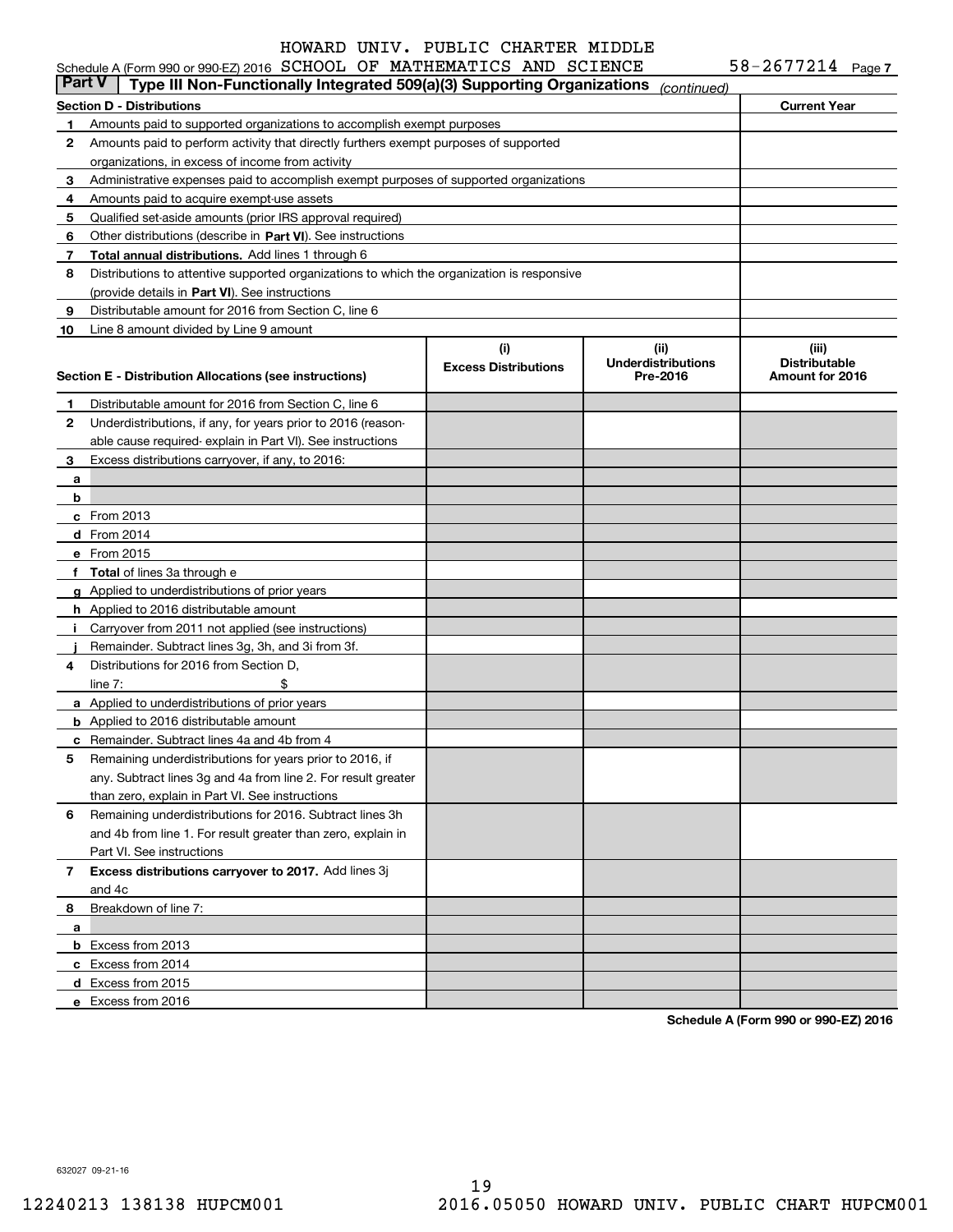HOWARD UNIV. PUBLIC CHARTER MIDDLE

Schedule A (Form 990 or 990-EZ) 2016 SCHOOL OF MATHEMATICS AND SCIENCE 58-2677214 Page 7

**Part V** | **Type III Non-Functionally Integrated 509(a)(3) Supporting Organizations** *(continued)*

| **Section D - Distributions** | **Current Year** |
|---|---|
| **1** Amounts paid to supported organizations to accomplish exempt purposes | |
| **2** Amounts paid to perform activity that directly furthers exempt purposes of supported organizations, in excess of income from activity | |
| **3** Administrative expenses paid to accomplish exempt purposes of supported organizations | |
| **4** Amounts paid to acquire exempt-use assets | |
| **5** Qualified set-aside amounts (prior IRS approval required) | |
| **6** Other distributions (describe in **Part VI**). See instructions | |
| **7** **Total annual distributions.** Add lines 1 through 6 | |
| **8** Distributions to attentive supported organizations to which the organization is responsive (provide details in **Part VI**). See instructions | |
| **9** Distributable amount for 2016 from Section C, line 6 | |
| **10** Line 8 amount divided by Line 9 amount | |

| **Section E - Distribution Allocations (see instructions)** | **(i)** **Excess Distributions** | **(ii)** **Underdistributions Pre-2016** | **(iii)** **Distributable Amount for 2016** |
|---|---|---|---|
| **1** Distributable amount for 2016 from Section C, line 6 | | | |
| **2** Underdistributions, if any, for years prior to 2016 (reasonable cause required- explain in Part VI). See instructions | | | |
| **3** Excess distributions carryover, if any, to 2016: | | | |
| **a** | | | |
| **b** | | | |
| **c** From 2013 | | | |
| **d** From 2014 | | | |
| **e** From 2015 | | | |
| **f** **Total** of lines 3a through e | | | |
| **g** Applied to underdistributions of prior years | | | |
| **h** Applied to 2016 distributable amount | | | |
| **i** Carryover from 2011 not applied (see instructions) | | | |
| **j** Remainder. Subtract lines 3g, 3h, and 3i from 3f. | | | |
| **4** Distributions for 2016 from Section D, line 7: $ | | | |
| **a** Applied to underdistributions of prior years | | | |
| **b** Applied to 2016 distributable amount | | | |
| **c** Remainder. Subtract lines 4a and 4b from 4 | | | |
| **5** Remaining underdistributions for years prior to 2016, if any. Subtract lines 3g and 4a from line 2. For result greater than zero, explain in Part VI. See instructions | | | |
| **6** Remaining underdistributions for 2016. Subtract lines 3h and 4b from line 1. For result greater than zero, explain in Part VI. See instructions | | | |
| **7** **Excess distributions carryover to 2017.** Add lines 3j and 4c | | | |
| **8** Breakdown of line 7: | | | |
| **a** | | | |
| **b** Excess from 2013 | | | |
| **c** Excess from 2014 | | | |
| **d** Excess from 2015 | | | |
| **e** Excess from 2016 | | | |

**Schedule A (Form 990 or 990-EZ) 2016**

632027 09-21-16

12240213 138138 HUPCM001 2016.05050 HOWARD UNIV. PUBLIC CHART HUPCM001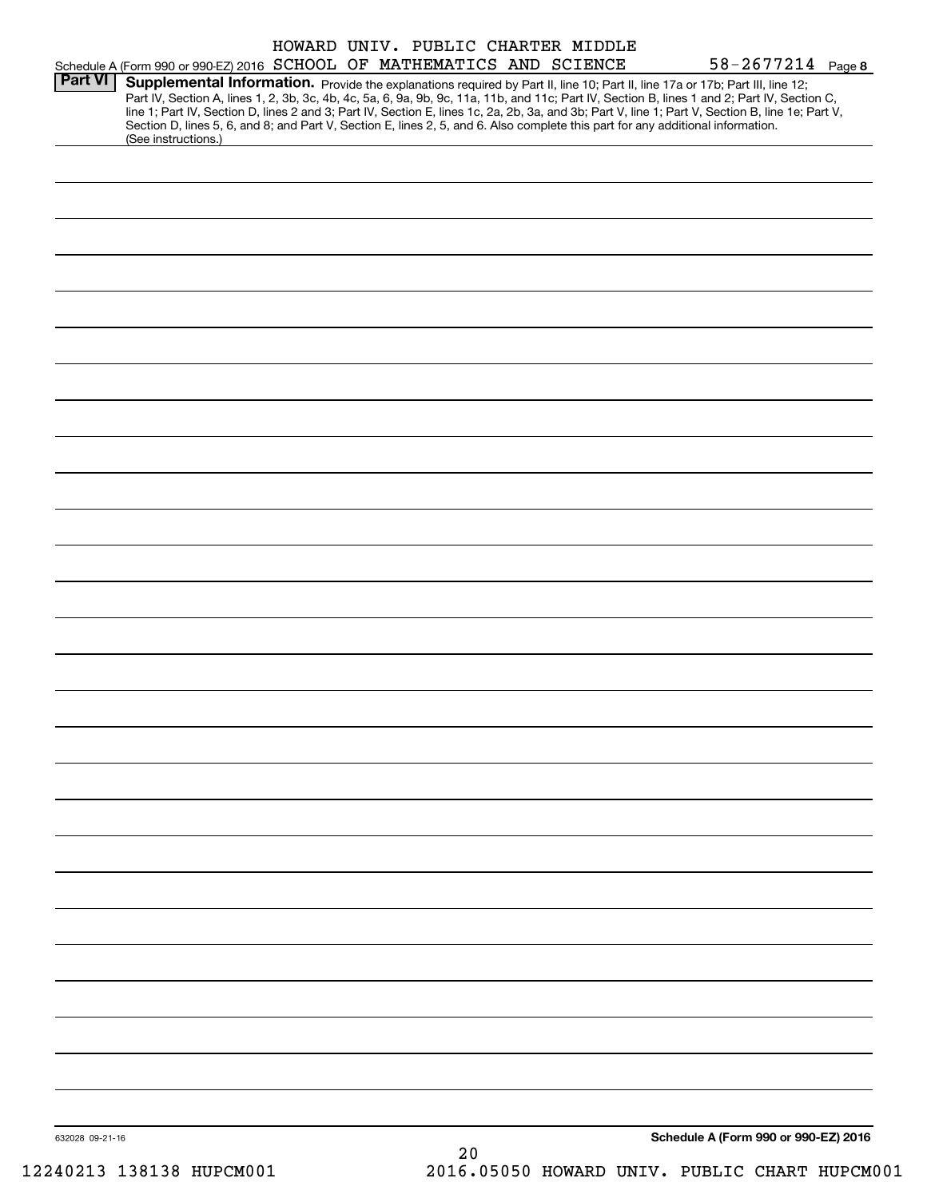Schedule A (Form 990 or 990-EZ) 2016 HOWARD UNIV. PUBLIC CHARTER MIDDLE SCHOOL OF MATHEMATICS AND SCIENCE 58-2677214 Page **8**

**Part VI** **Supplemental Information.** Provide the explanations required by Part II, line 10; Part II, line 17a or 17b; Part III, line 12; Part IV, Section A, lines 1, 2, 3b, 3c, 4b, 4c, 5a, 6, 9a, 9b, 9c, 11a, 11b, and 11c; Part IV, Section B, lines 1 and 2; Part IV, Section C, line 1; Part IV, Section D, lines 2 and 3; Part IV, Section E, lines 1c, 2a, 2b, 3a, and 3b; Part V, line 1; Part V, Section B, line 1e; Part V, Section D, lines 5, 6, and 8; and Part V, Section E, lines 2, 5, and 6. Also complete this part for any additional information. (See instructions.)

632028 09-21-16

**Schedule A (Form 990 or 990-EZ) 2016**

12240213 138138 HUPCM001 2016.05050 HOWARD UNIV. PUBLIC CHART HUPCM001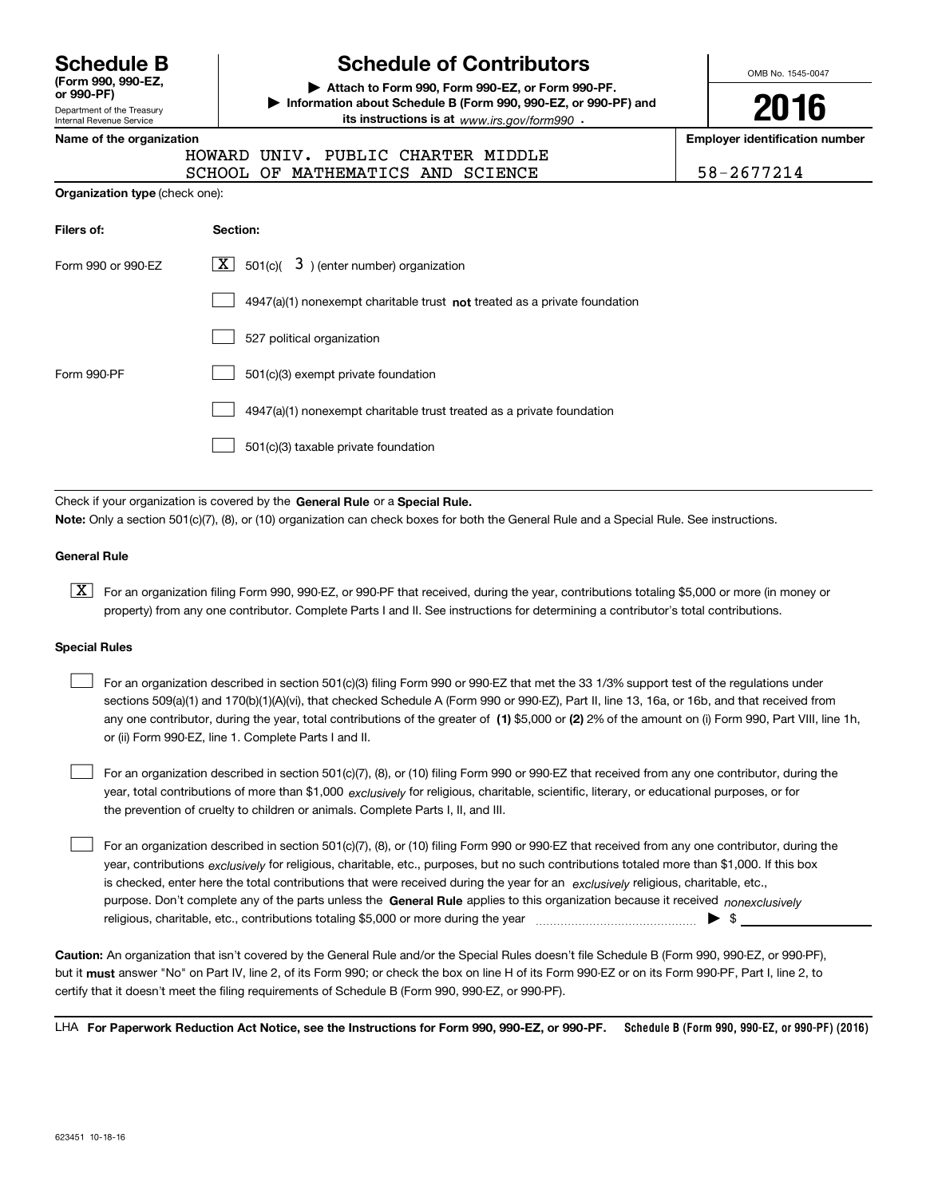# Schedule B (Form 990, 990-EZ, or 990-PF)

Department of the Treasury
Internal Revenue Service

## Schedule of Contributors

▶ Attach to Form 990, Form 990-EZ, or Form 990-PF.
▶ Information about Schedule B (Form 990, 990-EZ, or 990-PF) and its instructions is at *www.irs.gov/form990*.

OMB No. 1545-0047

**2016**

**Name of the organization**

HOWARD UNIV. PUBLIC CHARTER MIDDLE SCHOOL OF MATHEMATICS AND SCIENCE

**Employer identification number**

58-2677214

**Organization type** (check one):

| Filers of: | Section: |
|---|---|
| Form 990 or 990-EZ | [X] 501(c)( 3 ) (enter number) organization |
| | [ ] 4947(a)(1) nonexempt charitable trust **not** treated as a private foundation |
| | [ ] 527 political organization |
| Form 990-PF | [ ] 501(c)(3) exempt private foundation |
| | [ ] 4947(a)(1) nonexempt charitable trust treated as a private foundation |
| | [ ] 501(c)(3) taxable private foundation |

Check if your organization is covered by the **General Rule** or a **Special Rule.**

**Note:** Only a section 501(c)(7), (8), or (10) organization can check boxes for both the General Rule and a Special Rule. See instructions.

### General Rule

[X] For an organization filing Form 990, 990-EZ, or 990-PF that received, during the year, contributions totaling $5,000 or more (in money or property) from any one contributor. Complete Parts I and II. See instructions for determining a contributor's total contributions.

### Special Rules

[ ] For an organization described in section 501(c)(3) filing Form 990 or 990-EZ that met the 33 1/3% support test of the regulations under sections 509(a)(1) and 170(b)(1)(A)(vi), that checked Schedule A (Form 990 or 990-EZ), Part II, line 13, 16a, or 16b, and that received from any one contributor, during the year, total contributions of the greater of **(1)** $5,000 or **(2)** 2% of the amount on (i) Form 990, Part VIII, line 1h, or (ii) Form 990-EZ, line 1. Complete Parts I and II.

[ ] For an organization described in section 501(c)(7), (8), or (10) filing Form 990 or 990-EZ that received from any one contributor, during the year, total contributions of more than $1,000 *exclusively* for religious, charitable, scientific, literary, or educational purposes, or for the prevention of cruelty to children or animals. Complete Parts I, II, and III.

[ ] For an organization described in section 501(c)(7), (8), or (10) filing Form 990 or 990-EZ that received from any one contributor, during the year, contributions *exclusively* for religious, charitable, etc., purposes, but no such contributions totaled more than $1,000. If this box is checked, enter here the total contributions that were received during the year for an *exclusively* religious, charitable, etc., purpose. Don't complete any of the parts unless the **General Rule** applies to this organization because it received *nonexclusively* religious, charitable, etc., contributions totaling $5,000 or more during the year ▶ $

**Caution:** An organization that isn't covered by the General Rule and/or the Special Rules doesn't file Schedule B (Form 990, 990-EZ, or 990-PF), but it **must** answer "No" on Part IV, line 2, of its Form 990; or check the box on line H of its Form 990-EZ or on its Form 990-PF, Part I, line 2, to certify that it doesn't meet the filing requirements of Schedule B (Form 990, 990-EZ, or 990-PF).

LHA **For Paperwork Reduction Act Notice, see the Instructions for Form 990, 990-EZ, or 990-PF.** **Schedule B (Form 990, 990-EZ, or 990-PF) (2016)**

623451 10-18-16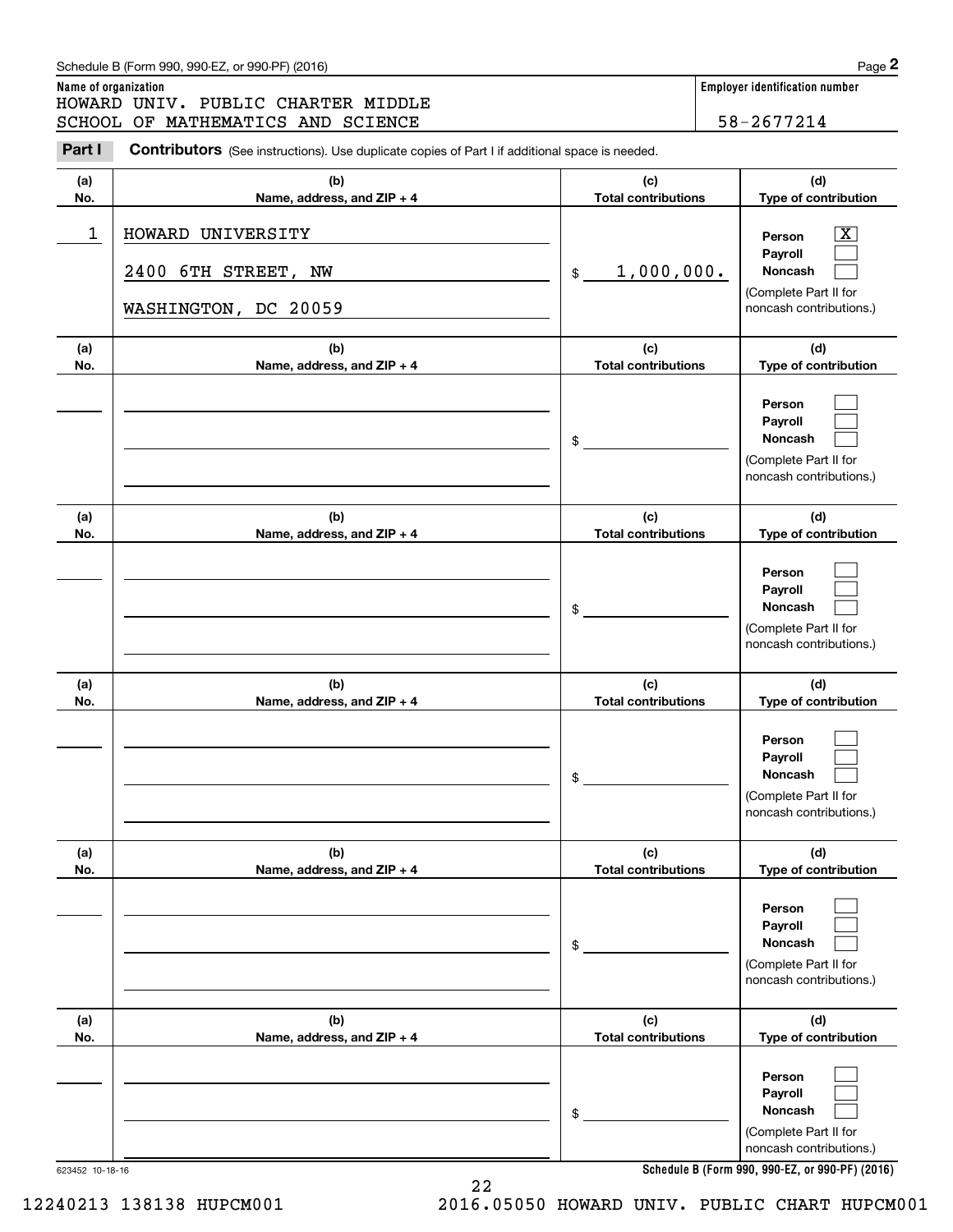**Name of organization**

HOWARD UNIV. PUBLIC CHARTER MIDDLE SCHOOL OF MATHEMATICS AND SCIENCE

**Employer identification number**

58-2677214

**Part I** **Contributors** (See instructions). Use duplicate copies of Part I if additional space is needed.

| (a) No. | (b) Name, address, and ZIP + 4 | (c) Total contributions | (d) Type of contribution |
|---|---|---|---|
| 1 | HOWARD UNIVERSITY<br>2400 6TH STREET, NW<br>WASHINGTON, DC 20059 | $ 1,000,000. | Person [X]<br>Payroll [ ]<br>Noncash [ ]<br>(Complete Part II for noncash contributions.) |
| | | $ | Person [ ]<br>Payroll [ ]<br>Noncash [ ]<br>(Complete Part II for noncash contributions.) |
| | | $ | Person [ ]<br>Payroll [ ]<br>Noncash [ ]<br>(Complete Part II for noncash contributions.) |
| | | $ | Person [ ]<br>Payroll [ ]<br>Noncash [ ]<br>(Complete Part II for noncash contributions.) |
| | | $ | Person [ ]<br>Payroll [ ]<br>Noncash [ ]<br>(Complete Part II for noncash contributions.) |
| | | $ | Person [ ]<br>Payroll [ ]<br>Noncash [ ]<br>(Complete Part II for noncash contributions.) |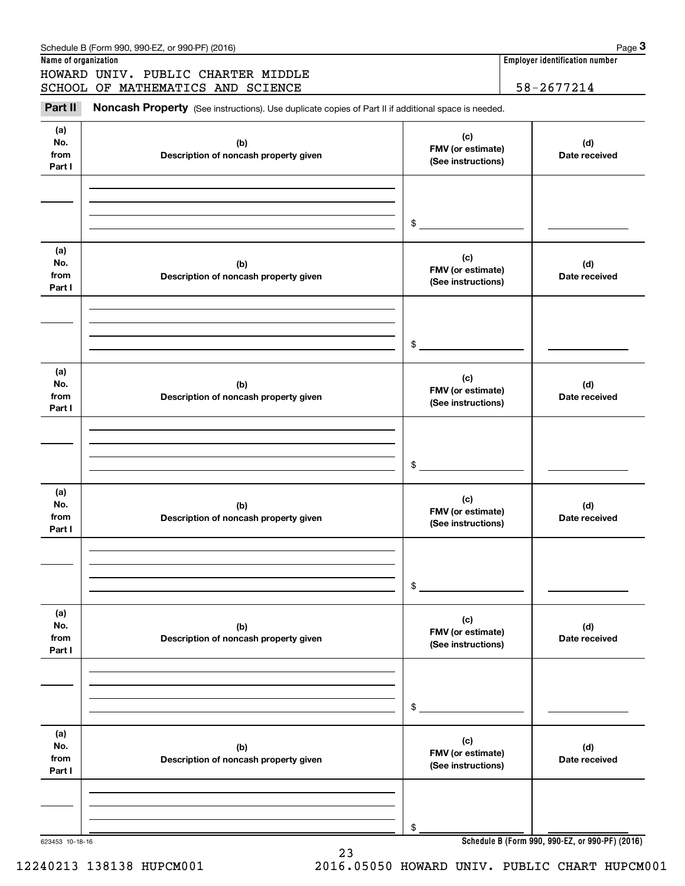Schedule B (Form 990, 990-EZ, or 990-PF) (2016)

**Name of organization**

HOWARD UNIV. PUBLIC CHARTER MIDDLE SCHOOL OF MATHEMATICS AND SCIENCE

**Employer identification number**

58-2677214

**Part II** **Noncash Property** (See instructions). Use duplicate copies of Part II if additional space is needed.

| (a) No. from Part I | (b) Description of noncash property given | (c) FMV (or estimate) (See instructions) | (d) Date received |
|---|---|---|---|
| | | $ | |

| (a) No. from Part I | (b) Description of noncash property given | (c) FMV (or estimate) (See instructions) | (d) Date received |
|---|---|---|---|
| | | $ | |

| (a) No. from Part I | (b) Description of noncash property given | (c) FMV (or estimate) (See instructions) | (d) Date received |
|---|---|---|---|
| | | $ | |

| (a) No. from Part I | (b) Description of noncash property given | (c) FMV (or estimate) (See instructions) | (d) Date received |
|---|---|---|---|
| | | $ | |

| (a) No. from Part I | (b) Description of noncash property given | (c) FMV (or estimate) (See instructions) | (d) Date received |
|---|---|---|---|
| | | $ | |

| (a) No. from Part I | (b) Description of noncash property given | (c) FMV (or estimate) (See instructions) | (d) Date received |
|---|---|---|---|
| | | $ | |

623453 10-18-16

**Schedule B (Form 990, 990-EZ, or 990-PF) (2016)**

12240213 138138 HUPCM001 2016.05050 HOWARD UNIV. PUBLIC CHART HUPCM001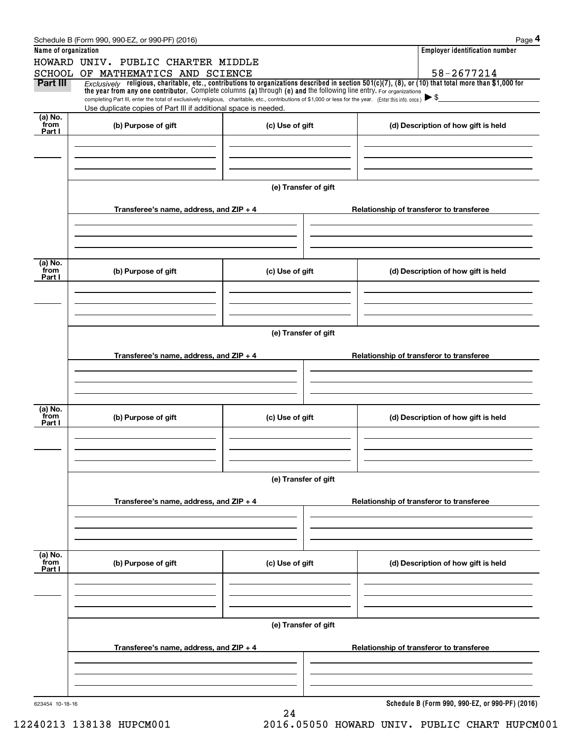Schedule B (Form 990, 990-EZ, or 990-PF) (2016)

**Name of organization**

HOWARD UNIV. PUBLIC CHARTER MIDDLE SCHOOL OF MATHEMATICS AND SCIENCE

**Employer identification number**

58-2677214

**Part III** *Exclusively* **religious, charitable, etc., contributions to organizations described in section 501(c)(7), (8), or (10) that total more than $1,000 for the year from any one contributor.** Complete columns **(a)** through **(e) and** the following line entry. For organizations completing Part III, enter the total of exclusively religious, charitable, etc., contributions of $1,000 or less for the year. (Enter this info. once.) ▶ $

Use duplicate copies of Part III if additional space is needed.

| (a) No. from Part I | (b) Purpose of gift | (c) Use of gift | (d) Description of how gift is held |
|---|---|---|---|
| | | | |

**(e) Transfer of gift**

| Transferee's name, address, and ZIP + 4 | Relationship of transferor to transferee |
|---|---|
| | |

| (a) No. from Part I | (b) Purpose of gift | (c) Use of gift | (d) Description of how gift is held |
|---|---|---|---|
| | | | |

**(e) Transfer of gift**

| Transferee's name, address, and ZIP + 4 | Relationship of transferor to transferee |
|---|---|
| | |

| (a) No. from Part I | (b) Purpose of gift | (c) Use of gift | (d) Description of how gift is held |
|---|---|---|---|
| | | | |

**(e) Transfer of gift**

| Transferee's name, address, and ZIP + 4 | Relationship of transferor to transferee |
|---|---|
| | |

| (a) No. from Part I | (b) Purpose of gift | (c) Use of gift | (d) Description of how gift is held |
|---|---|---|---|
| | | | |

**(e) Transfer of gift**

| Transferee's name, address, and ZIP + 4 | Relationship of transferor to transferee |
|---|---|
| | |

623454 10-18-16

**Schedule B (Form 990, 990-EZ, or 990-PF) (2016)**

12240213 138138 HUPCM001 2016.05050 HOWARD UNIV. PUBLIC CHART HUPCM001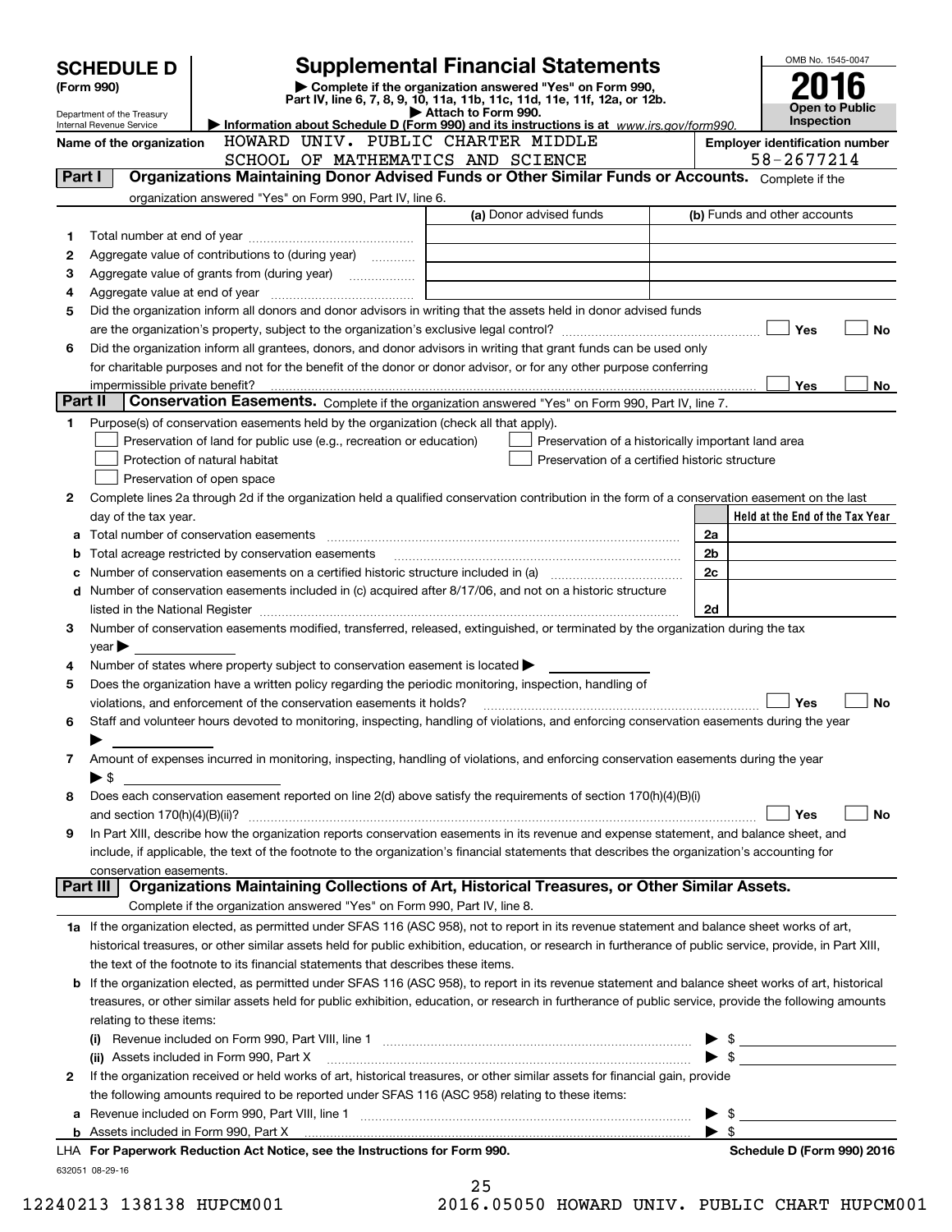# SCHEDULE D (Form 990)

Department of the Treasury
Internal Revenue Service

## Supplemental Financial Statements

▶ Complete if the organization answered "Yes" on Form 990, Part IV, line 6, 7, 8, 9, 10, 11a, 11b, 11c, 11d, 11e, 11f, 12a, or 12b.
▶ Attach to Form 990.
▶ Information about Schedule D (Form 990) and its instructions is at *www.irs.gov/form990.*

OMB No. 1545-0047

**2016**

**Open to Public Inspection**

**Name of the organization:** HOWARD UNIV. PUBLIC CHARTER MIDDLE SCHOOL OF MATHEMATICS AND SCIENCE

**Employer identification number:** 58-2677214

### Part I — Organizations Maintaining Donor Advised Funds or Other Similar Funds or Accounts.

Complete if the organization answered "Yes" on Form 990, Part IV, line 6.

| | | (a) Donor advised funds | (b) Funds and other accounts |
|---|---|---|---|
| 1 | Total number at end of year | | |
| 2 | Aggregate value of contributions to (during year) | | |
| 3 | Aggregate value of grants from (during year) | | |
| 4 | Aggregate value at end of year | | |

5 Did the organization inform all donors and donor advisors in writing that the assets held in donor advised funds are the organization's property, subject to the organization's exclusive legal control? ☐ Yes ☐ No

6 Did the organization inform all grantees, donors, and donor advisors in writing that grant funds can be used only for charitable purposes and not for the benefit of the donor or donor advisor, or for any other purpose conferring impermissible private benefit? ☐ Yes ☐ No

### Part II — Conservation Easements.

Complete if the organization answered "Yes" on Form 990, Part IV, line 7.

1 Purpose(s) of conservation easements held by the organization (check all that apply).

- ☐ Preservation of land for public use (e.g., recreation or education)
- ☐ Protection of natural habitat
- ☐ Preservation of open space
- ☐ Preservation of a historically important land area
- ☐ Preservation of a certified historic structure

2 Complete lines 2a through 2d if the organization held a qualified conservation contribution in the form of a conservation easement on the last day of the tax year.

| | | | Held at the End of the Tax Year |
|---|---|---|---|
| a | Total number of conservation easements | 2a | |
| b | Total acreage restricted by conservation easements | 2b | |
| c | Number of conservation easements on a certified historic structure included in (a) | 2c | |
| d | Number of conservation easements included in (c) acquired after 8/17/06, and not on a historic structure listed in the National Register | 2d | |

3 Number of conservation easements modified, transferred, released, extinguished, or terminated by the organization during the tax year ▶

4 Number of states where property subject to conservation easement is located ▶

5 Does the organization have a written policy regarding the periodic monitoring, inspection, handling of violations, and enforcement of the conservation easements it holds? ☐ Yes ☐ No

6 Staff and volunteer hours devoted to monitoring, inspecting, handling of violations, and enforcing conservation easements during the year ▶

7 Amount of expenses incurred in monitoring, inspecting, handling of violations, and enforcing conservation easements during the year ▶ $

8 Does each conservation easement reported on line 2(d) above satisfy the requirements of section 170(h)(4)(B)(i) and section 170(h)(4)(B)(ii)? ☐ Yes ☐ No

9 In Part XIII, describe how the organization reports conservation easements in its revenue and expense statement, and balance sheet, and include, if applicable, the text of the footnote to the organization's financial statements that describes the organization's accounting for conservation easements.

### Part III — Organizations Maintaining Collections of Art, Historical Treasures, or Other Similar Assets.

Complete if the organization answered "Yes" on Form 990, Part IV, line 8.

1a If the organization elected, as permitted under SFAS 116 (ASC 958), not to report in its revenue statement and balance sheet works of art, historical treasures, or other similar assets held for public exhibition, education, or research in furtherance of public service, provide, in Part XIII, the text of the footnote to its financial statements that describes these items.

b If the organization elected, as permitted under SFAS 116 (ASC 958), to report in its revenue statement and balance sheet works of art, historical treasures, or other similar assets held for public exhibition, education, or research in furtherance of public service, provide the following amounts relating to these items:

(i) Revenue included on Form 990, Part VIII, line 1 ▶ $

(ii) Assets included in Form 990, Part X ▶ $

2 If the organization received or held works of art, historical treasures, or other similar assets for financial gain, provide the following amounts required to be reported under SFAS 116 (ASC 958) relating to these items:

a Revenue included on Form 990, Part VIII, line 1 ▶ $

b Assets included in Form 990, Part X ▶ $

LHA For Paperwork Reduction Act Notice, see the Instructions for Form 990. Schedule D (Form 990) 2016

632051 08-29-16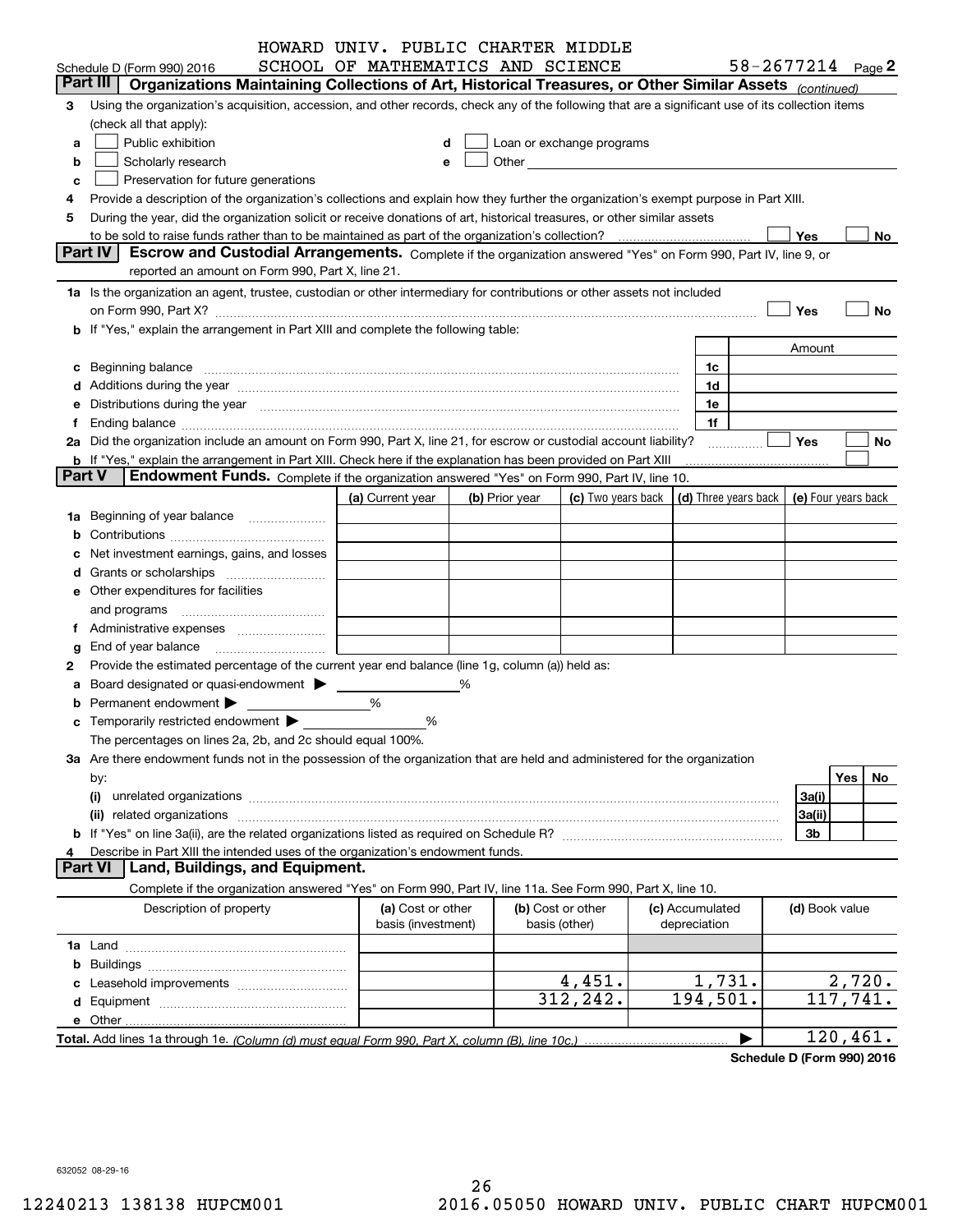HOWARD UNIV. PUBLIC CHARTER MIDDLE SCHOOL OF MATHEMATICS AND SCIENCE 58-2677214

Schedule D (Form 990) 2016 Page 2

## Part III Organizations Maintaining Collections of Art, Historical Treasures, or Other Similar Assets *(continued)*

3 Using the organization's acquisition, accession, and other records, check any of the following that are a significant use of its collection items (check all that apply):

- a ☐ Public exhibition
- b ☐ Scholarly research
- c ☐ Preservation for future generations
- d ☐ Loan or exchange programs
- e ☐ Other

4 Provide a description of the organization's collections and explain how they further the organization's exempt purpose in Part XIII.

5 During the year, did the organization solicit or receive donations of art, historical treasures, or other similar assets to be sold to raise funds rather than to be maintained as part of the organization's collection? ☐ Yes ☐ No

## Part IV Escrow and Custodial Arrangements.

Complete if the organization answered "Yes" on Form 990, Part IV, line 9, or reported an amount on Form 990, Part X, line 21.

1a Is the organization an agent, trustee, custodian or other intermediary for contributions or other assets not included on Form 990, Part X? ☐ Yes ☐ No

b If "Yes," explain the arrangement in Part XIII and complete the following table:

| | | Amount |
|---|---|---|
| c Beginning balance | 1c | |
| d Additions during the year | 1d | |
| e Distributions during the year | 1e | |
| f Ending balance | 1f | |

2a Did the organization include an amount on Form 990, Part X, line 21, for escrow or custodial account liability? ☐ Yes ☐ No

b If "Yes," explain the arrangement in Part XIII. Check here if the explanation has been provided on Part XIII ☐

## Part V Endowment Funds.

Complete if the organization answered "Yes" on Form 990, Part IV, line 10.

| | (a) Current year | (b) Prior year | (c) Two years back | (d) Three years back | (e) Four years back |
|---|---|---|---|---|---|
| 1a Beginning of year balance | | | | | |
| b Contributions | | | | | |
| c Net investment earnings, gains, and losses | | | | | |
| d Grants or scholarships | | | | | |
| e Other expenditures for facilities and programs | | | | | |
| f Administrative expenses | | | | | |
| g End of year balance | | | | | |

2 Provide the estimated percentage of the current year end balance (line 1g, column (a)) held as:

- a Board designated or quasi-endowment ▶ ______ %
- b Permanent endowment ▶ ______ %
- c Temporarily restricted endowment ▶ ______ %

The percentages on lines 2a, 2b, and 2c should equal 100%.

3a Are there endowment funds not in the possession of the organization that are held and administered for the organization by:

| | | Yes | No |
|---|---|---|---|
| (i) unrelated organizations | 3a(i) | | |
| (ii) related organizations | 3a(ii) | | |
| b If "Yes" on line 3a(ii), are the related organizations listed as required on Schedule R? | 3b | | |

4 Describe in Part XIII the intended uses of the organization's endowment funds.

## Part VI Land, Buildings, and Equipment.

Complete if the organization answered "Yes" on Form 990, Part IV, line 11a. See Form 990, Part X, line 10.

| Description of property | (a) Cost or other basis (investment) | (b) Cost or other basis (other) | (c) Accumulated depreciation | (d) Book value |
|---|---|---|---|---|
| 1a Land | | | | |
| b Buildings | | | | |
| c Leasehold improvements | | 4,451. | 1,731. | 2,720. |
| d Equipment | | 312,242. | 194,501. | 117,741. |
| e Other | | | | |

**Total.** Add lines 1a through 1e. *(Column (d) must equal Form 990, Part X, column (B), line 10c.)* ▶ 120,461.

**Schedule D (Form 990) 2016**

632052 08-29-16

12240213 138138 HUPCM001 2016.05050 HOWARD UNIV. PUBLIC CHART HUPCM001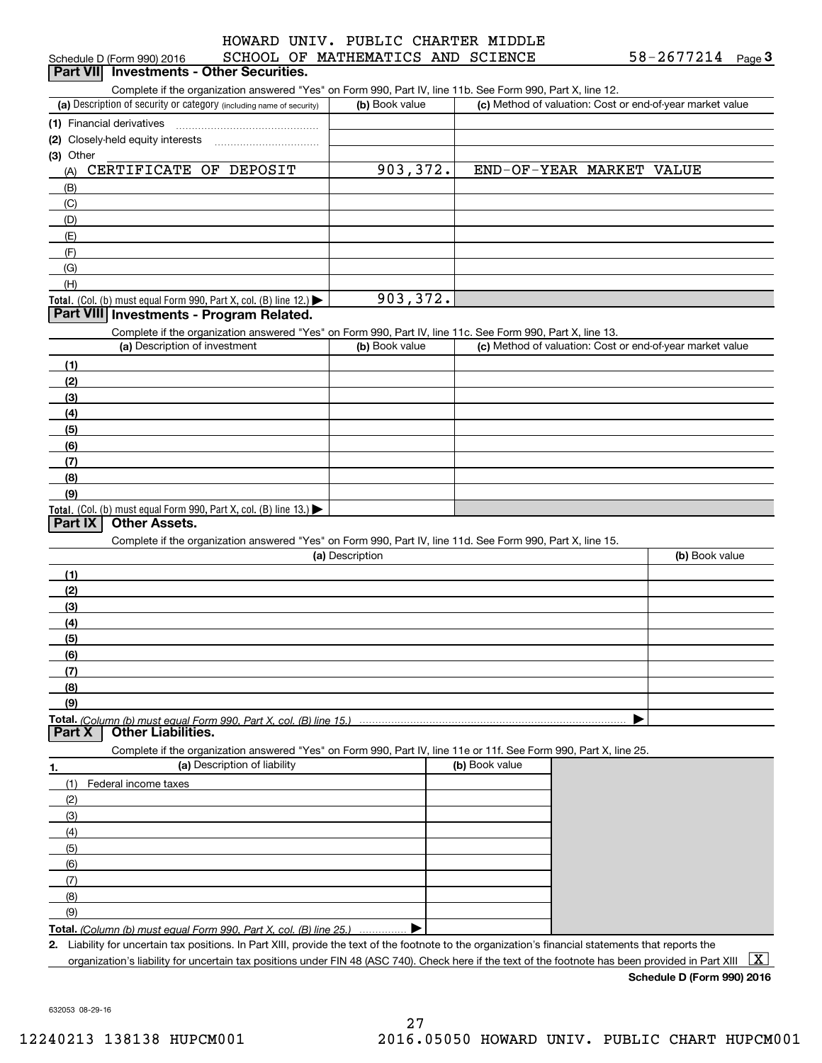HOWARD UNIV. PUBLIC CHARTER MIDDLE SCHOOL OF MATHEMATICS AND SCIENCE 58-2677214

## Part VII Investments - Other Securities.

Complete if the organization answered "Yes" on Form 990, Part IV, line 11b. See Form 990, Part X, line 12.

| (a) Description of security or category (including name of security) | (b) Book value | (c) Method of valuation: Cost or end-of-year market value |
|---|---|---|
| (1) Financial derivatives | | |
| (2) Closely-held equity interests | | |
| (3) Other | | |
| (A) CERTIFICATE OF DEPOSIT | 903,372. | END-OF-YEAR MARKET VALUE |
| (B) | | |
| (C) | | |
| (D) | | |
| (E) | | |
| (F) | | |
| (G) | | |
| (H) | | |
| **Total.** (Col. (b) must equal Form 990, Part X, col. (B) line 12.) | 903,372. | |

## Part VIII Investments - Program Related.

Complete if the organization answered "Yes" on Form 990, Part IV, line 11c. See Form 990, Part X, line 13.

| (a) Description of investment | (b) Book value | (c) Method of valuation: Cost or end-of-year market value |
|---|---|---|
| (1) | | |
| (2) | | |
| (3) | | |
| (4) | | |
| (5) | | |
| (6) | | |
| (7) | | |
| (8) | | |
| (9) | | |
| **Total.** (Col. (b) must equal Form 990, Part X, col. (B) line 13.) | | |

## Part IX Other Assets.

Complete if the organization answered "Yes" on Form 990, Part IV, line 11d. See Form 990, Part X, line 15.

| (a) Description | (b) Book value |
|---|---|
| (1) | |
| (2) | |
| (3) | |
| (4) | |
| (5) | |
| (6) | |
| (7) | |
| (8) | |
| (9) | |
| **Total.** *(Column (b) must equal Form 990, Part X, col. (B) line 15.)* | |

## Part X Other Liabilities.

Complete if the organization answered "Yes" on Form 990, Part IV, line 11e or 11f. See Form 990, Part X, line 25.

| 1. (a) Description of liability | (b) Book value |
|---|---|
| (1) Federal income taxes | |
| (2) | |
| (3) | |
| (4) | |
| (5) | |
| (6) | |
| (7) | |
| (8) | |
| (9) | |
| **Total.** *(Column (b) must equal Form 990, Part X, col. (B) line 25.)* | |

2. Liability for uncertain tax positions. In Part XIII, provide the text of the footnote to the organization's financial statements that reports the organization's liability for uncertain tax positions under FIN 48 (ASC 740). Check here if the text of the footnote has been provided in Part XIII [X]

**Schedule D (Form 990) 2016**

632053 08-29-16

12240213 138138 HUPCM001 2016.05050 HOWARD UNIV. PUBLIC CHART HUPCM001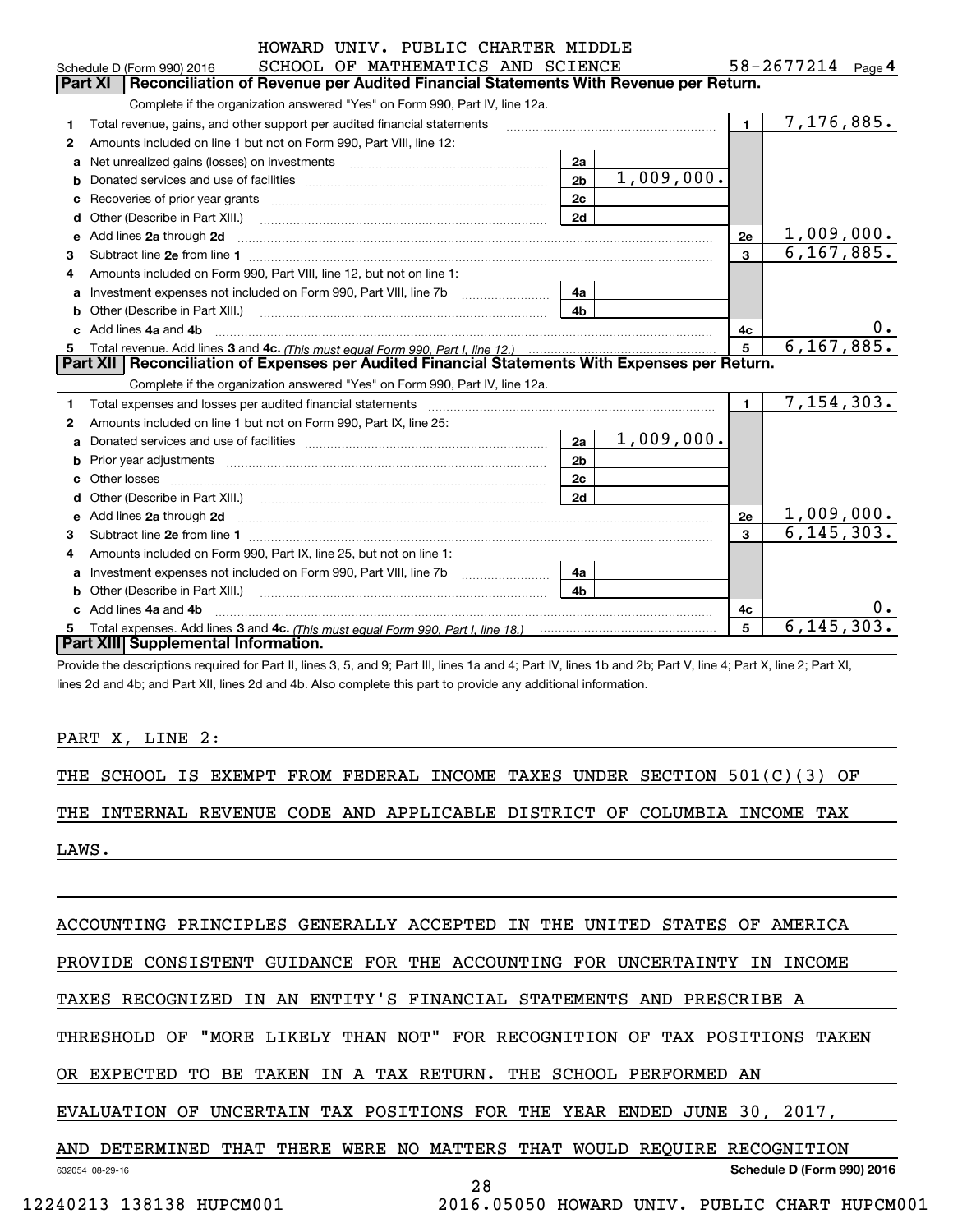HOWARD UNIV. PUBLIC CHARTER MIDDLE SCHOOL OF MATHEMATICS AND SCIENCE 58-2677214

Schedule D (Form 990) 2016 Page **4**

## Part XI Reconciliation of Revenue per Audited Financial Statements With Revenue per Return.

Complete if the organization answered "Yes" on Form 990, Part IV, line 12a.

| | | | | | |
|---|---|---|---|---|---|
| **1** | Total revenue, gains, and other support per audited financial statements | | | 1 | 7,176,885. |
| **2** | Amounts included on line 1 but not on Form 990, Part VIII, line 12: | | | | |
| **a** | Net unrealized gains (losses) on investments | 2a | | | |
| **b** | Donated services and use of facilities | 2b | 1,009,000. | | |
| **c** | Recoveries of prior year grants | 2c | | | |
| **d** | Other (Describe in Part XIII.) | 2d | | | |
| **e** | Add lines **2a** through **2d** | | | 2e | 1,009,000. |
| **3** | Subtract line **2e** from line **1** | | | 3 | 6,167,885. |
| **4** | Amounts included on Form 990, Part VIII, line 12, but not on line 1: | | | | |
| **a** | Investment expenses not included on Form 990, Part VIII, line 7b | 4a | | | |
| **b** | Other (Describe in Part XIII.) | 4b | | | |
| **c** | Add lines **4a** and **4b** | | | 4c | 0. |
| **5** | Total revenue. Add lines **3** and **4c.** *(This must equal Form 990, Part I, line 12.)* | | | 5 | 6,167,885. |

## Part XII Reconciliation of Expenses per Audited Financial Statements With Expenses per Return.

Complete if the organization answered "Yes" on Form 990, Part IV, line 12a.

| | | | | | |
|---|---|---|---|---|---|
| **1** | Total expenses and losses per audited financial statements | | | 1 | 7,154,303. |
| **2** | Amounts included on line 1 but not on Form 990, Part IX, line 25: | | | | |
| **a** | Donated services and use of facilities | 2a | 1,009,000. | | |
| **b** | Prior year adjustments | 2b | | | |
| **c** | Other losses | 2c | | | |
| **d** | Other (Describe in Part XIII.) | 2d | | | |
| **e** | Add lines **2a** through **2d** | | | 2e | 1,009,000. |
| **3** | Subtract line **2e** from line **1** | | | 3 | 6,145,303. |
| **4** | Amounts included on Form 990, Part IX, line 25, but not on line 1: | | | | |
| **a** | Investment expenses not included on Form 990, Part VIII, line 7b | 4a | | | |
| **b** | Other (Describe in Part XIII.) | 4b | | | |
| **c** | Add lines **4a** and **4b** | | | 4c | 0. |
| **5** | Total expenses. Add lines **3** and **4c.** *(This must equal Form 990, Part I, line 18.)* | | | 5 | 6,145,303. |

## Part XIII Supplemental Information.

Provide the descriptions required for Part II, lines 3, 5, and 9; Part III, lines 1a and 4; Part IV, lines 1b and 2b; Part V, line 4; Part X, line 2; Part XI, lines 2d and 4b; and Part XII, lines 2d and 4b. Also complete this part to provide any additional information.

PART X, LINE 2:

THE SCHOOL IS EXEMPT FROM FEDERAL INCOME TAXES UNDER SECTION 501(C)(3) OF THE INTERNAL REVENUE CODE AND APPLICABLE DISTRICT OF COLUMBIA INCOME TAX LAWS.

ACCOUNTING PRINCIPLES GENERALLY ACCEPTED IN THE UNITED STATES OF AMERICA PROVIDE CONSISTENT GUIDANCE FOR THE ACCOUNTING FOR UNCERTAINTY IN INCOME TAXES RECOGNIZED IN AN ENTITY'S FINANCIAL STATEMENTS AND PRESCRIBE A THRESHOLD OF "MORE LIKELY THAN NOT" FOR RECOGNITION OF TAX POSITIONS TAKEN OR EXPECTED TO BE TAKEN IN A TAX RETURN. THE SCHOOL PERFORMED AN EVALUATION OF UNCERTAIN TAX POSITIONS FOR THE YEAR ENDED JUNE 30, 2017, AND DETERMINED THAT THERE WERE NO MATTERS THAT WOULD REQUIRE RECOGNITION

632054 08-29-16 **Schedule D (Form 990) 2016**

12240213 138138 HUPCM001 2016.05050 HOWARD UNIV. PUBLIC CHART HUPCM001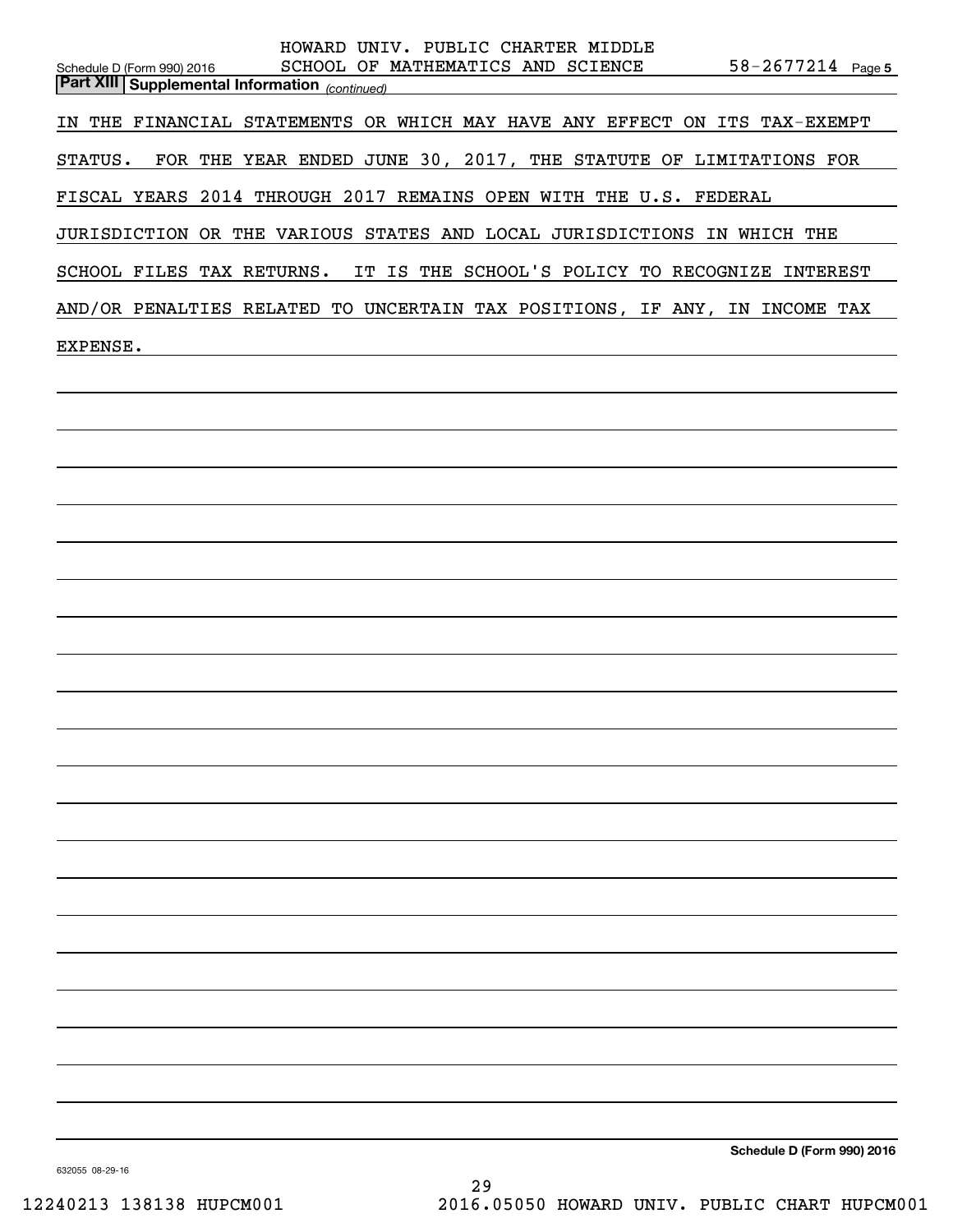## Part XIII Supplemental Information *(continued)*

IN THE FINANCIAL STATEMENTS OR WHICH MAY HAVE ANY EFFECT ON ITS TAX-EXEMPT STATUS. FOR THE YEAR ENDED JUNE 30, 2017, THE STATUTE OF LIMITATIONS FOR FISCAL YEARS 2014 THROUGH 2017 REMAINS OPEN WITH THE U.S. FEDERAL JURISDICTION OR THE VARIOUS STATES AND LOCAL JURISDICTIONS IN WHICH THE SCHOOL FILES TAX RETURNS. IT IS THE SCHOOL'S POLICY TO RECOGNIZE INTEREST AND/OR PENALTIES RELATED TO UNCERTAIN TAX POSITIONS, IF ANY, IN INCOME TAX EXPENSE.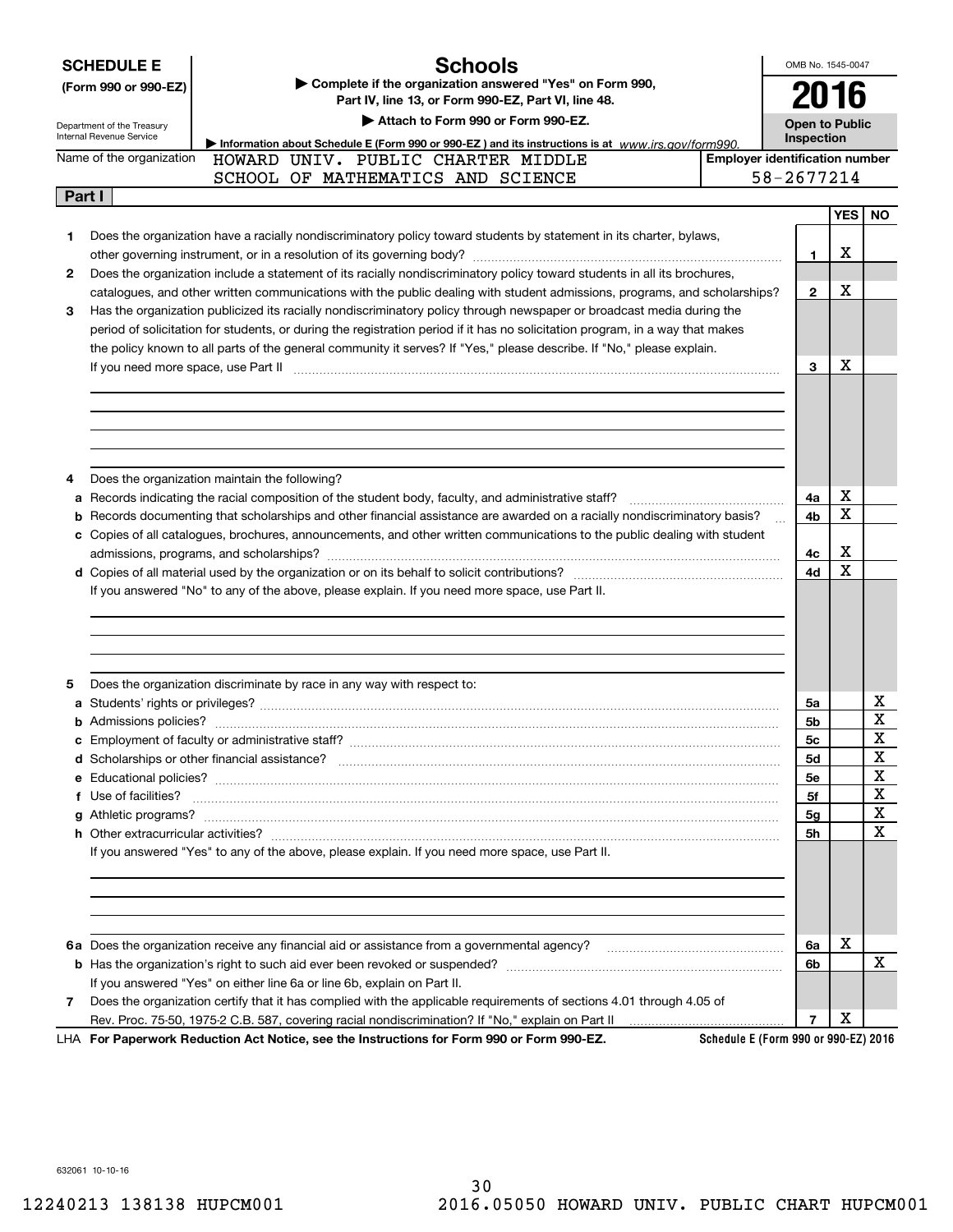**SCHEDULE E**
**(Form 990 or 990-EZ)**

Department of the Treasury
Internal Revenue Service

# Schools

▶ Complete if the organization answered "Yes" on Form 990, Part IV, line 13, or Form 990-EZ, Part VI, line 48.
▶ Attach to Form 990 or Form 990-EZ.
▶ Information about Schedule E (Form 990 or 990-EZ) and its instructions is at www.irs.gov/form990.

OMB No. 1545-0047
**2016**
**Open to Public Inspection**

Name of the organization: HOWARD UNIV. PUBLIC CHARTER MIDDLE SCHOOL OF MATHEMATICS AND SCIENCE

Employer identification number: 58-2677214

**Part I**

| | | | YES | NO |
|---|---|---|---|---|
| 1 | Does the organization have a racially nondiscriminatory policy toward students by statement in its charter, bylaws, other governing instrument, or in a resolution of its governing body? | 1 | X | |
| 2 | Does the organization include a statement of its racially nondiscriminatory policy toward students in all its brochures, catalogues, and other written communications with the public dealing with student admissions, programs, and scholarships? | 2 | X | |
| 3 | Has the organization publicized its racially nondiscriminatory policy through newspaper or broadcast media during the period of solicitation for students, or during the registration period if it has no solicitation program, in a way that makes the policy known to all parts of the general community it serves? If "Yes," please describe. If "No," please explain. If you need more space, use Part II | 3 | X | |
| 4 | Does the organization maintain the following? | | | |
| a | Records indicating the racial composition of the student body, faculty, and administrative staff? | 4a | X | |
| b | Records documenting that scholarships and other financial assistance are awarded on a racially nondiscriminatory basis? | 4b | X | |
| c | Copies of all catalogues, brochures, announcements, and other written communications to the public dealing with student admissions, programs, and scholarships? | 4c | X | |
| d | Copies of all material used by the organization or on its behalf to solicit contributions? | 4d | X | |
| | If you answered "No" to any of the above, please explain. If you need more space, use Part II. | | | |
| 5 | Does the organization discriminate by race in any way with respect to: | | | |
| a | Students' rights or privileges? | 5a | | X |
| b | Admissions policies? | 5b | | X |
| c | Employment of faculty or administrative staff? | 5c | | X |
| d | Scholarships or other financial assistance? | 5d | | X |
| e | Educational policies? | 5e | | X |
| f | Use of facilities? | 5f | | X |
| g | Athletic programs? | 5g | | X |
| h | Other extracurricular activities? | 5h | | X |
| | If you answered "Yes" to any of the above, please explain. If you need more space, use Part II. | | | |
| 6a | Does the organization receive any financial aid or assistance from a governmental agency? | 6a | X | |
| b | Has the organization's right to such aid ever been revoked or suspended? | 6b | | X |
| | If you answered "Yes" on either line 6a or line 6b, explain on Part II. | | | |
| 7 | Does the organization certify that it has complied with the applicable requirements of sections 4.01 through 4.05 of Rev. Proc. 75-50, 1975-2 C.B. 587, covering racial nondiscrimination? If "No," explain on Part II | 7 | X | |

LHA **For Paperwork Reduction Act Notice, see the Instructions for Form 990 or Form 990-EZ.** **Schedule E (Form 990 or 990-EZ) 2016**

632061 10-10-16

12240213 138138 HUPCM001 2016.05050 HOWARD UNIV. PUBLIC CHART HUPCM001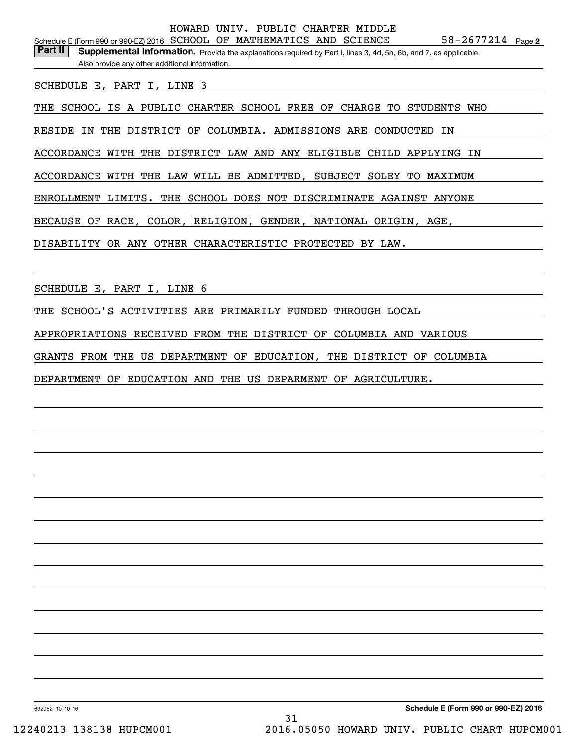HOWARD UNIV. PUBLIC CHARTER MIDDLE

Schedule E (Form 990 or 990-EZ) 2016 SCHOOL OF MATHEMATICS AND SCIENCE 58-2677214 Page 2

**Part II** **Supplemental Information.** Provide the explanations required by Part I, lines 3, 4d, 5h, 6b, and 7, as applicable. Also provide any other additional information.

SCHEDULE E, PART I, LINE 3

THE SCHOOL IS A PUBLIC CHARTER SCHOOL FREE OF CHARGE TO STUDENTS WHO RESIDE IN THE DISTRICT OF COLUMBIA. ADMISSIONS ARE CONDUCTED IN ACCORDANCE WITH THE DISTRICT LAW AND ANY ELIGIBLE CHILD APPLYING IN ACCORDANCE WITH THE LAW WILL BE ADMITTED, SUBJECT SOLEY TO MAXIMUM ENROLLMENT LIMITS. THE SCHOOL DOES NOT DISCRIMINATE AGAINST ANYONE BECAUSE OF RACE, COLOR, RELIGION, GENDER, NATIONAL ORIGIN, AGE, DISABILITY OR ANY OTHER CHARACTERISTIC PROTECTED BY LAW.

SCHEDULE E, PART I, LINE 6

THE SCHOOL'S ACTIVITIES ARE PRIMARILY FUNDED THROUGH LOCAL APPROPRIATIONS RECEIVED FROM THE DISTRICT OF COLUMBIA AND VARIOUS GRANTS FROM THE US DEPARTMENT OF EDUCATION, THE DISTRICT OF COLUMBIA DEPARTMENT OF EDUCATION AND THE US DEPARMENT OF AGRICULTURE.

632062 10-10-16

**Schedule E (Form 990 or 990-EZ) 2016**

12240213 138138 HUPCM001 2016.05050 HOWARD UNIV. PUBLIC CHART HUPCM001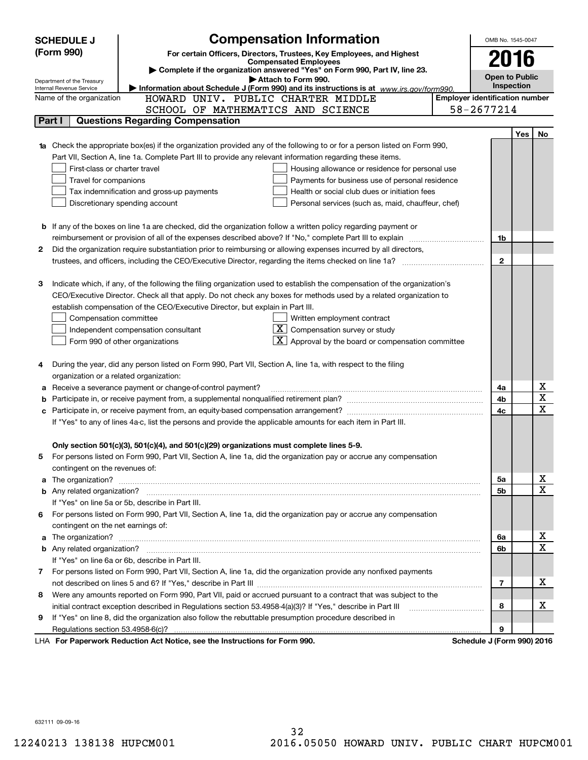# SCHEDULE J (Form 990)

## Compensation Information

**For certain Officers, Directors, Trustees, Key Employees, and Highest Compensated Employees**

▶ Complete if the organization answered "Yes" on Form 990, Part IV, line 23.

▶ Attach to Form 990.

▶ Information about Schedule J (Form 990) and its instructions is at www.irs.gov/form990.

Department of the Treasury
Internal Revenue Service

OMB No. 1545-0047

**2016**

**Open to Public Inspection**

Name of the organization: HOWARD UNIV. PUBLIC CHARTER MIDDLE SCHOOL OF MATHEMATICS AND SCIENCE

Employer identification number: 58-2677214

**Part I — Questions Regarding Compensation**

| | | | Yes | No |
|---|---|---|---|---|
| **1a** | Check the appropriate box(es) if the organization provided any of the following to or for a person listed on Form 990, Part VII, Section A, line 1a. Complete Part III to provide any relevant information regarding these items.<br>☐ First-class or charter travel ☐ Housing allowance or residence for personal use<br>☐ Travel for companions ☐ Payments for business use of personal residence<br>☐ Tax indemnification and gross-up payments ☐ Health or social club dues or initiation fees<br>☐ Discretionary spending account ☐ Personal services (such as, maid, chauffeur, chef) | | | |
| **b** | If any of the boxes on line 1a are checked, did the organization follow a written policy regarding payment or reimbursement or provision of all of the expenses described above? If "No," complete Part III to explain | 1b | | |
| **2** | Did the organization require substantiation prior to reimbursing or allowing expenses incurred by all directors, trustees, and officers, including the CEO/Executive Director, regarding the items checked on line 1a? | 2 | | |
| **3** | Indicate which, if any, of the following the filing organization used to establish the compensation of the organization's CEO/Executive Director. Check all that apply. Do not check any boxes for methods used by a related organization to establish compensation of the CEO/Executive Director, but explain in Part III.<br>☐ Compensation committee ☐ Written employment contract<br>☐ Independent compensation consultant ☒ Compensation survey or study<br>☐ Form 990 of other organizations ☒ Approval by the board or compensation committee | | | |
| **4** | During the year, did any person listed on Form 990, Part VII, Section A, line 1a, with respect to the filing organization or a related organization: | | | |
| **a** | Receive a severance payment or change-of-control payment? | 4a | | X |
| **b** | Participate in, or receive payment from, a supplemental nonqualified retirement plan? | 4b | | X |
| **c** | Participate in, or receive payment from, an equity-based compensation arrangement? | 4c | | X |
| | If "Yes" to any of lines 4a-c, list the persons and provide the applicable amounts for each item in Part III. | | | |
| | **Only section 501(c)(3), 501(c)(4), and 501(c)(29) organizations must complete lines 5-9.** | | | |
| **5** | For persons listed on Form 990, Part VII, Section A, line 1a, did the organization pay or accrue any compensation contingent on the revenues of: | | | |
| **a** | The organization? | 5a | | X |
| **b** | Any related organization? | 5b | | X |
| | If "Yes" on line 5a or 5b, describe in Part III. | | | |
| **6** | For persons listed on Form 990, Part VII, Section A, line 1a, did the organization pay or accrue any compensation contingent on the net earnings of: | | | |
| **a** | The organization? | 6a | | X |
| **b** | Any related organization? | 6b | | X |
| | If "Yes" on line 6a or 6b, describe in Part III. | | | |
| **7** | For persons listed on Form 990, Part VII, Section A, line 1a, did the organization provide any nonfixed payments not described on lines 5 and 6? If "Yes," describe in Part III | 7 | | X |
| **8** | Were any amounts reported on Form 990, Part VII, paid or accrued pursuant to a contract that was subject to the initial contract exception described in Regulations section 53.4958-4(a)(3)? If "Yes," describe in Part III | 8 | | X |
| **9** | If "Yes" on line 8, did the organization also follow the rebuttable presumption procedure described in Regulations section 53.4958-6(c)? | 9 | | |

LHA For Paperwork Reduction Act Notice, see the Instructions for Form 990. Schedule J (Form 990) 2016

632111 09-09-16

12240213 138138 HUPCM001 2016.05050 HOWARD UNIV. PUBLIC CHART HUPCM001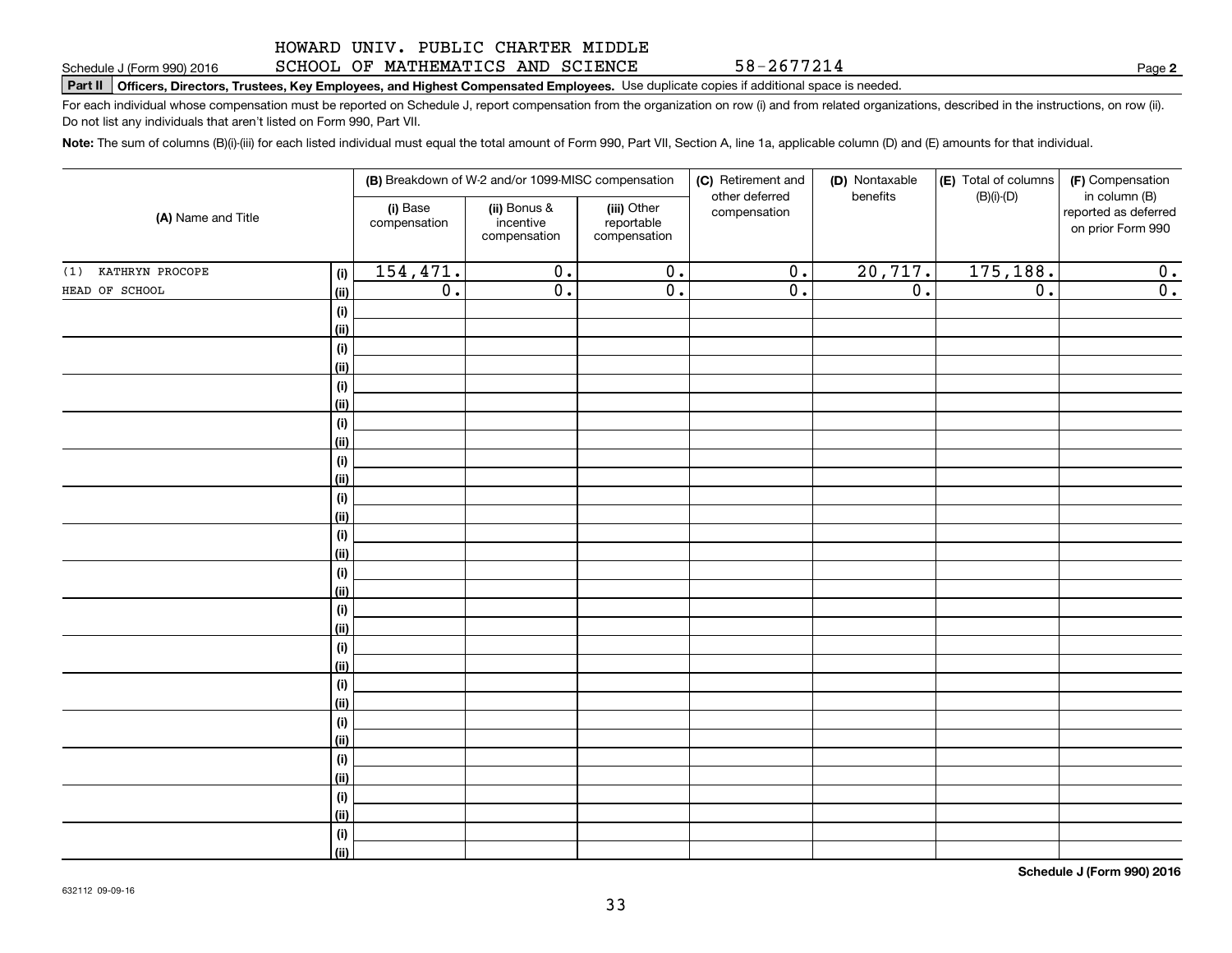HOWARD UNIV. PUBLIC CHARTER MIDDLE SCHOOL OF MATHEMATICS AND SCIENCE 58-2677214

Schedule J (Form 990) 2016

**Part II** **Officers, Directors, Trustees, Key Employees, and Highest Compensated Employees.** Use duplicate copies if additional space is needed.

For each individual whose compensation must be reported on Schedule J, report compensation from the organization on row (i) and from related organizations, described in the instructions, on row (ii). Do not list any individuals that aren't listed on Form 990, Part VII.

**Note:** The sum of columns (B)(i)-(iii) for each listed individual must equal the total amount of Form 990, Part VII, Section A, line 1a, applicable column (D) and (E) amounts for that individual.

| (A) Name and Title | | (B) Breakdown of W-2 and/or 1099-MISC compensation | | | (C) Retirement and other deferred compensation | (D) Nontaxable benefits | (E) Total of columns (B)(i)-(D) | (F) Compensation in column (B) reported as deferred on prior Form 990 |
|---|---|---|---|---|---|---|---|---|
| | | (i) Base compensation | (ii) Bonus & incentive compensation | (iii) Other reportable compensation | | | | |
| (1) KATHRYN PROCOPE | (i) | 154,471. | 0. | 0. | 0. | 20,717. | 175,188. | 0. |
| HEAD OF SCHOOL | (ii) | 0. | 0. | 0. | 0. | 0. | 0. | 0. |
| | (i) | | | | | | | |
| | (ii) | | | | | | | |
| | (i) | | | | | | | |
| | (ii) | | | | | | | |
| | (i) | | | | | | | |
| | (ii) | | | | | | | |
| | (i) | | | | | | | |
| | (ii) | | | | | | | |
| | (i) | | | | | | | |
| | (ii) | | | | | | | |
| | (i) | | | | | | | |
| | (ii) | | | | | | | |
| | (i) | | | | | | | |
| | (ii) | | | | | | | |
| | (i) | | | | | | | |
| | (ii) | | | | | | | |
| | (i) | | | | | | | |
| | (ii) | | | | | | | |
| | (i) | | | | | | | |
| | (ii) | | | | | | | |
| | (i) | | | | | | | |
| | (ii) | | | | | | | |
| | (i) | | | | | | | |
| | (ii) | | | | | | | |
| | (i) | | | | | | | |
| | (ii) | | | | | | | |
| | (i) | | | | | | | |
| | (ii) | | | | | | | |
| | (i) | | | | | | | |
| | (ii) | | | | | | | |

**Schedule J (Form 990) 2016**

632112 09-09-16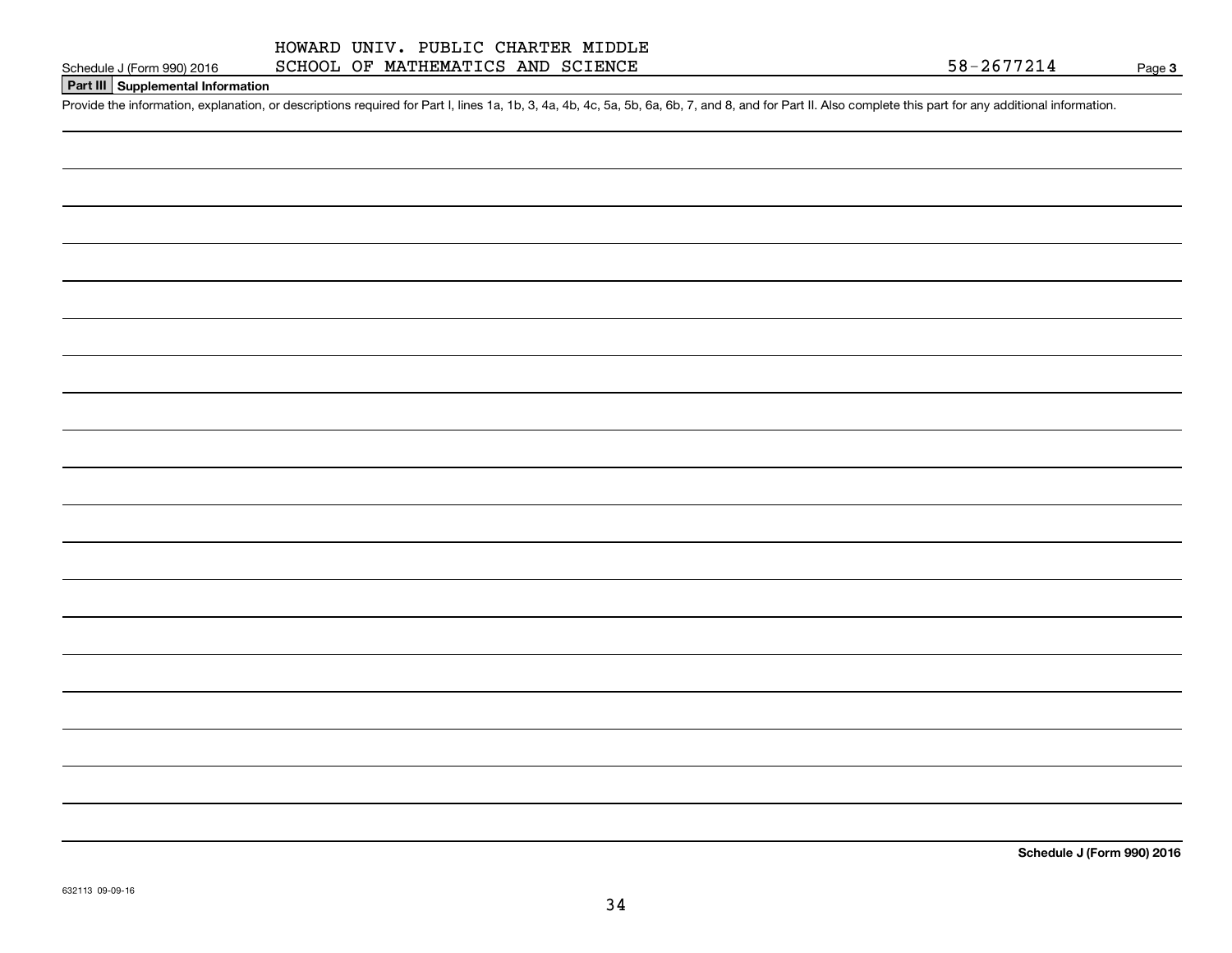Schedule J (Form 990) 2016 HOWARD UNIV. PUBLIC CHARTER MIDDLE SCHOOL OF MATHEMATICS AND SCIENCE 58-2677214 Page **3**

**Part III** **Supplemental Information**

Provide the information, explanation, or descriptions required for Part I, lines 1a, 1b, 3, 4a, 4b, 4c, 5a, 5b, 6a, 6b, 7, and 8, and for Part II. Also complete this part for any additional information.

**Schedule J (Form 990) 2016**

632113 09-09-16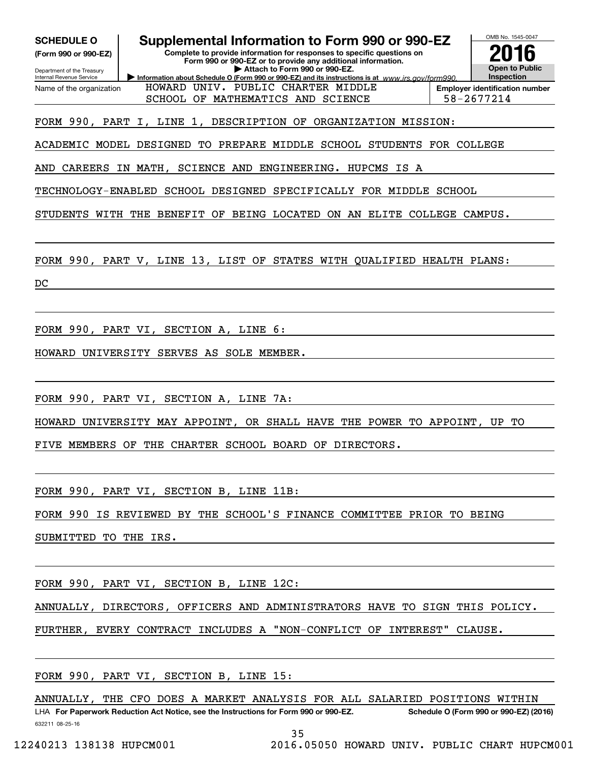**SCHEDULE O**
**(Form 990 or 990-EZ)**

Department of the Treasury
Internal Revenue Service

# Supplemental Information to Form 990 or 990-EZ

**Complete to provide information for responses to specific questions on Form 990 or 990-EZ or to provide any additional information.**
**▶ Attach to Form 990 or 990-EZ.**
**▶ Information about Schedule O (Form 990 or 990-EZ) and its instructions is at** *www.irs.gov/form990.*

OMB No. 1545-0047

**2016**

**Open to Public Inspection**

Name of the organization: HOWARD UNIV. PUBLIC CHARTER MIDDLE SCHOOL OF MATHEMATICS AND SCIENCE

**Employer identification number** 58-2677214

FORM 990, PART I, LINE 1, DESCRIPTION OF ORGANIZATION MISSION:

ACADEMIC MODEL DESIGNED TO PREPARE MIDDLE SCHOOL STUDENTS FOR COLLEGE AND CAREERS IN MATH, SCIENCE AND ENGINEERING. HUPCMS IS A TECHNOLOGY-ENABLED SCHOOL DESIGNED SPECIFICALLY FOR MIDDLE SCHOOL STUDENTS WITH THE BENEFIT OF BEING LOCATED ON AN ELITE COLLEGE CAMPUS.

FORM 990, PART V, LINE 13, LIST OF STATES WITH QUALIFIED HEALTH PLANS:

DC

FORM 990, PART VI, SECTION A, LINE 6:

HOWARD UNIVERSITY SERVES AS SOLE MEMBER.

FORM 990, PART VI, SECTION A, LINE 7A:

HOWARD UNIVERSITY MAY APPOINT, OR SHALL HAVE THE POWER TO APPOINT, UP TO FIVE MEMBERS OF THE CHARTER SCHOOL BOARD OF DIRECTORS.

FORM 990, PART VI, SECTION B, LINE 11B:

FORM 990 IS REVIEWED BY THE SCHOOL'S FINANCE COMMITTEE PRIOR TO BEING SUBMITTED TO THE IRS.

FORM 990, PART VI, SECTION B, LINE 12C:

ANNUALLY, DIRECTORS, OFFICERS AND ADMINISTRATORS HAVE TO SIGN THIS POLICY. FURTHER, EVERY CONTRACT INCLUDES A "NON-CONFLICT OF INTEREST" CLAUSE.

FORM 990, PART VI, SECTION B, LINE 15:

ANNUALLY, THE CFO DOES A MARKET ANALYSIS FOR ALL SALARIED POSITIONS WITHIN

LHA **For Paperwork Reduction Act Notice, see the Instructions for Form 990 or 990-EZ.** **Schedule O (Form 990 or 990-EZ) (2016)**

632211 08-25-16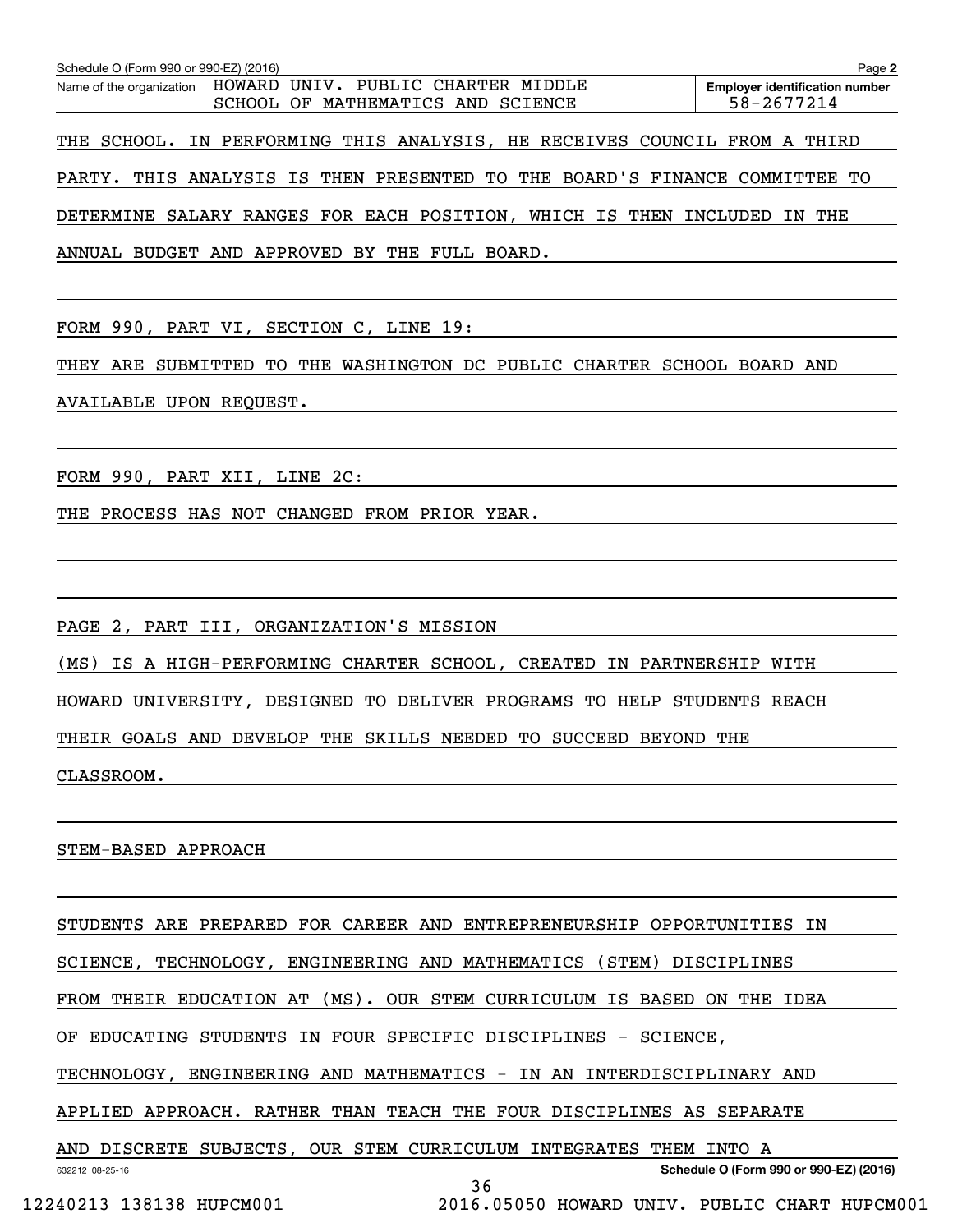Schedule O (Form 990 or 990-EZ) (2016)

Name of the organization: HOWARD UNIV. PUBLIC CHARTER MIDDLE SCHOOL OF MATHEMATICS AND SCIENCE

Employer identification number: 58-2677214

THE SCHOOL. IN PERFORMING THIS ANALYSIS, HE RECEIVES COUNCIL FROM A THIRD PARTY. THIS ANALYSIS IS THEN PRESENTED TO THE BOARD'S FINANCE COMMITTEE TO DETERMINE SALARY RANGES FOR EACH POSITION, WHICH IS THEN INCLUDED IN THE ANNUAL BUDGET AND APPROVED BY THE FULL BOARD.

FORM 990, PART VI, SECTION C, LINE 19:

THEY ARE SUBMITTED TO THE WASHINGTON DC PUBLIC CHARTER SCHOOL BOARD AND AVAILABLE UPON REQUEST.

FORM 990, PART XII, LINE 2C:

THE PROCESS HAS NOT CHANGED FROM PRIOR YEAR.

PAGE 2, PART III, ORGANIZATION'S MISSION

(MS) IS A HIGH-PERFORMING CHARTER SCHOOL, CREATED IN PARTNERSHIP WITH HOWARD UNIVERSITY, DESIGNED TO DELIVER PROGRAMS TO HELP STUDENTS REACH THEIR GOALS AND DEVELOP THE SKILLS NEEDED TO SUCCEED BEYOND THE CLASSROOM.

STEM-BASED APPROACH

STUDENTS ARE PREPARED FOR CAREER AND ENTREPRENEURSHIP OPPORTUNITIES IN SCIENCE, TECHNOLOGY, ENGINEERING AND MATHEMATICS (STEM) DISCIPLINES FROM THEIR EDUCATION AT (MS). OUR STEM CURRICULUM IS BASED ON THE IDEA OF EDUCATING STUDENTS IN FOUR SPECIFIC DISCIPLINES - SCIENCE, TECHNOLOGY, ENGINEERING AND MATHEMATICS - IN AN INTERDISCIPLINARY AND APPLIED APPROACH. RATHER THAN TEACH THE FOUR DISCIPLINES AS SEPARATE AND DISCRETE SUBJECTS, OUR STEM CURRICULUM INTEGRATES THEM INTO A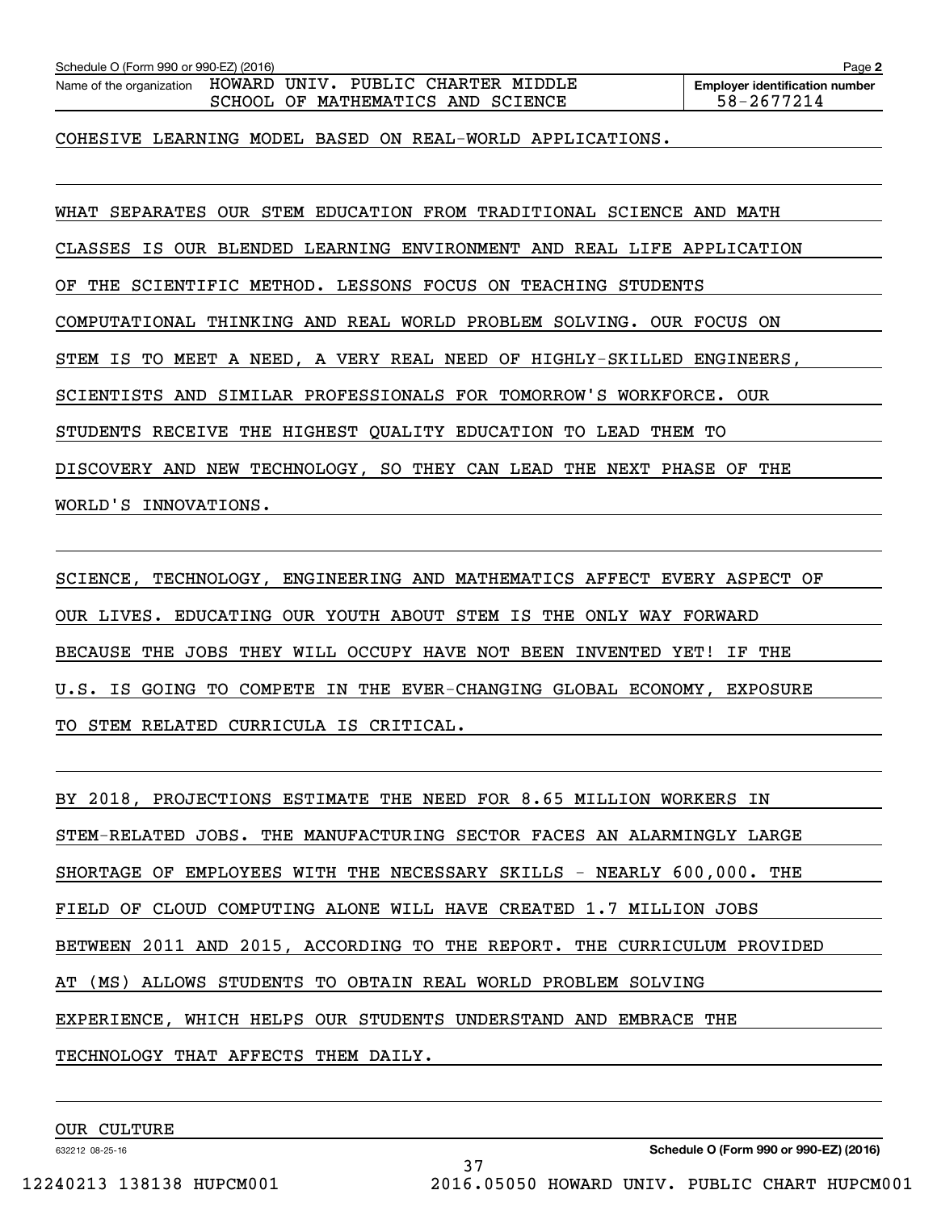COHESIVE LEARNING MODEL BASED ON REAL-WORLD APPLICATIONS.

WHAT SEPARATES OUR STEM EDUCATION FROM TRADITIONAL SCIENCE AND MATH CLASSES IS OUR BLENDED LEARNING ENVIRONMENT AND REAL LIFE APPLICATION OF THE SCIENTIFIC METHOD. LESSONS FOCUS ON TEACHING STUDENTS COMPUTATIONAL THINKING AND REAL WORLD PROBLEM SOLVING. OUR FOCUS ON STEM IS TO MEET A NEED, A VERY REAL NEED OF HIGHLY-SKILLED ENGINEERS, SCIENTISTS AND SIMILAR PROFESSIONALS FOR TOMORROW'S WORKFORCE. OUR STUDENTS RECEIVE THE HIGHEST QUALITY EDUCATION TO LEAD THEM TO DISCOVERY AND NEW TECHNOLOGY, SO THEY CAN LEAD THE NEXT PHASE OF THE WORLD'S INNOVATIONS.

SCIENCE, TECHNOLOGY, ENGINEERING AND MATHEMATICS AFFECT EVERY ASPECT OF OUR LIVES. EDUCATING OUR YOUTH ABOUT STEM IS THE ONLY WAY FORWARD BECAUSE THE JOBS THEY WILL OCCUPY HAVE NOT BEEN INVENTED YET! IF THE U.S. IS GOING TO COMPETE IN THE EVER-CHANGING GLOBAL ECONOMY, EXPOSURE TO STEM RELATED CURRICULA IS CRITICAL.

BY 2018, PROJECTIONS ESTIMATE THE NEED FOR 8.65 MILLION WORKERS IN STEM-RELATED JOBS. THE MANUFACTURING SECTOR FACES AN ALARMINGLY LARGE SHORTAGE OF EMPLOYEES WITH THE NECESSARY SKILLS - NEARLY 600,000. THE FIELD OF CLOUD COMPUTING ALONE WILL HAVE CREATED 1.7 MILLION JOBS BETWEEN 2011 AND 2015, ACCORDING TO THE REPORT. THE CURRICULUM PROVIDED AT (MS) ALLOWS STUDENTS TO OBTAIN REAL WORLD PROBLEM SOLVING EXPERIENCE, WHICH HELPS OUR STUDENTS UNDERSTAND AND EMBRACE THE TECHNOLOGY THAT AFFECTS THEM DAILY.

OUR CULTURE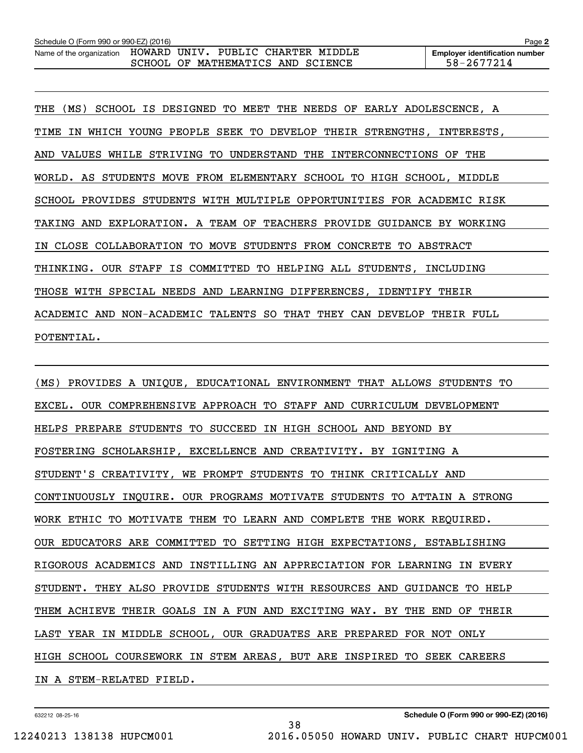Name of the organization HOWARD UNIV. PUBLIC CHARTER MIDDLE SCHOOL OF MATHEMATICS AND SCIENCE

**Employer identification number** 58-2677214

THE (MS) SCHOOL IS DESIGNED TO MEET THE NEEDS OF EARLY ADOLESCENCE, A TIME IN WHICH YOUNG PEOPLE SEEK TO DEVELOP THEIR STRENGTHS, INTERESTS, AND VALUES WHILE STRIVING TO UNDERSTAND THE INTERCONNECTIONS OF THE WORLD. AS STUDENTS MOVE FROM ELEMENTARY SCHOOL TO HIGH SCHOOL, MIDDLE SCHOOL PROVIDES STUDENTS WITH MULTIPLE OPPORTUNITIES FOR ACADEMIC RISK TAKING AND EXPLORATION. A TEAM OF TEACHERS PROVIDE GUIDANCE BY WORKING IN CLOSE COLLABORATION TO MOVE STUDENTS FROM CONCRETE TO ABSTRACT THINKING. OUR STAFF IS COMMITTED TO HELPING ALL STUDENTS, INCLUDING THOSE WITH SPECIAL NEEDS AND LEARNING DIFFERENCES, IDENTIFY THEIR ACADEMIC AND NON-ACADEMIC TALENTS SO THAT THEY CAN DEVELOP THEIR FULL POTENTIAL.

(MS) PROVIDES A UNIQUE, EDUCATIONAL ENVIRONMENT THAT ALLOWS STUDENTS TO EXCEL. OUR COMPREHENSIVE APPROACH TO STAFF AND CURRICULUM DEVELOPMENT HELPS PREPARE STUDENTS TO SUCCEED IN HIGH SCHOOL AND BEYOND BY FOSTERING SCHOLARSHIP, EXCELLENCE AND CREATIVITY. BY IGNITING A STUDENT'S CREATIVITY, WE PROMPT STUDENTS TO THINK CRITICALLY AND CONTINUOUSLY INQUIRE. OUR PROGRAMS MOTIVATE STUDENTS TO ATTAIN A STRONG WORK ETHIC TO MOTIVATE THEM TO LEARN AND COMPLETE THE WORK REQUIRED. OUR EDUCATORS ARE COMMITTED TO SETTING HIGH EXPECTATIONS, ESTABLISHING RIGOROUS ACADEMICS AND INSTILLING AN APPRECIATION FOR LEARNING IN EVERY STUDENT. THEY ALSO PROVIDE STUDENTS WITH RESOURCES AND GUIDANCE TO HELP THEM ACHIEVE THEIR GOALS IN A FUN AND EXCITING WAY. BY THE END OF THEIR LAST YEAR IN MIDDLE SCHOOL, OUR GRADUATES ARE PREPARED FOR NOT ONLY HIGH SCHOOL COURSEWORK IN STEM AREAS, BUT ARE INSPIRED TO SEEK CAREERS IN A STEM-RELATED FIELD.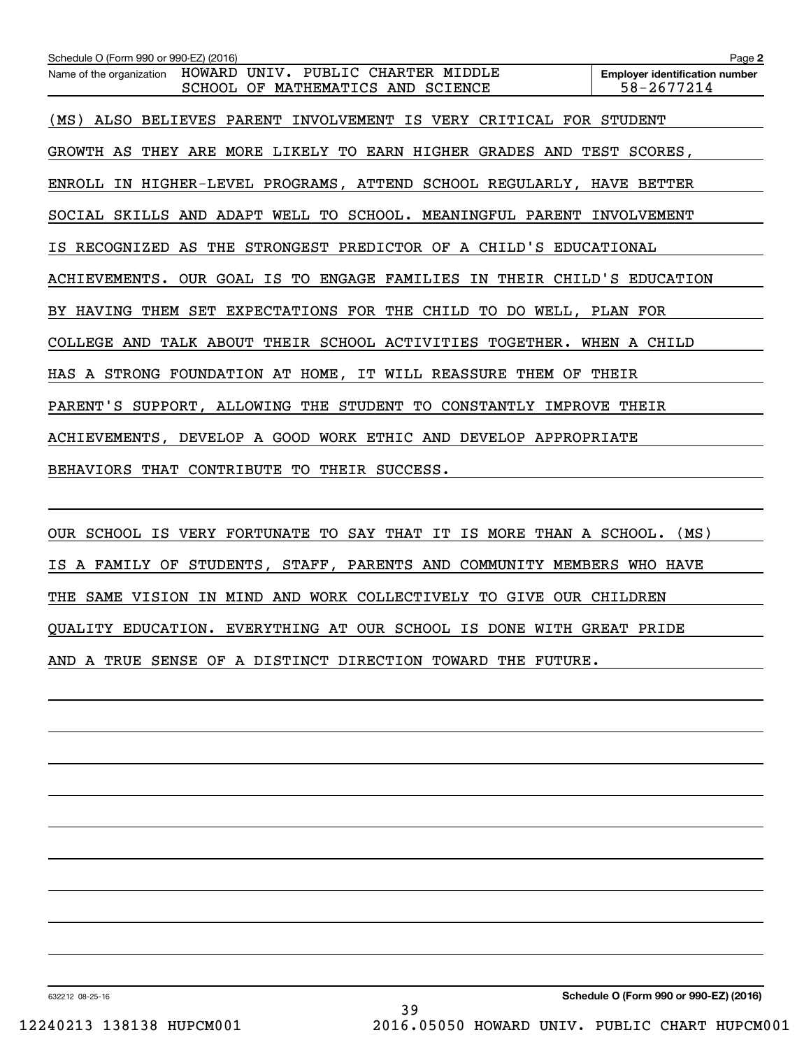Name of the organization HOWARD UNIV. PUBLIC CHARTER MIDDLE SCHOOL OF MATHEMATICS AND SCIENCE

Employer identification number 58-2677214

(MS) ALSO BELIEVES PARENT INVOLVEMENT IS VERY CRITICAL FOR STUDENT GROWTH AS THEY ARE MORE LIKELY TO EARN HIGHER GRADES AND TEST SCORES, ENROLL IN HIGHER-LEVEL PROGRAMS, ATTEND SCHOOL REGULARLY, HAVE BETTER SOCIAL SKILLS AND ADAPT WELL TO SCHOOL. MEANINGFUL PARENT INVOLVEMENT IS RECOGNIZED AS THE STRONGEST PREDICTOR OF A CHILD'S EDUCATIONAL ACHIEVEMENTS. OUR GOAL IS TO ENGAGE FAMILIES IN THEIR CHILD'S EDUCATION BY HAVING THEM SET EXPECTATIONS FOR THE CHILD TO DO WELL, PLAN FOR COLLEGE AND TALK ABOUT THEIR SCHOOL ACTIVITIES TOGETHER. WHEN A CHILD HAS A STRONG FOUNDATION AT HOME, IT WILL REASSURE THEM OF THEIR PARENT'S SUPPORT, ALLOWING THE STUDENT TO CONSTANTLY IMPROVE THEIR ACHIEVEMENTS, DEVELOP A GOOD WORK ETHIC AND DEVELOP APPROPRIATE BEHAVIORS THAT CONTRIBUTE TO THEIR SUCCESS.

OUR SCHOOL IS VERY FORTUNATE TO SAY THAT IT IS MORE THAN A SCHOOL. (MS) IS A FAMILY OF STUDENTS, STAFF, PARENTS AND COMMUNITY MEMBERS WHO HAVE THE SAME VISION IN MIND AND WORK COLLECTIVELY TO GIVE OUR CHILDREN QUALITY EDUCATION. EVERYTHING AT OUR SCHOOL IS DONE WITH GREAT PRIDE AND A TRUE SENSE OF A DISTINCT DIRECTION TOWARD THE FUTURE.